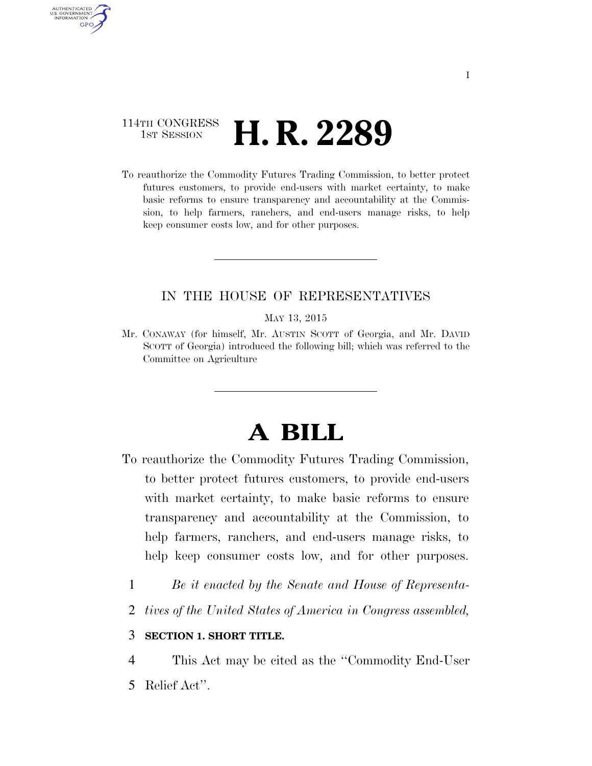114TH CONGRESS
1ST SESSION

# H. R. 2289

To reauthorize the Commodity Futures Trading Commission, to better protect futures customers, to provide end-users with market certainty, to make basic reforms to ensure transparency and accountability at the Commission, to help farmers, ranchers, and end-users manage risks, to help keep consumer costs low, and for other purposes.

IN THE HOUSE OF REPRESENTATIVES

MAY 13, 2015

Mr. CONAWAY (for himself, Mr. AUSTIN SCOTT of Georgia, and Mr. DAVID SCOTT of Georgia) introduced the following bill; which was referred to the Committee on Agriculture

# A BILL

To reauthorize the Commodity Futures Trading Commission, to better protect futures customers, to provide end-users with market certainty, to make basic reforms to ensure transparency and accountability at the Commission, to help farmers, ranchers, and end-users manage risks, to help keep consumer costs low, and for other purposes.

1 *Be it enacted by the Senate and House of Representa-*
2 *tives of the United States of America in Congress assembled,*

3 **SECTION 1. SHORT TITLE.**

4 This Act may be cited as the "Commodity End-User
5 Relief Act".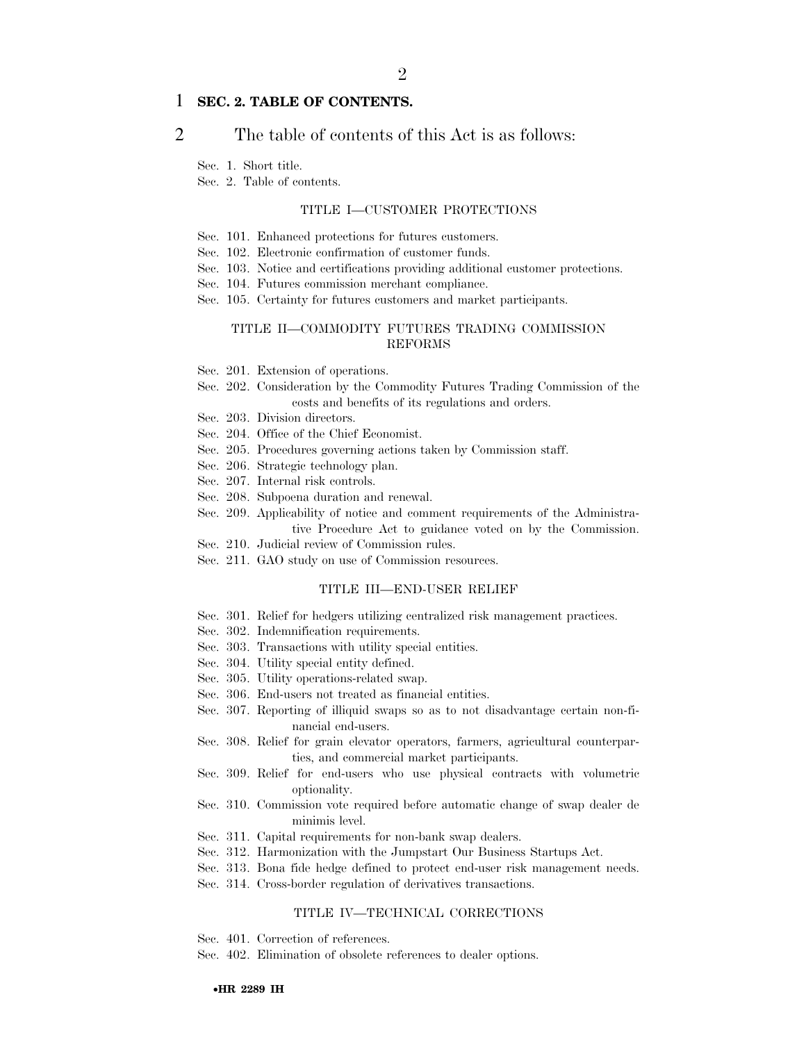**SEC. 2. TABLE OF CONTENTS.**

The table of contents of this Act is as follows:

Sec. 1. Short title.
Sec. 2. Table of contents.

TITLE I—CUSTOMER PROTECTIONS

Sec. 101. Enhanced protections for futures customers.
Sec. 102. Electronic confirmation of customer funds.
Sec. 103. Notice and certifications providing additional customer protections.
Sec. 104. Futures commission merchant compliance.
Sec. 105. Certainty for futures customers and market participants.

TITLE II—COMMODITY FUTURES TRADING COMMISSION REFORMS

Sec. 201. Extension of operations.
Sec. 202. Consideration by the Commodity Futures Trading Commission of the costs and benefits of its regulations and orders.
Sec. 203. Division directors.
Sec. 204. Office of the Chief Economist.
Sec. 205. Procedures governing actions taken by Commission staff.
Sec. 206. Strategic technology plan.
Sec. 207. Internal risk controls.
Sec. 208. Subpoena duration and renewal.
Sec. 209. Applicability of notice and comment requirements of the Administrative Procedure Act to guidance voted on by the Commission.
Sec. 210. Judicial review of Commission rules.
Sec. 211. GAO study on use of Commission resources.

TITLE III—END-USER RELIEF

Sec. 301. Relief for hedgers utilizing centralized risk management practices.
Sec. 302. Indemnification requirements.
Sec. 303. Transactions with utility special entities.
Sec. 304. Utility special entity defined.
Sec. 305. Utility operations-related swap.
Sec. 306. End-users not treated as financial entities.
Sec. 307. Reporting of illiquid swaps so as to not disadvantage certain non-financial end-users.
Sec. 308. Relief for grain elevator operators, farmers, agricultural counterparties, and commercial market participants.
Sec. 309. Relief for end-users who use physical contracts with volumetric optionality.
Sec. 310. Commission vote required before automatic change of swap dealer de minimis level.
Sec. 311. Capital requirements for non-bank swap dealers.
Sec. 312. Harmonization with the Jumpstart Our Business Startups Act.
Sec. 313. Bona fide hedge defined to protect end-user risk management needs.
Sec. 314. Cross-border regulation of derivatives transactions.

TITLE IV—TECHNICAL CORRECTIONS

Sec. 401. Correction of references.
Sec. 402. Elimination of obsolete references to dealer options.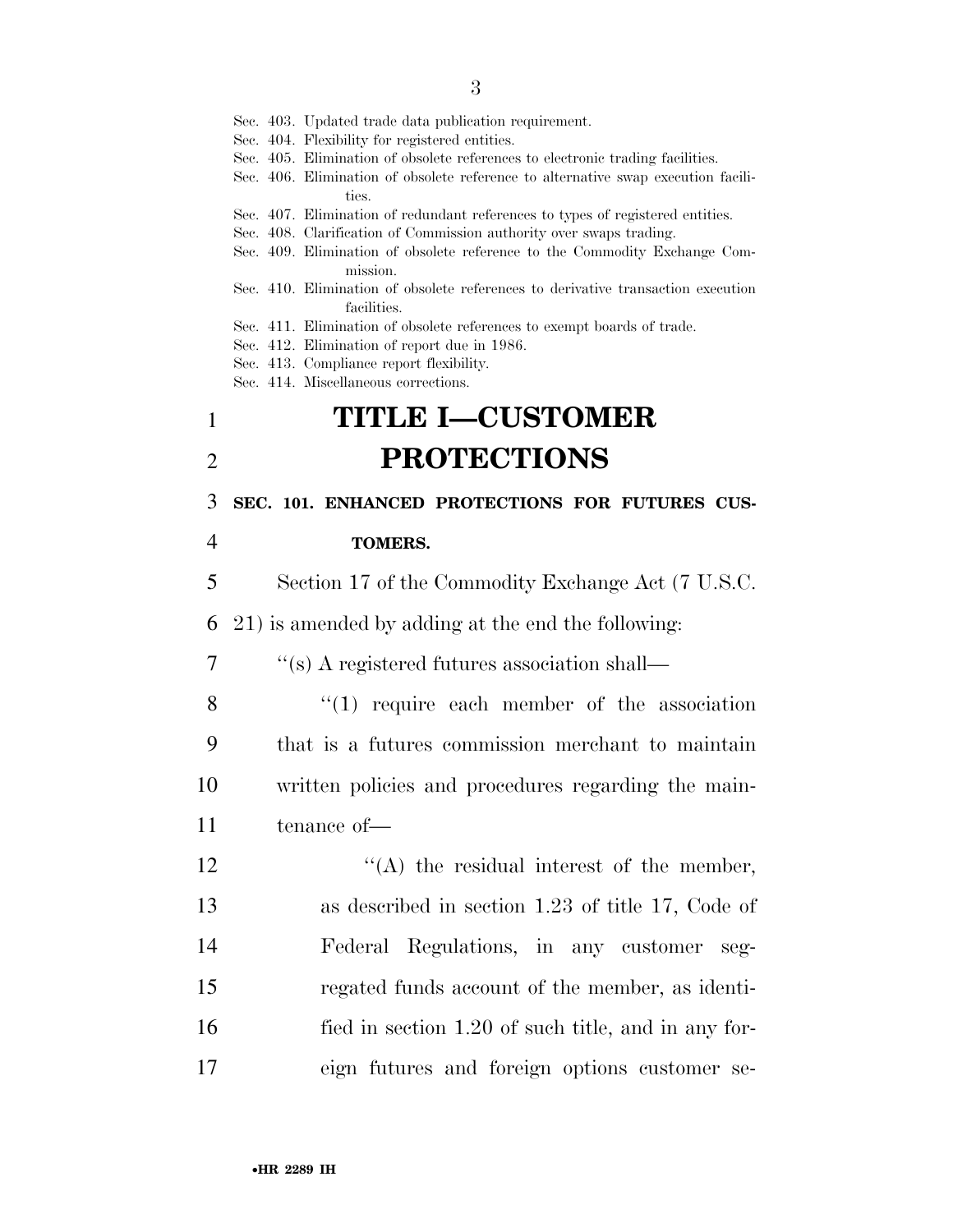Sec. 403. Updated trade data publication requirement.
Sec. 404. Flexibility for registered entities.
Sec. 405. Elimination of obsolete references to electronic trading facilities.
Sec. 406. Elimination of obsolete reference to alternative swap execution facilities.
Sec. 407. Elimination of redundant references to types of registered entities.
Sec. 408. Clarification of Commission authority over swaps trading.
Sec. 409. Elimination of obsolete reference to the Commodity Exchange Commission.
Sec. 410. Elimination of obsolete references to derivative transaction execution facilities.
Sec. 411. Elimination of obsolete references to exempt boards of trade.
Sec. 412. Elimination of report due in 1986.
Sec. 413. Compliance report flexibility.
Sec. 414. Miscellaneous corrections.

# TITLE I—CUSTOMER PROTECTIONS

## SEC. 101. ENHANCED PROTECTIONS FOR FUTURES CUSTOMERS.

Section 17 of the Commodity Exchange Act (7 U.S.C. 21) is amended by adding at the end the following:

''(s) A registered futures association shall—

''(1) require each member of the association that is a futures commission merchant to maintain written policies and procedures regarding the maintenance of—

''(A) the residual interest of the member, as described in section 1.23 of title 17, Code of Federal Regulations, in any customer segregated funds account of the member, as identified in section 1.20 of such title, and in any foreign futures and foreign options customer se-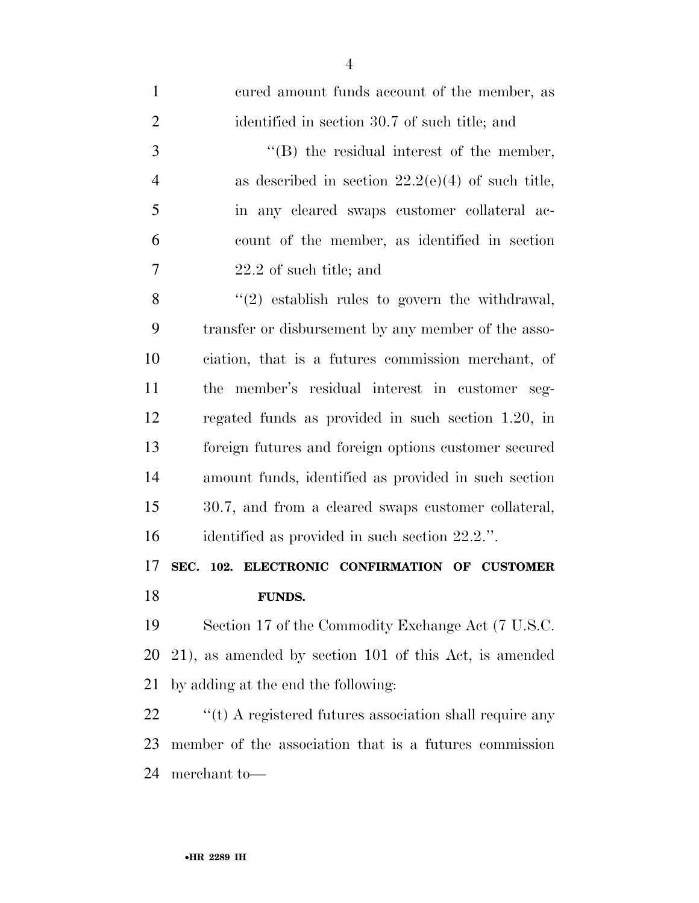cured amount funds account of the member, as identified in section 30.7 of such title; and

"(B) the residual interest of the member, as described in section 22.2(e)(4) of such title, in any cleared swaps customer collateral account of the member, as identified in section 22.2 of such title; and

"(2) establish rules to govern the withdrawal, transfer or disbursement by any member of the association, that is a futures commission merchant, of the member's residual interest in customer segregated funds as provided in such section 1.20, in foreign futures and foreign options customer secured amount funds, identified as provided in such section 30.7, and from a cleared swaps customer collateral, identified as provided in such section 22.2.".

**SEC. 102. ELECTRONIC CONFIRMATION OF CUSTOMER FUNDS.**

Section 17 of the Commodity Exchange Act (7 U.S.C. 21), as amended by section 101 of this Act, is amended by adding at the end the following:

"(t) A registered futures association shall require any member of the association that is a futures commission merchant to—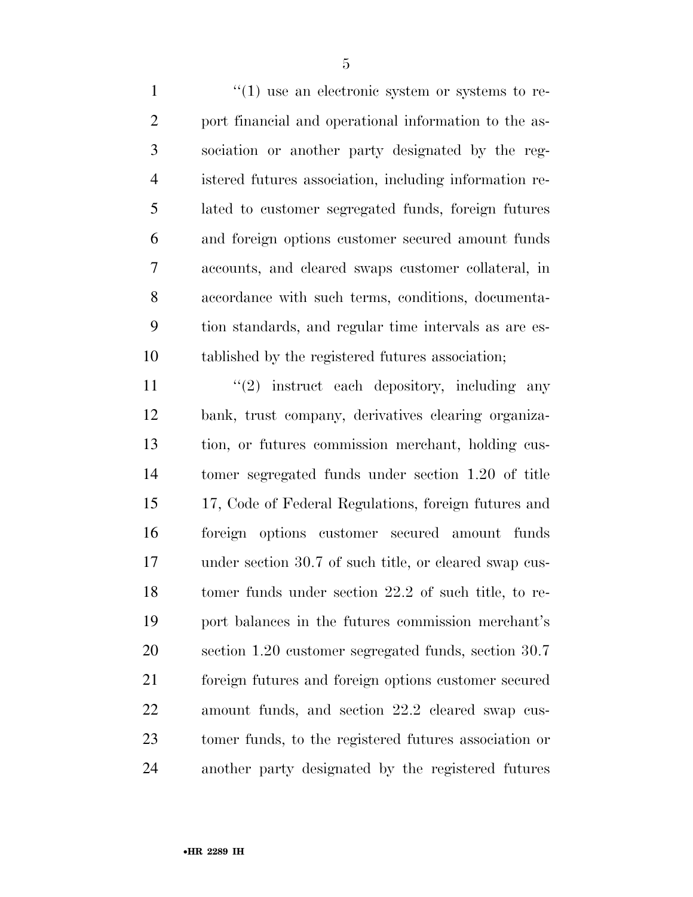"(1) use an electronic system or systems to report financial and operational information to the association or another party designated by the registered futures association, including information related to customer segregated funds, foreign futures and foreign options customer secured amount funds accounts, and cleared swaps customer collateral, in accordance with such terms, conditions, documentation standards, and regular time intervals as are established by the registered futures association;

"(2) instruct each depository, including any bank, trust company, derivatives clearing organization, or futures commission merchant, holding customer segregated funds under section 1.20 of title 17, Code of Federal Regulations, foreign futures and foreign options customer secured amount funds under section 30.7 of such title, or cleared swap customer funds under section 22.2 of such title, to report balances in the futures commission merchant's section 1.20 customer segregated funds, section 30.7 foreign futures and foreign options customer secured amount funds, and section 22.2 cleared swap customer funds, to the registered futures association or another party designated by the registered futures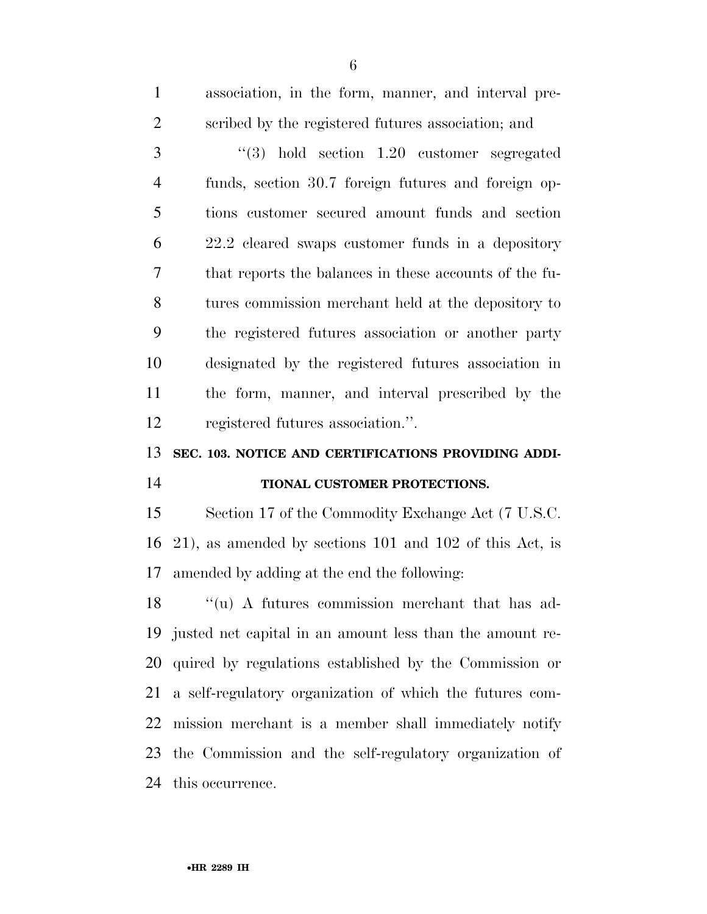association, in the form, manner, and interval prescribed by the registered futures association; and

''(3) hold section 1.20 customer segregated funds, section 30.7 foreign futures and foreign options customer secured amount funds and section 22.2 cleared swaps customer funds in a depository that reports the balances in these accounts of the futures commission merchant held at the depository to the registered futures association or another party designated by the registered futures association in the form, manner, and interval prescribed by the registered futures association.''.

### SEC. 103. NOTICE AND CERTIFICATIONS PROVIDING ADDITIONAL CUSTOMER PROTECTIONS.

Section 17 of the Commodity Exchange Act (7 U.S.C. 21), as amended by sections 101 and 102 of this Act, is amended by adding at the end the following:

''(u) A futures commission merchant that has adjusted net capital in an amount less than the amount required by regulations established by the Commission or a self-regulatory organization of which the futures commission merchant is a member shall immediately notify the Commission and the self-regulatory organization of this occurrence.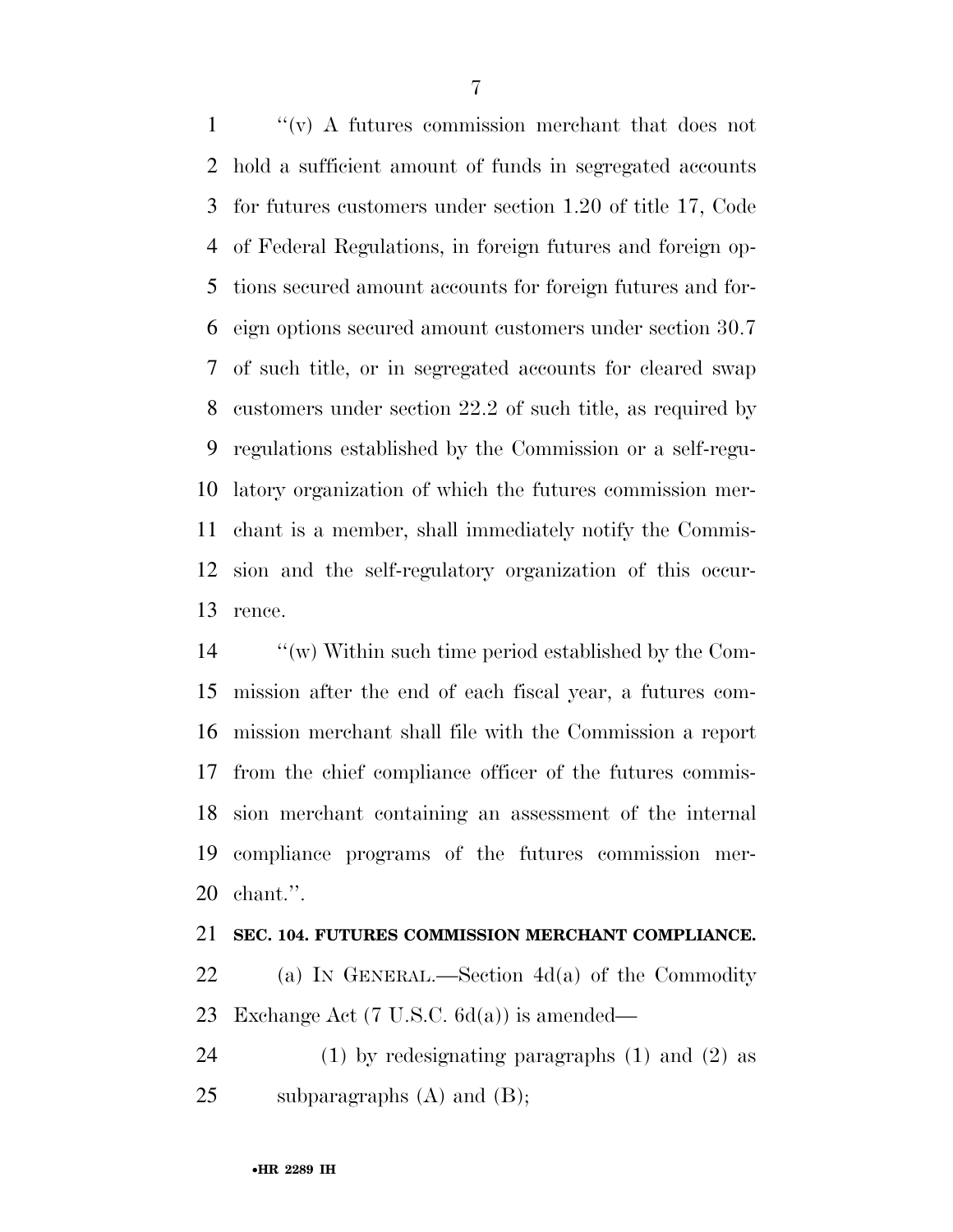''(v) A futures commission merchant that does not hold a sufficient amount of funds in segregated accounts for futures customers under section 1.20 of title 17, Code of Federal Regulations, in foreign futures and foreign options secured amount accounts for foreign futures and foreign options secured amount customers under section 30.7 of such title, or in segregated accounts for cleared swap customers under section 22.2 of such title, as required by regulations established by the Commission or a self-regulatory organization of which the futures commission merchant is a member, shall immediately notify the Commission and the self-regulatory organization of this occurrence.

''(w) Within such time period established by the Commission after the end of each fiscal year, a futures commission merchant shall file with the Commission a report from the chief compliance officer of the futures commission merchant containing an assessment of the internal compliance programs of the futures commission merchant.''.

**SEC. 104. FUTURES COMMISSION MERCHANT COMPLIANCE.**

(a) IN GENERAL.—Section 4d(a) of the Commodity Exchange Act (7 U.S.C. 6d(a)) is amended—

(1) by redesignating paragraphs (1) and (2) as subparagraphs (A) and (B);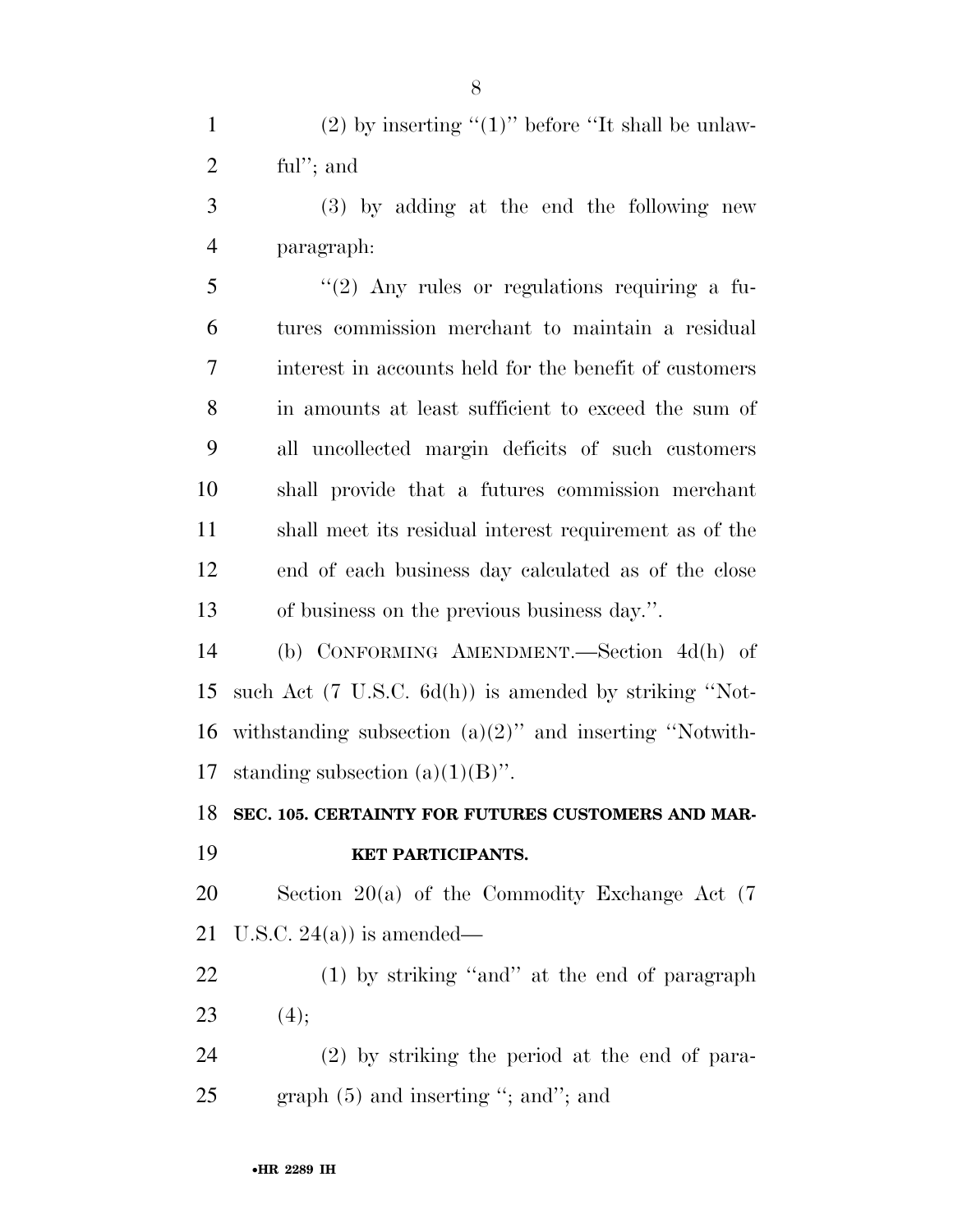(2) by inserting "(1)" before "It shall be unlawful"; and

(3) by adding at the end the following new paragraph:

"(2) Any rules or regulations requiring a futures commission merchant to maintain a residual interest in accounts held for the benefit of customers in amounts at least sufficient to exceed the sum of all uncollected margin deficits of such customers shall provide that a futures commission merchant shall meet its residual interest requirement as of the end of each business day calculated as of the close of business on the previous business day.".

(b) CONFORMING AMENDMENT.—Section 4d(h) of such Act (7 U.S.C. 6d(h)) is amended by striking "Notwithstanding subsection (a)(2)" and inserting "Notwithstanding subsection (a)(1)(B)".

**SEC. 105. CERTAINTY FOR FUTURES CUSTOMERS AND MARKET PARTICIPANTS.**

Section 20(a) of the Commodity Exchange Act (7 U.S.C. 24(a)) is amended—

(1) by striking "and" at the end of paragraph (4);

(2) by striking the period at the end of paragraph (5) and inserting "; and"; and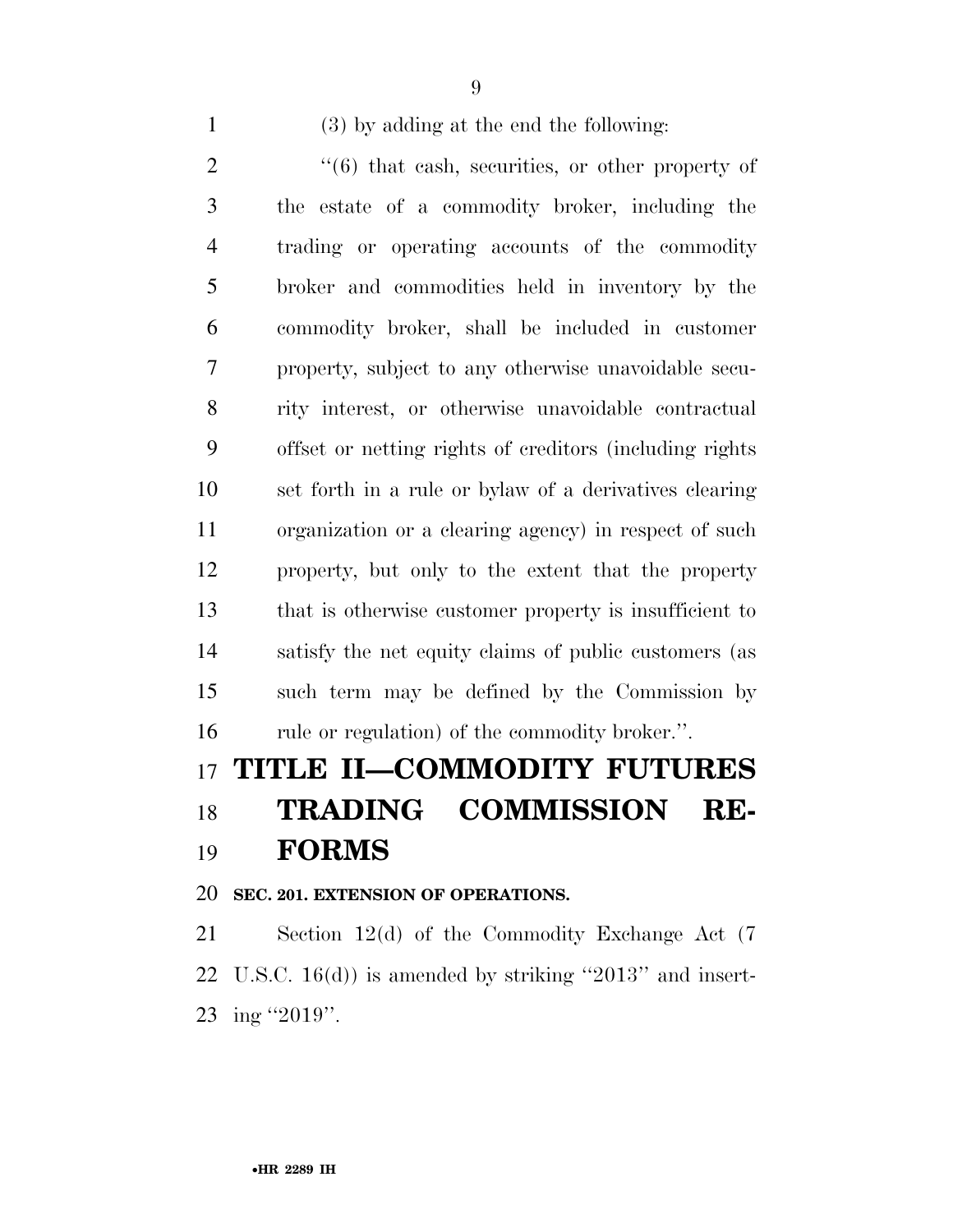(3) by adding at the end the following:

''(6) that cash, securities, or other property of the estate of a commodity broker, including the trading or operating accounts of the commodity broker and commodities held in inventory by the commodity broker, shall be included in customer property, subject to any otherwise unavoidable security interest, or otherwise unavoidable contractual offset or netting rights of creditors (including rights set forth in a rule or bylaw of a derivatives clearing organization or a clearing agency) in respect of such property, but only to the extent that the property that is otherwise customer property is insufficient to satisfy the net equity claims of public customers (as such term may be defined by the Commission by rule or regulation) of the commodity broker.''.

# TITLE II—COMMODITY FUTURES TRADING COMMISSION REFORMS

### SEC. 201. EXTENSION OF OPERATIONS.

Section 12(d) of the Commodity Exchange Act (7 U.S.C. 16(d)) is amended by striking ''2013'' and inserting ''2019''.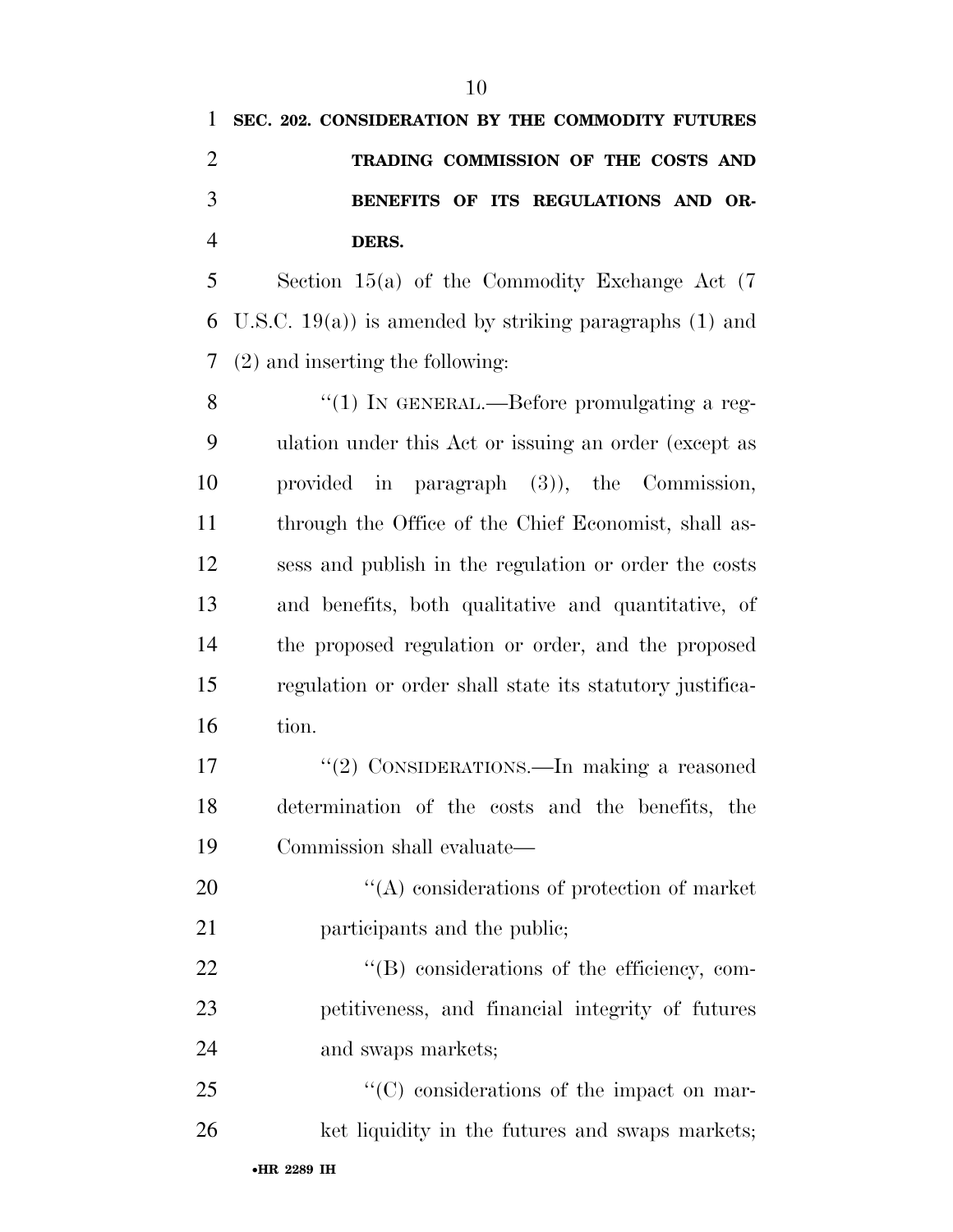**SEC. 202. CONSIDERATION BY THE COMMODITY FUTURES TRADING COMMISSION OF THE COSTS AND BENEFITS OF ITS REGULATIONS AND ORDERS.**

Section 15(a) of the Commodity Exchange Act (7 U.S.C. 19(a)) is amended by striking paragraphs (1) and (2) and inserting the following:

"(1) IN GENERAL.—Before promulgating a regulation under this Act or issuing an order (except as provided in paragraph (3)), the Commission, through the Office of the Chief Economist, shall assess and publish in the regulation or order the costs and benefits, both qualitative and quantitative, of the proposed regulation or order, and the proposed regulation or order shall state its statutory justification.

"(2) CONSIDERATIONS.—In making a reasoned determination of the costs and the benefits, the Commission shall evaluate—

"(A) considerations of protection of market participants and the public;

"(B) considerations of the efficiency, competitiveness, and financial integrity of futures and swaps markets;

"(C) considerations of the impact on market liquidity in the futures and swaps markets;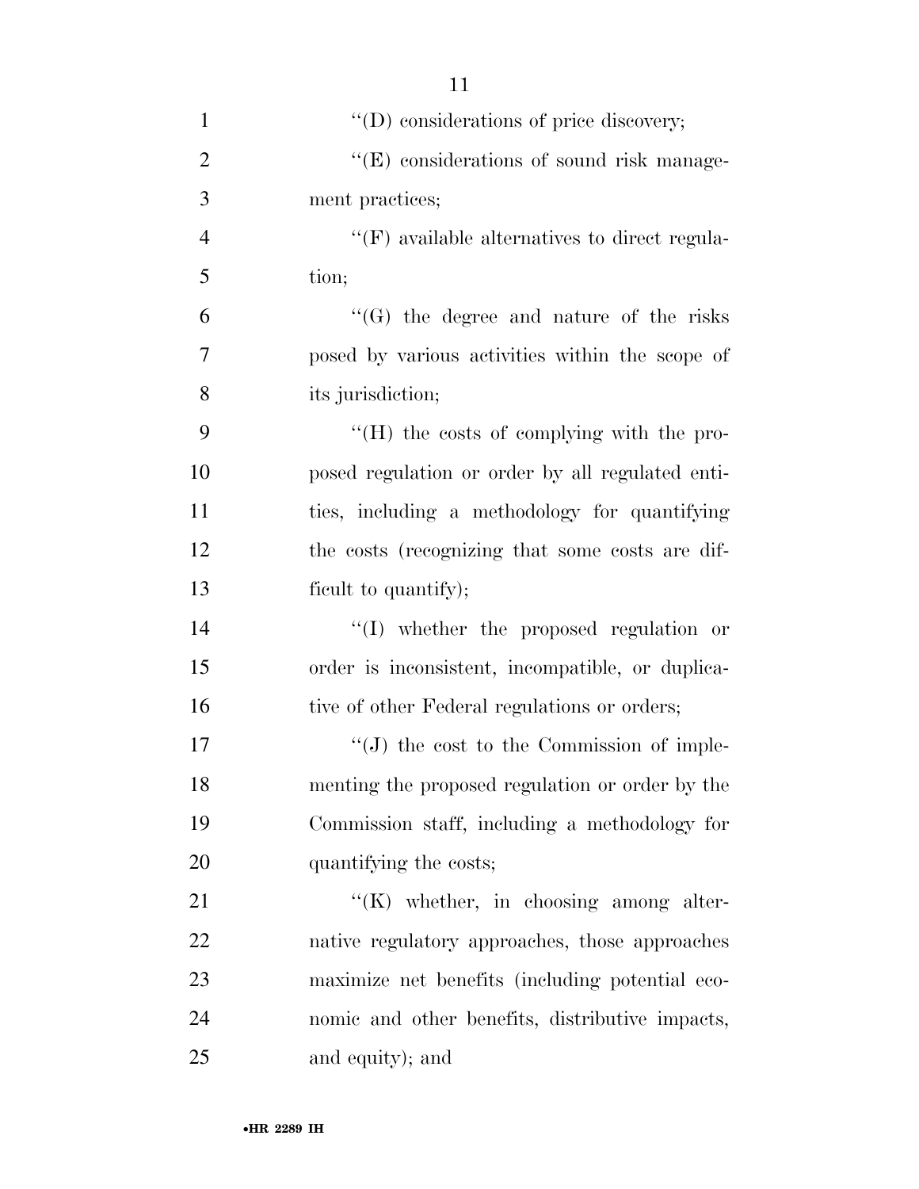''(D) considerations of price discovery;

''(E) considerations of sound risk management practices;

''(F) available alternatives to direct regulation;

''(G) the degree and nature of the risks posed by various activities within the scope of its jurisdiction;

''(H) the costs of complying with the proposed regulation or order by all regulated entities, including a methodology for quantifying the costs (recognizing that some costs are difficult to quantify);

''(I) whether the proposed regulation or order is inconsistent, incompatible, or duplicative of other Federal regulations or orders;

''(J) the cost to the Commission of implementing the proposed regulation or order by the Commission staff, including a methodology for quantifying the costs;

''(K) whether, in choosing among alternative regulatory approaches, those approaches maximize net benefits (including potential economic and other benefits, distributive impacts, and equity); and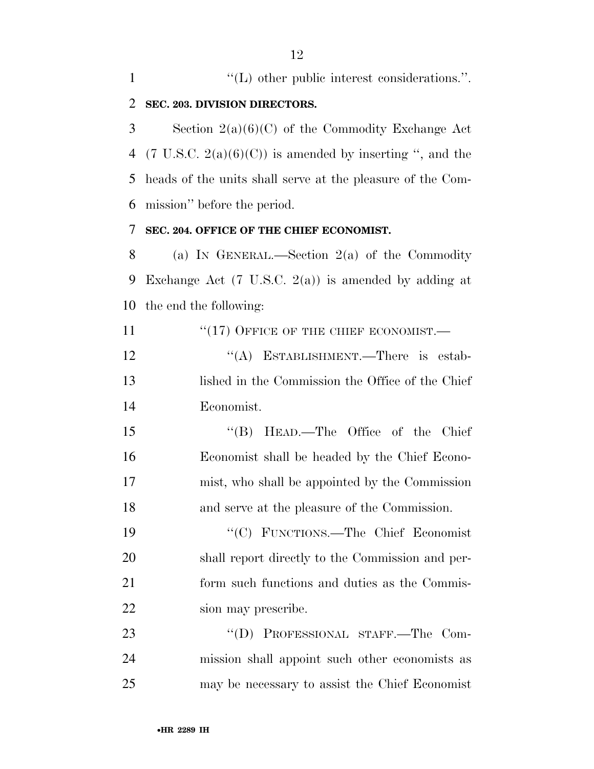"(L) other public interest considerations.".

**SEC. 203. DIVISION DIRECTORS.**

Section 2(a)(6)(C) of the Commodity Exchange Act (7 U.S.C. 2(a)(6)(C)) is amended by inserting ", and the heads of the units shall serve at the pleasure of the Commission" before the period.

**SEC. 204. OFFICE OF THE CHIEF ECONOMIST.**

(a) IN GENERAL.—Section 2(a) of the Commodity Exchange Act (7 U.S.C. 2(a)) is amended by adding at the end the following:

"(17) OFFICE OF THE CHIEF ECONOMIST.—

"(A) ESTABLISHMENT.—There is established in the Commission the Office of the Chief Economist.

"(B) HEAD.—The Office of the Chief Economist shall be headed by the Chief Economist, who shall be appointed by the Commission and serve at the pleasure of the Commission.

"(C) FUNCTIONS.—The Chief Economist shall report directly to the Commission and perform such functions and duties as the Commission may prescribe.

"(D) PROFESSIONAL STAFF.—The Commission shall appoint such other economists as may be necessary to assist the Chief Economist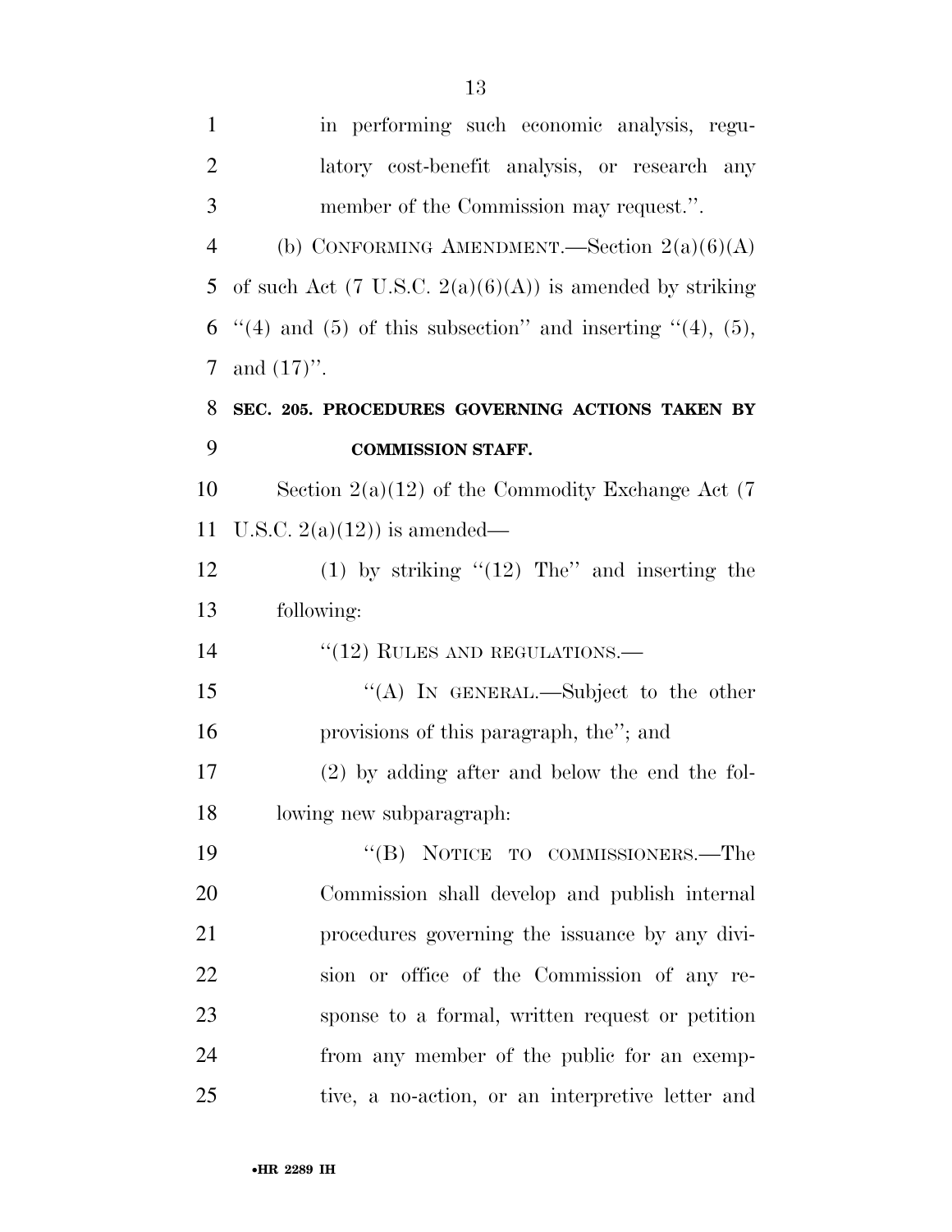in performing such economic analysis, regulatory cost-benefit analysis, or research any member of the Commission may request.''.

(b) CONFORMING AMENDMENT.—Section 2(a)(6)(A) of such Act (7 U.S.C. 2(a)(6)(A)) is amended by striking ''(4) and (5) of this subsection'' and inserting ''(4), (5), and (17)''.

**SEC. 205. PROCEDURES GOVERNING ACTIONS TAKEN BY COMMISSION STAFF.**

Section 2(a)(12) of the Commodity Exchange Act (7 U.S.C. 2(a)(12)) is amended—

(1) by striking ''(12) The'' and inserting the following:

''(12) RULES AND REGULATIONS.—

''(A) IN GENERAL.—Subject to the other provisions of this paragraph, the''; and

(2) by adding after and below the end the following new subparagraph:

''(B) NOTICE TO COMMISSIONERS.—The Commission shall develop and publish internal procedures governing the issuance by any division or office of the Commission of any response to a formal, written request or petition from any member of the public for an exemptive, a no-action, or an interpretive letter and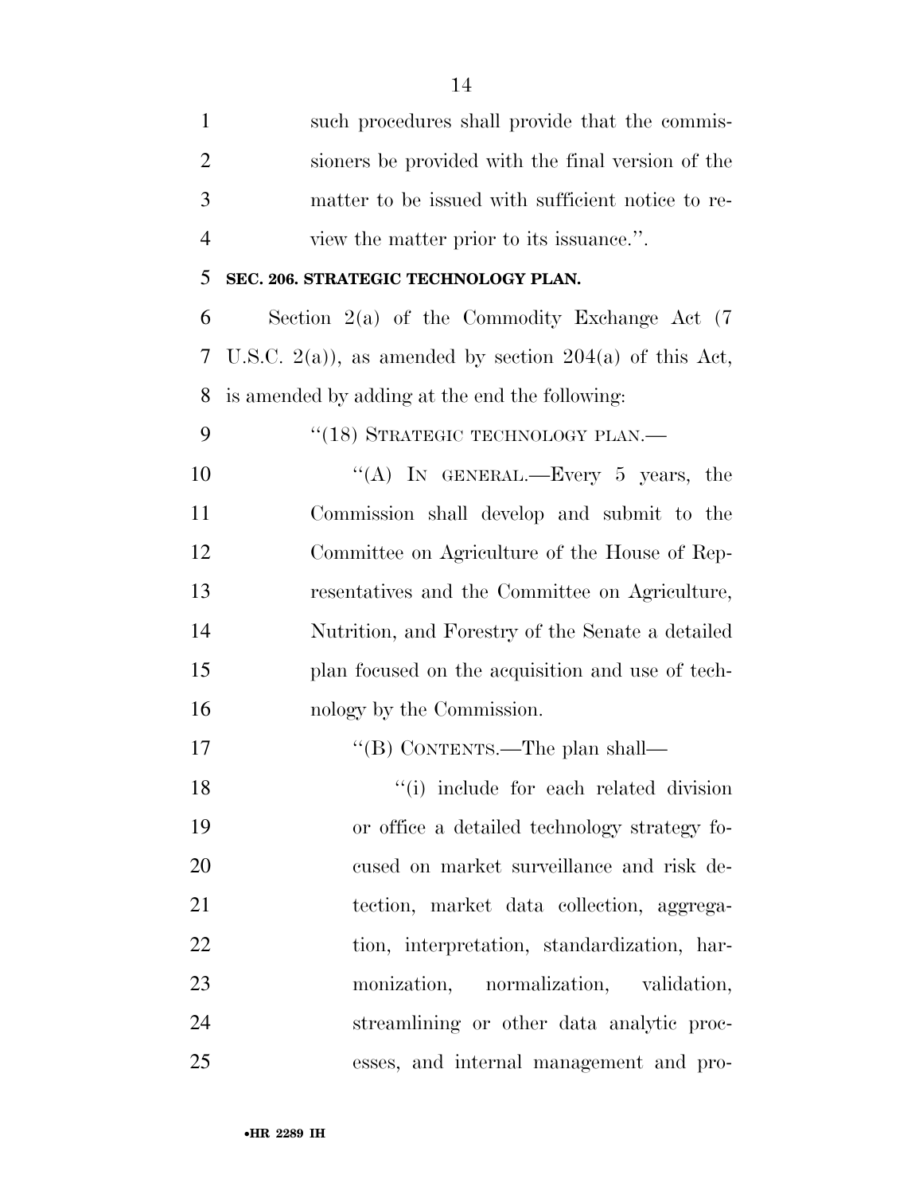such procedures shall provide that the commissioners be provided with the final version of the matter to be issued with sufficient notice to review the matter prior to its issuance.''.

**SEC. 206. STRATEGIC TECHNOLOGY PLAN.**

Section 2(a) of the Commodity Exchange Act (7 U.S.C. 2(a)), as amended by section 204(a) of this Act, is amended by adding at the end the following:

"(18) STRATEGIC TECHNOLOGY PLAN.—

"(A) IN GENERAL.—Every 5 years, the Commission shall develop and submit to the Committee on Agriculture of the House of Representatives and the Committee on Agriculture, Nutrition, and Forestry of the Senate a detailed plan focused on the acquisition and use of technology by the Commission.

"(B) CONTENTS.—The plan shall—

"(i) include for each related division or office a detailed technology strategy focused on market surveillance and risk detection, market data collection, aggregation, interpretation, standardization, harmonization, normalization, validation, streamlining or other data analytic processes, and internal management and pro-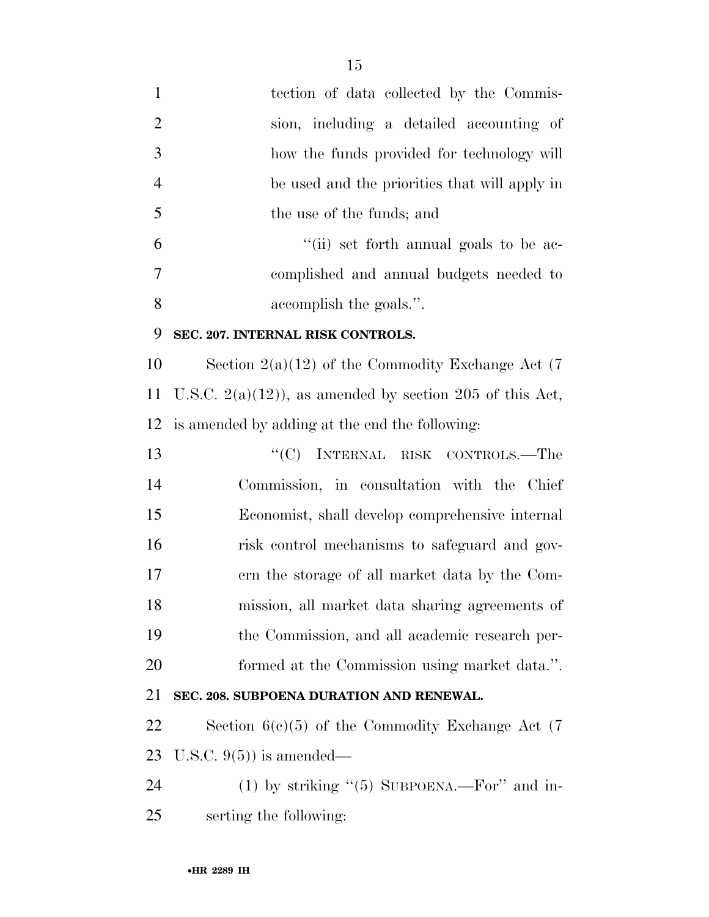tection of data collected by the Commission, including a detailed accounting of how the funds provided for technology will be used and the priorities that will apply in the use of the funds; and

"(ii) set forth annual goals to be accomplished and annual budgets needed to accomplish the goals.".

**SEC. 207. INTERNAL RISK CONTROLS.**

Section 2(a)(12) of the Commodity Exchange Act (7 U.S.C. 2(a)(12)), as amended by section 205 of this Act, is amended by adding at the end the following:

"(C) INTERNAL RISK CONTROLS.—The Commission, in consultation with the Chief Economist, shall develop comprehensive internal risk control mechanisms to safeguard and govern the storage of all market data by the Commission, all market data sharing agreements of the Commission, and all academic research performed at the Commission using market data.".

**SEC. 208. SUBPOENA DURATION AND RENEWAL.**

Section 6(c)(5) of the Commodity Exchange Act (7 U.S.C. 9(5)) is amended—

(1) by striking "(5) SUBPOENA.—For" and inserting the following: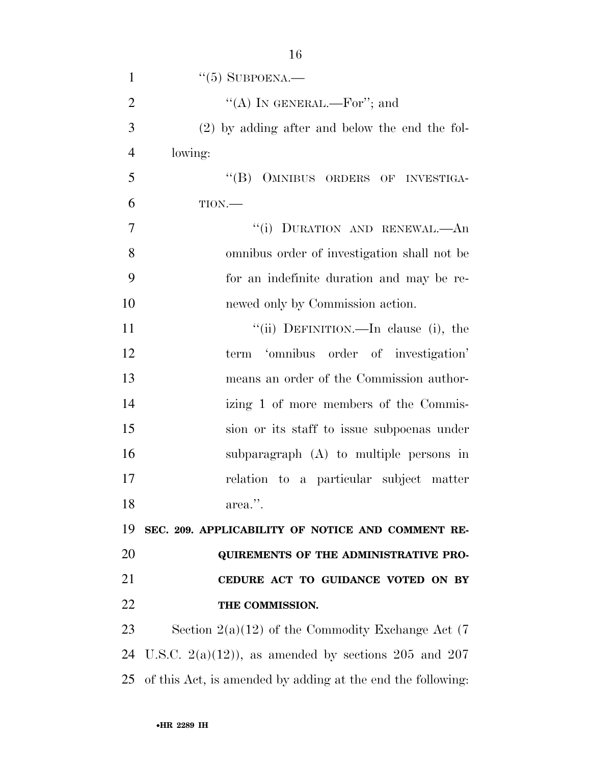"(5) SUBPOENA.—

"(A) IN GENERAL.—For"; and

(2) by adding after and below the end the following:

"(B) OMNIBUS ORDERS OF INVESTIGATION.—

"(i) DURATION AND RENEWAL.—An omnibus order of investigation shall not be for an indefinite duration and may be renewed only by Commission action.

"(ii) DEFINITION.—In clause (i), the term 'omnibus order of investigation' means an order of the Commission authorizing 1 of more members of the Commission or its staff to issue subpoenas under subparagraph (A) to multiple persons in relation to a particular subject matter area.".

**SEC. 209. APPLICABILITY OF NOTICE AND COMMENT REQUIREMENTS OF THE ADMINISTRATIVE PROCEDURE ACT TO GUIDANCE VOTED ON BY THE COMMISSION.**

Section 2(a)(12) of the Commodity Exchange Act (7 U.S.C. 2(a)(12)), as amended by sections 205 and 207 of this Act, is amended by adding at the end the following: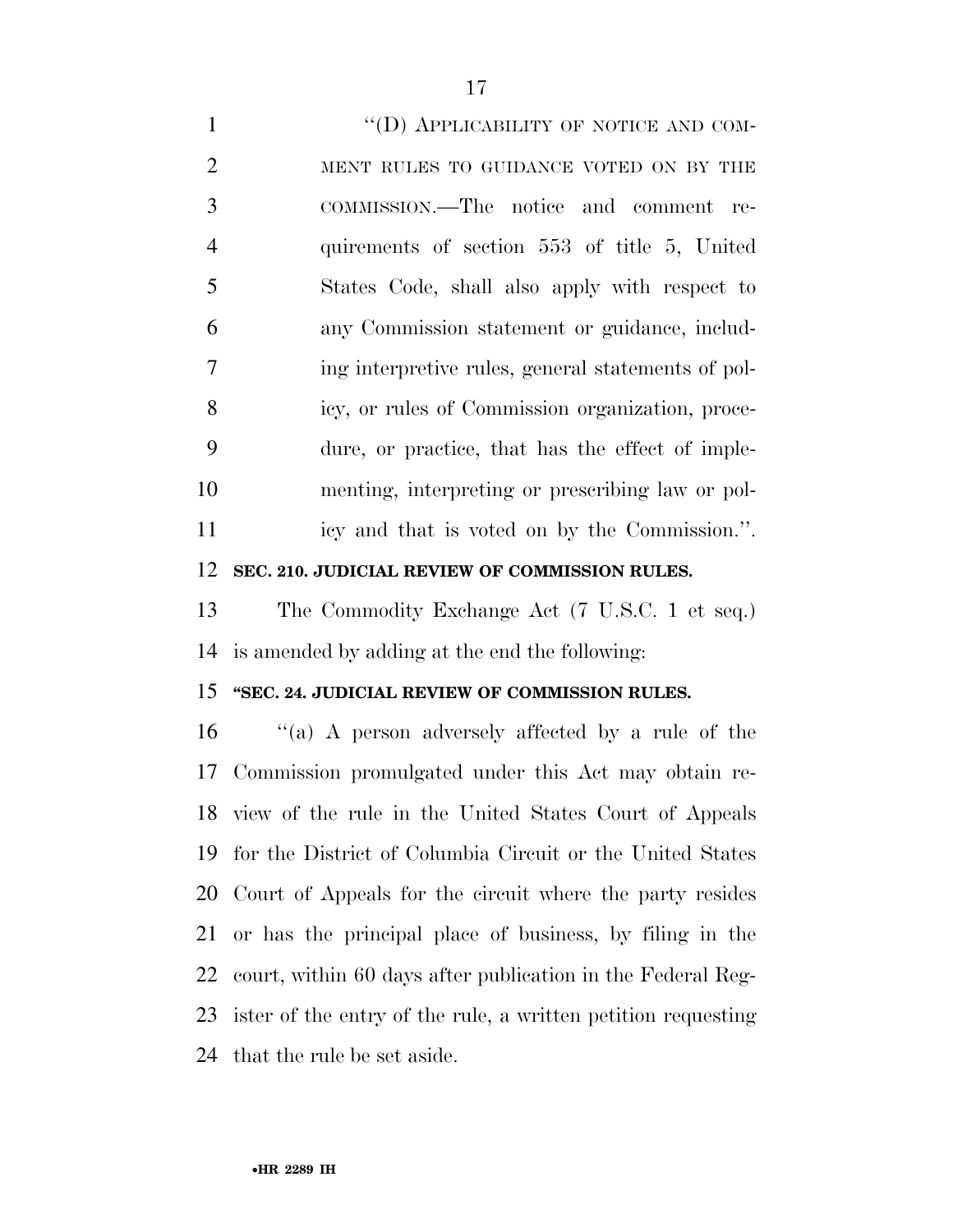"(D) APPLICABILITY OF NOTICE AND COMMENT RULES TO GUIDANCE VOTED ON BY THE COMMISSION.—The notice and comment requirements of section 553 of title 5, United States Code, shall also apply with respect to any Commission statement or guidance, including interpretive rules, general statements of policy, or rules of Commission organization, procedure, or practice, that has the effect of implementing, interpreting or prescribing law or policy and that is voted on by the Commission.".

**SEC. 210. JUDICIAL REVIEW OF COMMISSION RULES.**

The Commodity Exchange Act (7 U.S.C. 1 et seq.) is amended by adding at the end the following:

**"SEC. 24. JUDICIAL REVIEW OF COMMISSION RULES.**

"(a) A person adversely affected by a rule of the Commission promulgated under this Act may obtain review of the rule in the United States Court of Appeals for the District of Columbia Circuit or the United States Court of Appeals for the circuit where the party resides or has the principal place of business, by filing in the court, within 60 days after publication in the Federal Register of the entry of the rule, a written petition requesting that the rule be set aside.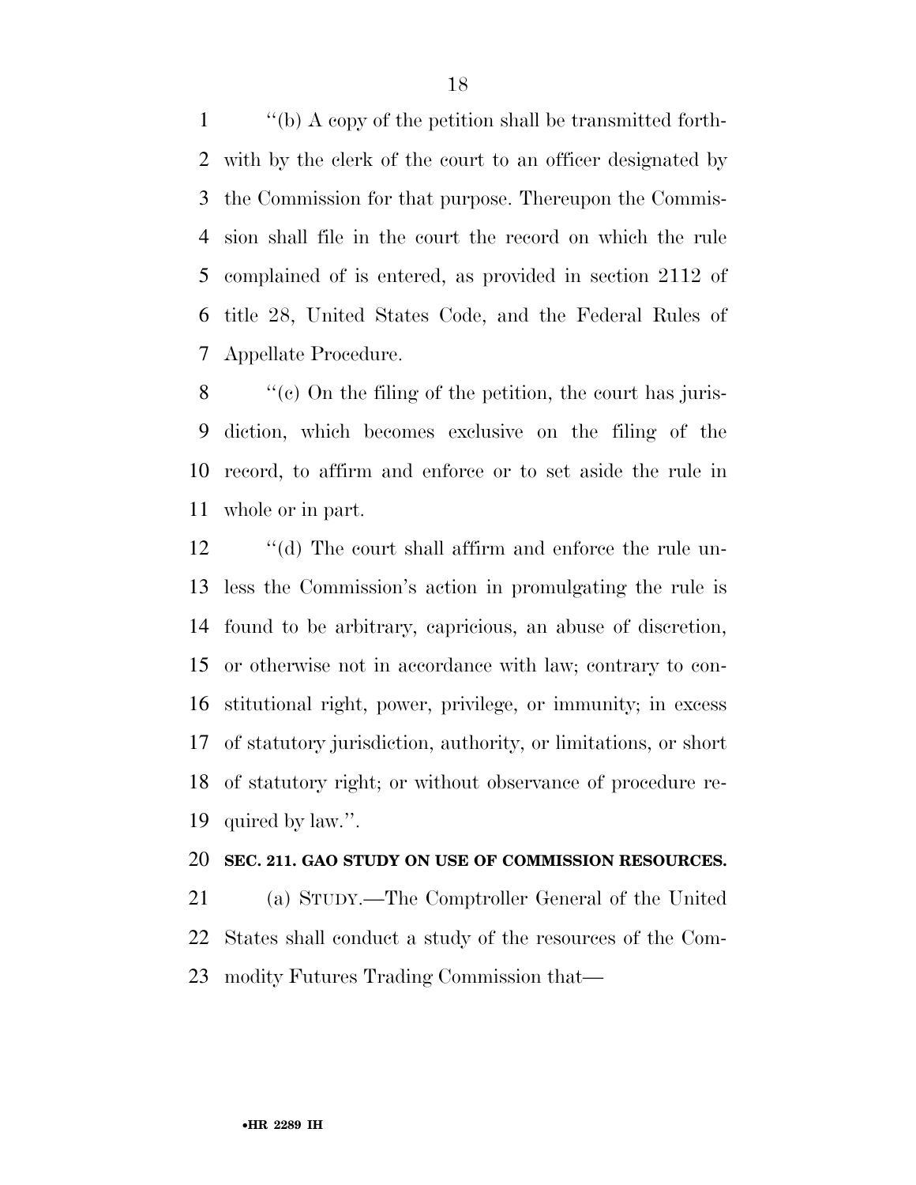''(b) A copy of the petition shall be transmitted forthwith by the clerk of the court to an officer designated by the Commission for that purpose. Thereupon the Commission shall file in the court the record on which the rule complained of is entered, as provided in section 2112 of title 28, United States Code, and the Federal Rules of Appellate Procedure.

''(c) On the filing of the petition, the court has jurisdiction, which becomes exclusive on the filing of the record, to affirm and enforce or to set aside the rule in whole or in part.

''(d) The court shall affirm and enforce the rule unless the Commission's action in promulgating the rule is found to be arbitrary, capricious, an abuse of discretion, or otherwise not in accordance with law; contrary to constitutional right, power, privilege, or immunity; in excess of statutory jurisdiction, authority, or limitations, or short of statutory right; or without observance of procedure required by law.''.

**SEC. 211. GAO STUDY ON USE OF COMMISSION RESOURCES.**

(a) STUDY.—The Comptroller General of the United States shall conduct a study of the resources of the Commodity Futures Trading Commission that—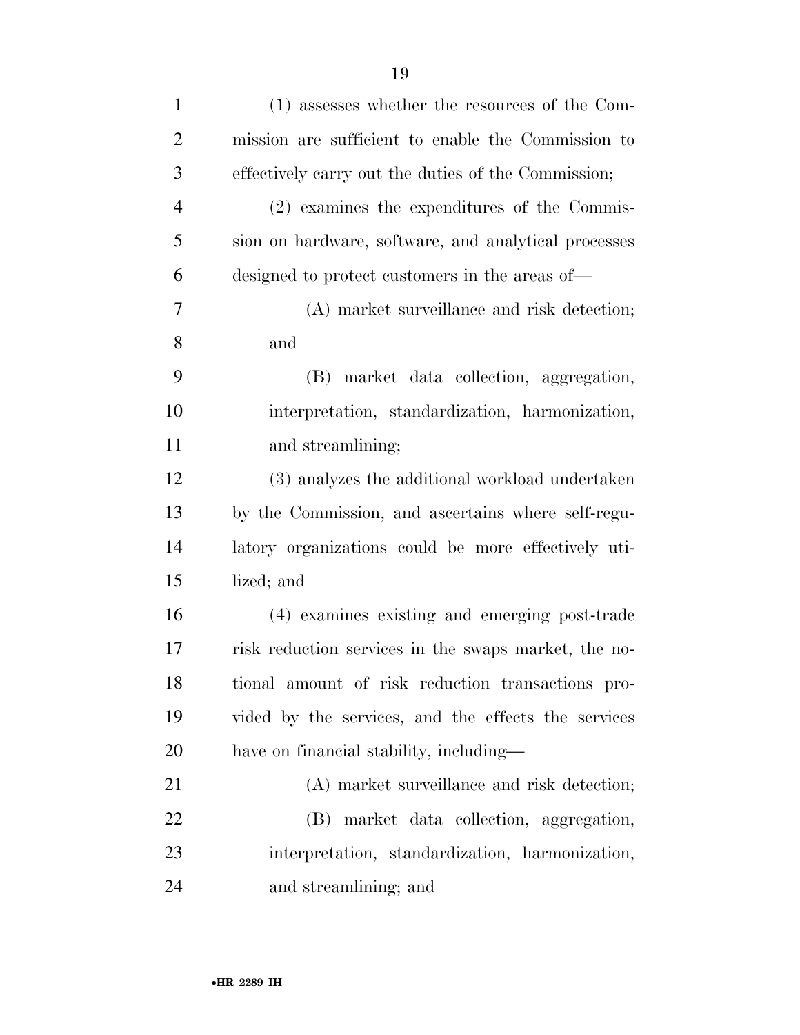(1) assesses whether the resources of the Commission are sufficient to enable the Commission to effectively carry out the duties of the Commission;

(2) examines the expenditures of the Commission on hardware, software, and analytical processes designed to protect customers in the areas of—

(A) market surveillance and risk detection; and

(B) market data collection, aggregation, interpretation, standardization, harmonization, and streamlining;

(3) analyzes the additional workload undertaken by the Commission, and ascertains where self-regulatory organizations could be more effectively utilized; and

(4) examines existing and emerging post-trade risk reduction services in the swaps market, the notional amount of risk reduction transactions provided by the services, and the effects the services have on financial stability, including—

(A) market surveillance and risk detection;

(B) market data collection, aggregation, interpretation, standardization, harmonization, and streamlining; and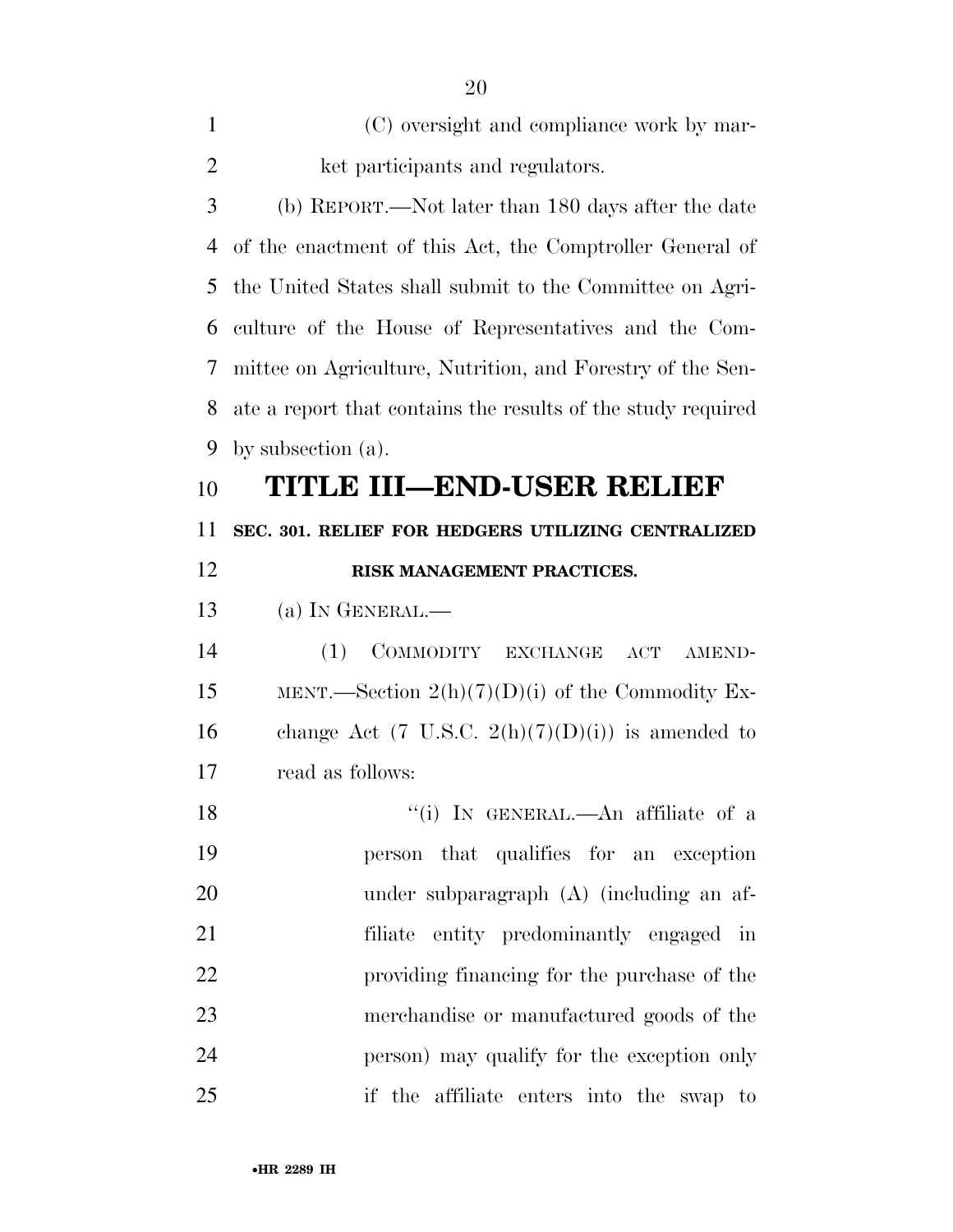(C) oversight and compliance work by market participants and regulators.

(b) REPORT.—Not later than 180 days after the date of the enactment of this Act, the Comptroller General of the United States shall submit to the Committee on Agriculture of the House of Representatives and the Committee on Agriculture, Nutrition, and Forestry of the Senate a report that contains the results of the study required by subsection (a).

# TITLE III—END-USER RELIEF

## SEC. 301. RELIEF FOR HEDGERS UTILIZING CENTRALIZED RISK MANAGEMENT PRACTICES.

(a) IN GENERAL.—

(1) COMMODITY EXCHANGE ACT AMENDMENT.—Section 2(h)(7)(D)(i) of the Commodity Exchange Act (7 U.S.C. 2(h)(7)(D)(i)) is amended to read as follows:

"(i) IN GENERAL.—An affiliate of a person that qualifies for an exception under subparagraph (A) (including an affiliate entity predominantly engaged in providing financing for the purchase of the merchandise or manufactured goods of the person) may qualify for the exception only if the affiliate enters into the swap to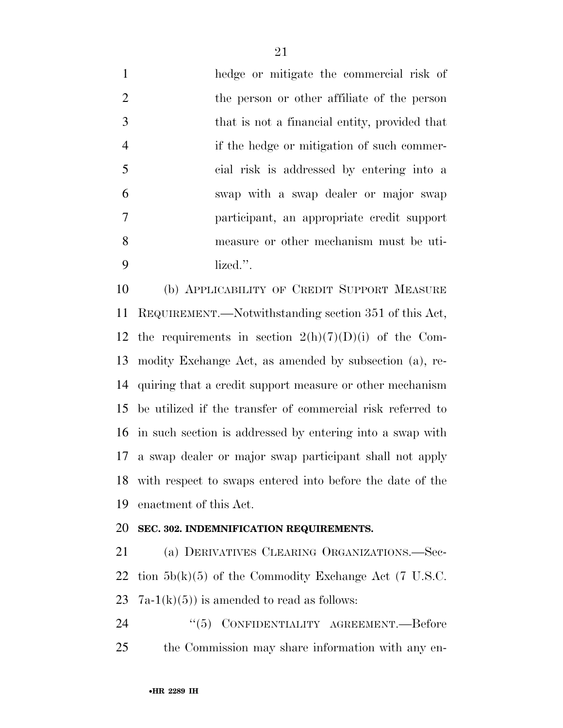hedge or mitigate the commercial risk of the person or other affiliate of the person that is not a financial entity, provided that if the hedge or mitigation of such commercial risk is addressed by entering into a swap with a swap dealer or major swap participant, an appropriate credit support measure or other mechanism must be utilized.''.

(b) APPLICABILITY OF CREDIT SUPPORT MEASURE REQUIREMENT.—Notwithstanding section 351 of this Act, the requirements in section 2(h)(7)(D)(i) of the Commodity Exchange Act, as amended by subsection (a), requiring that a credit support measure or other mechanism be utilized if the transfer of commercial risk referred to in such section is addressed by entering into a swap with a swap dealer or major swap participant shall not apply with respect to swaps entered into before the date of the enactment of this Act.

**SEC. 302. INDEMNIFICATION REQUIREMENTS.**

(a) DERIVATIVES CLEARING ORGANIZATIONS.—Section 5b(k)(5) of the Commodity Exchange Act (7 U.S.C. 7a-1(k)(5)) is amended to read as follows:

''(5) CONFIDENTIALITY AGREEMENT.—Before the Commission may share information with any en-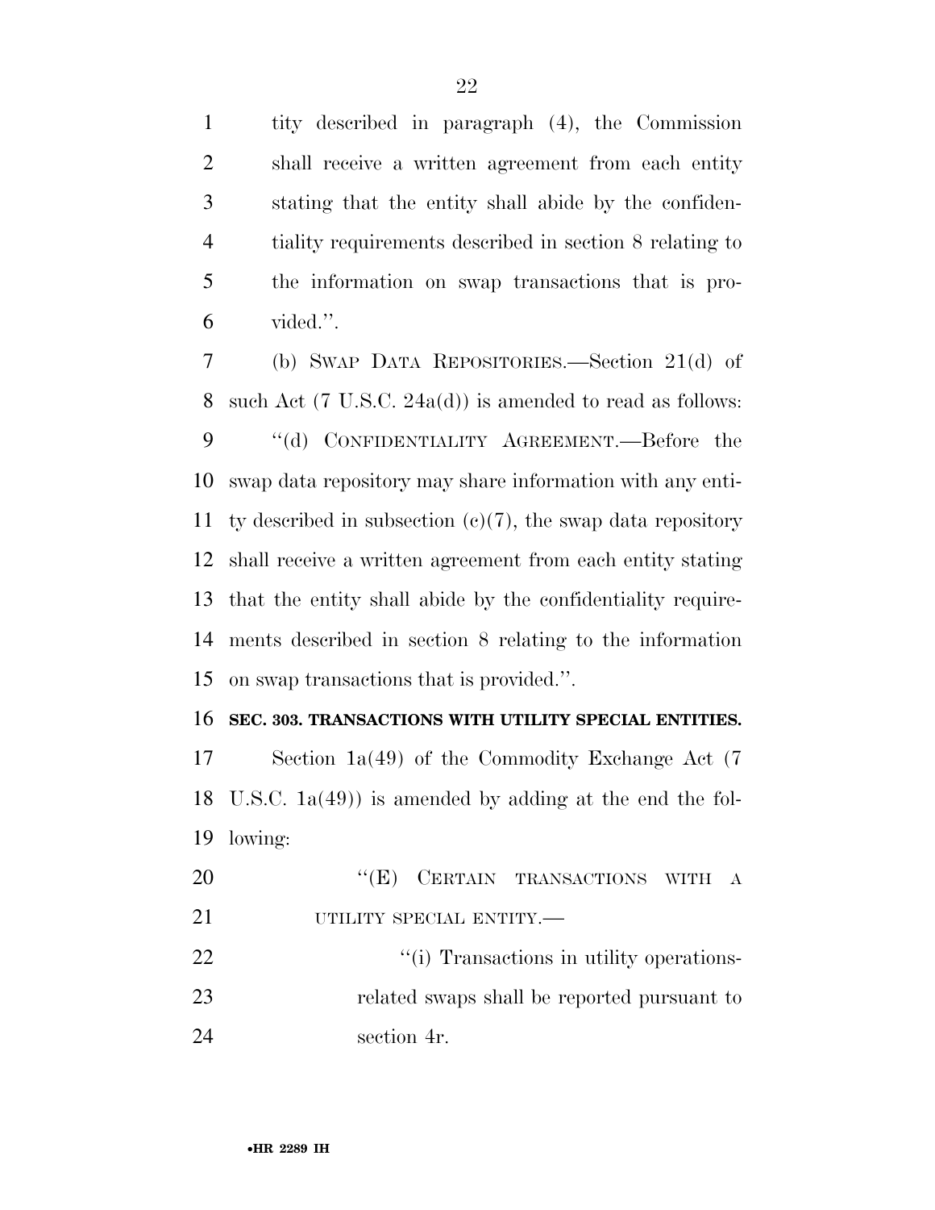tity described in paragraph (4), the Commission shall receive a written agreement from each entity stating that the entity shall abide by the confidentiality requirements described in section 8 relating to the information on swap transactions that is provided.''.

(b) SWAP DATA REPOSITORIES.—Section 21(d) of such Act (7 U.S.C. 24a(d)) is amended to read as follows:

''(d) CONFIDENTIALITY AGREEMENT.—Before the swap data repository may share information with any entity described in subsection (c)(7), the swap data repository shall receive a written agreement from each entity stating that the entity shall abide by the confidentiality requirements described in section 8 relating to the information on swap transactions that is provided.''.

**SEC. 303. TRANSACTIONS WITH UTILITY SPECIAL ENTITIES.**

Section 1a(49) of the Commodity Exchange Act (7 U.S.C. 1a(49)) is amended by adding at the end the following:

''(E) CERTAIN TRANSACTIONS WITH A UTILITY SPECIAL ENTITY.—

''(i) Transactions in utility operations-related swaps shall be reported pursuant to section 4r.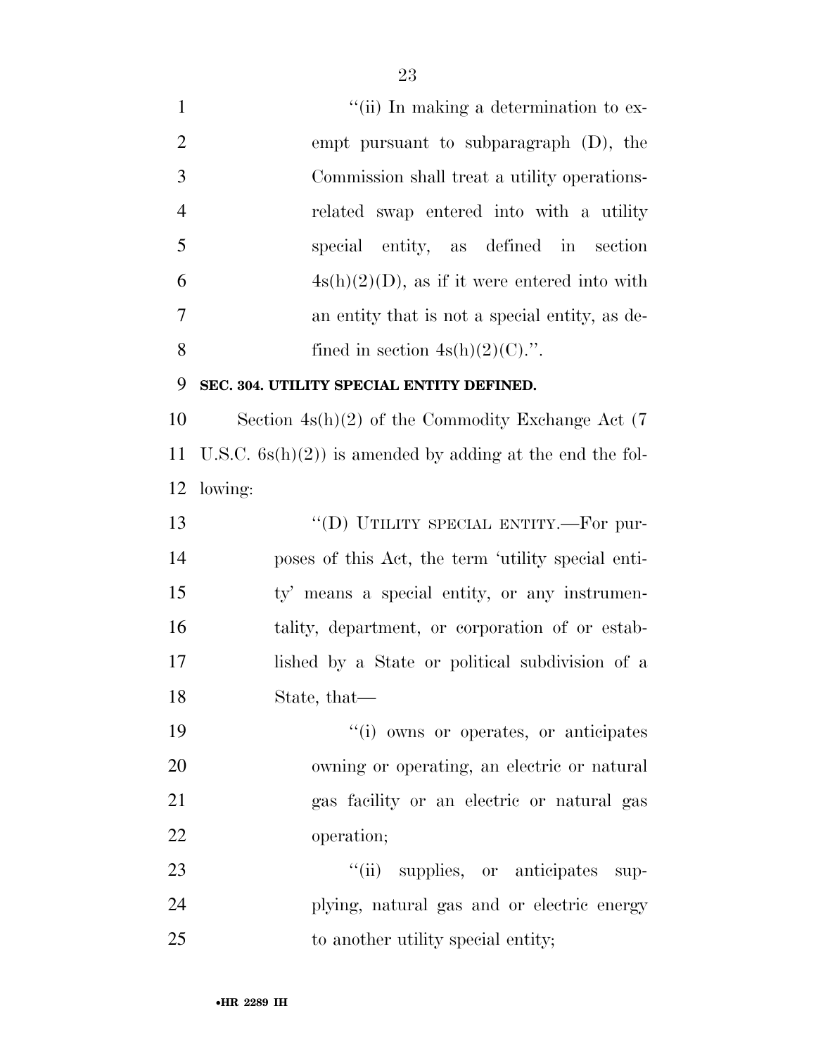''(ii) In making a determination to exempt pursuant to subparagraph (D), the Commission shall treat a utility operations-related swap entered into with a utility special entity, as defined in section 4s(h)(2)(D), as if it were entered into with an entity that is not a special entity, as defined in section 4s(h)(2)(C).''.

**SEC. 304. UTILITY SPECIAL ENTITY DEFINED.**

Section 4s(h)(2) of the Commodity Exchange Act (7 U.S.C. 6s(h)(2)) is amended by adding at the end the following:

''(D) UTILITY SPECIAL ENTITY.—For purposes of this Act, the term 'utility special entity' means a special entity, or any instrumentality, department, or corporation of or established by a State or political subdivision of a State, that—

''(i) owns or operates, or anticipates owning or operating, an electric or natural gas facility or an electric or natural gas operation;

''(ii) supplies, or anticipates supplying, natural gas and or electric energy to another utility special entity;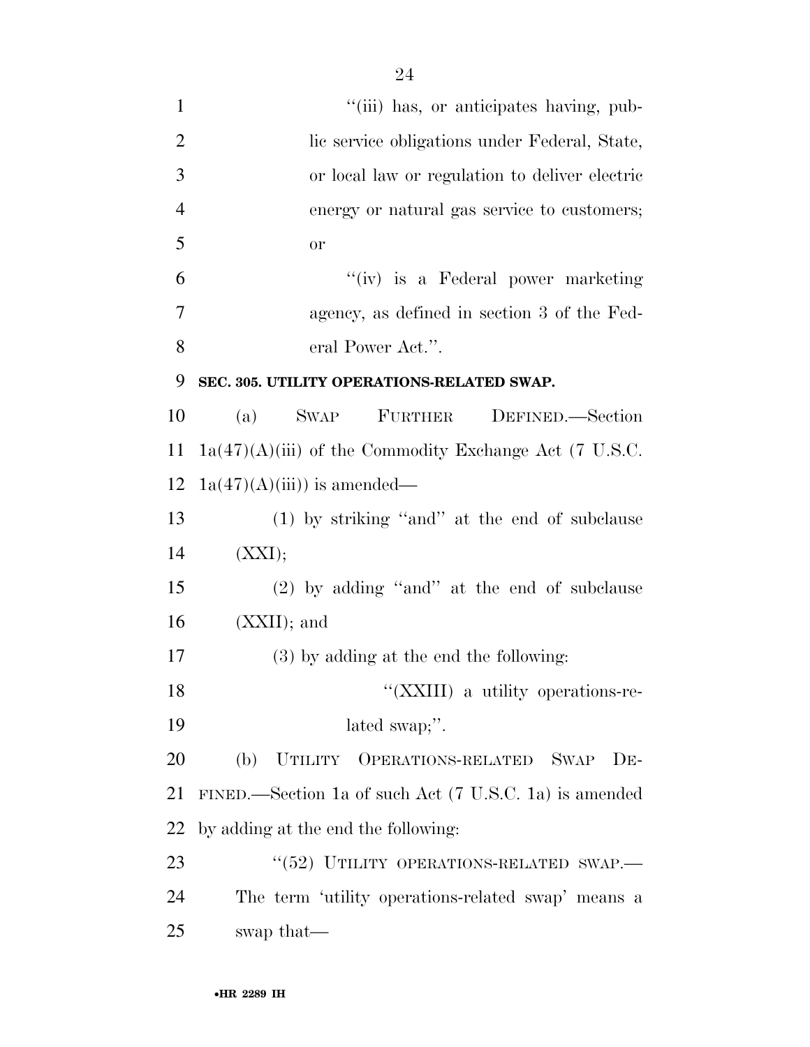"(iii) has, or anticipates having, public service obligations under Federal, State, or local law or regulation to deliver electric energy or natural gas service to customers; or

"(iv) is a Federal power marketing agency, as defined in section 3 of the Federal Power Act.".

**SEC. 305. UTILITY OPERATIONS-RELATED SWAP.**

(a) SWAP FURTHER DEFINED.—Section 1a(47)(A)(iii) of the Commodity Exchange Act (7 U.S.C. 1a(47)(A)(iii)) is amended—

(1) by striking "and" at the end of subclause (XXI);

(2) by adding "and" at the end of subclause (XXII); and

(3) by adding at the end the following:

"(XXIII) a utility operations-related swap;".

(b) UTILITY OPERATIONS-RELATED SWAP DEFINED.—Section 1a of such Act (7 U.S.C. 1a) is amended by adding at the end the following:

"(52) UTILITY OPERATIONS-RELATED SWAP.—The term 'utility operations-related swap' means a swap that—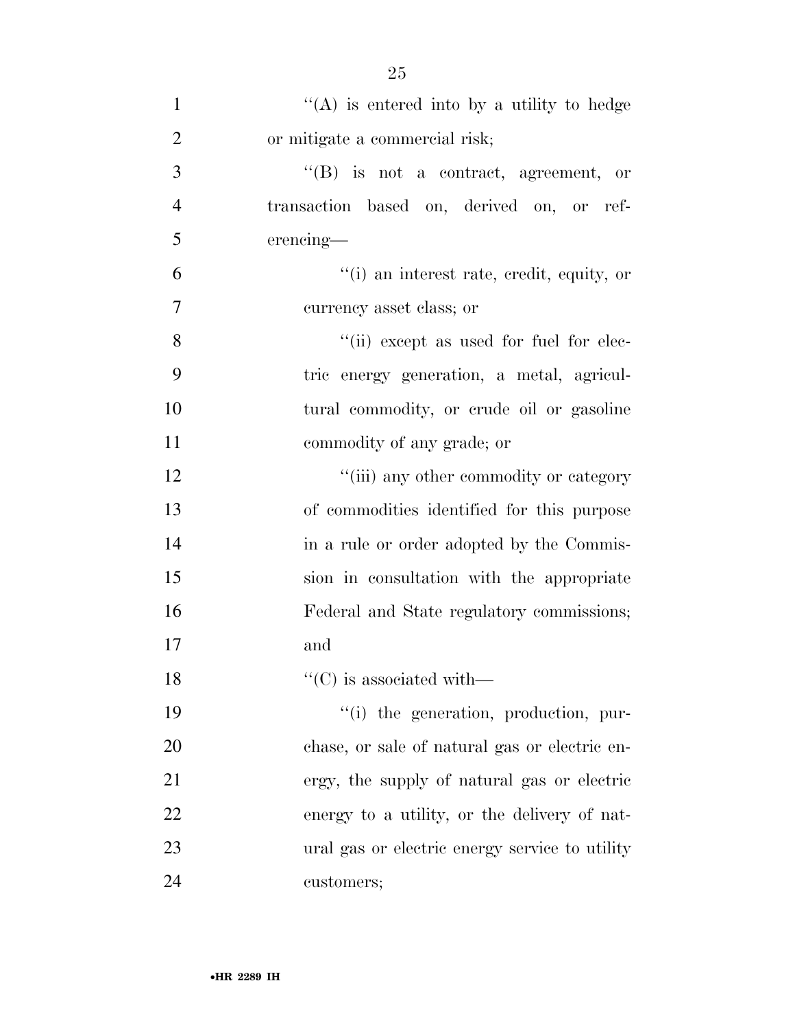''(A) is entered into by a utility to hedge or mitigate a commercial risk;

''(B) is not a contract, agreement, or transaction based on, derived on, or referencing—

''(i) an interest rate, credit, equity, or currency asset class; or

''(ii) except as used for fuel for electric energy generation, a metal, agricultural commodity, or crude oil or gasoline commodity of any grade; or

''(iii) any other commodity or category of commodities identified for this purpose in a rule or order adopted by the Commission in consultation with the appropriate Federal and State regulatory commissions; and

''(C) is associated with—

''(i) the generation, production, purchase, or sale of natural gas or electric energy, the supply of natural gas or electric energy to a utility, or the delivery of natural gas or electric energy service to utility customers;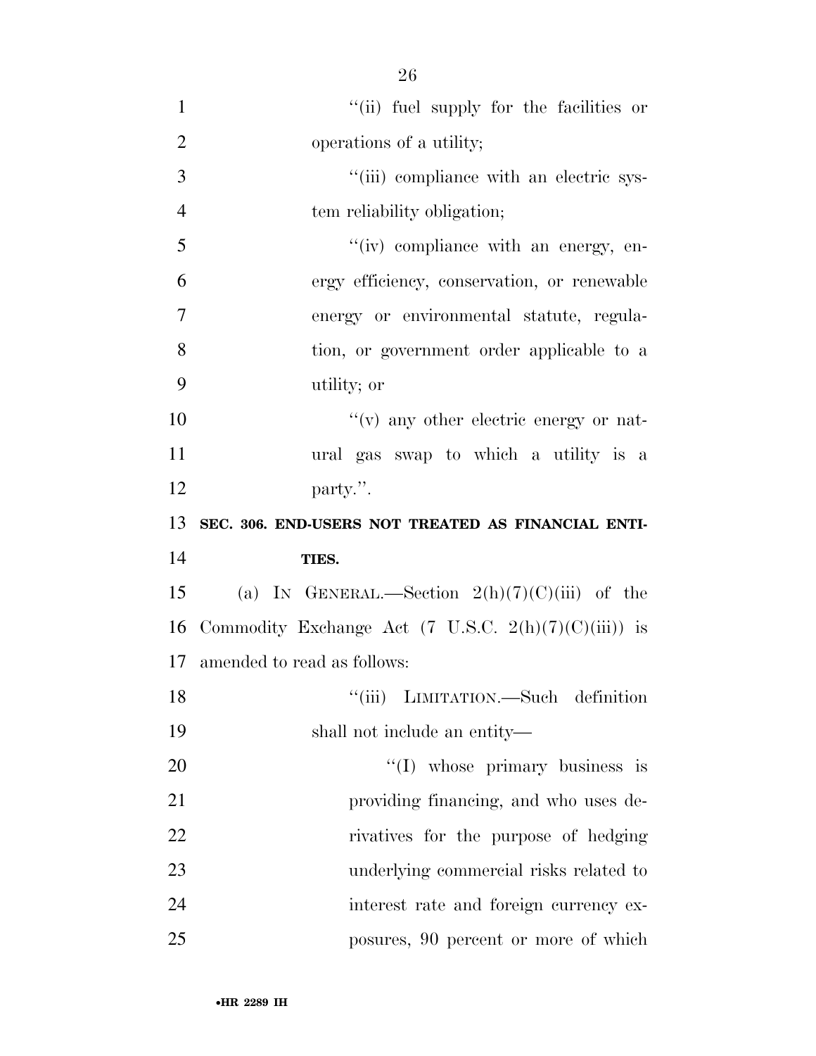''(ii) fuel supply for the facilities or operations of a utility;

''(iii) compliance with an electric system reliability obligation;

''(iv) compliance with an energy, energy efficiency, conservation, or renewable energy or environmental statute, regulation, or government order applicable to a utility; or

''(v) any other electric energy or natural gas swap to which a utility is a party.''.

**SEC. 306. END-USERS NOT TREATED AS FINANCIAL ENTITIES.**

(a) IN GENERAL.—Section 2(h)(7)(C)(iii) of the Commodity Exchange Act (7 U.S.C. 2(h)(7)(C)(iii)) is amended to read as follows:

''(iii) LIMITATION.—Such definition shall not include an entity—

''(I) whose primary business is providing financing, and who uses derivatives for the purpose of hedging underlying commercial risks related to interest rate and foreign currency exposures, 90 percent or more of which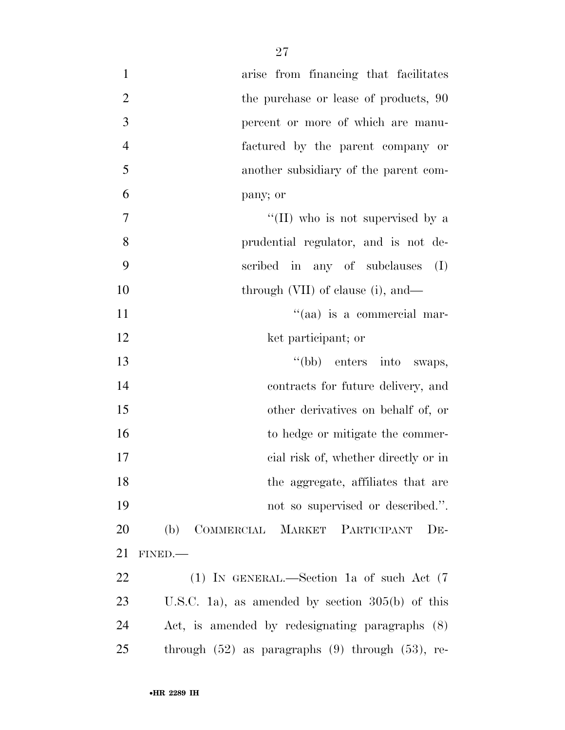arise from financing that facilitates the purchase or lease of products, 90 percent or more of which are manufactured by the parent company or another subsidiary of the parent company; or

''(II) who is not supervised by a prudential regulator, and is not described in any of subclauses (I) through (VII) of clause (i), and—

''(aa) is a commercial market participant; or

''(bb) enters into swaps, contracts for future delivery, and other derivatives on behalf of, or to hedge or mitigate the commercial risk of, whether directly or in the aggregate, affiliates that are not so supervised or described.''.

(b) COMMERCIAL MARKET PARTICIPANT DEFINED.—

(1) IN GENERAL.—Section 1a of such Act (7 U.S.C. 1a), as amended by section 305(b) of this Act, is amended by redesignating paragraphs (8) through (52) as paragraphs (9) through (53), re-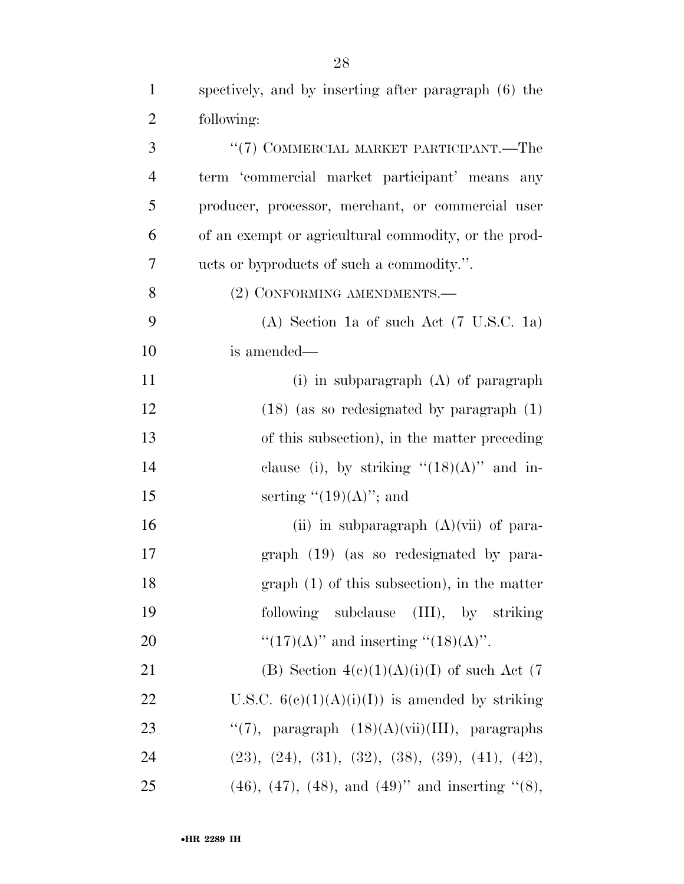spectively, and by inserting after paragraph (6) the following:

"(7) COMMERCIAL MARKET PARTICIPANT.—The term 'commercial market participant' means any producer, processor, merchant, or commercial user of an exempt or agricultural commodity, or the products or byproducts of such a commodity.".

(2) CONFORMING AMENDMENTS.—

(A) Section 1a of such Act (7 U.S.C. 1a) is amended—

(i) in subparagraph (A) of paragraph (18) (as so redesignated by paragraph (1) of this subsection), in the matter preceding clause (i), by striking "(18)(A)" and inserting "(19)(A)"; and

(ii) in subparagraph (A)(vii) of paragraph (19) (as so redesignated by paragraph (1) of this subsection), in the matter following subclause (III), by striking "(17)(A)" and inserting "(18)(A)".

(B) Section 4(c)(1)(A)(i)(I) of such Act (7 U.S.C. 6(c)(1)(A)(i)(I)) is amended by striking "(7), paragraph (18)(A)(vii)(III), paragraphs (23), (24), (31), (32), (38), (39), (41), (42), (46), (47), (48), and (49)" and inserting "(8),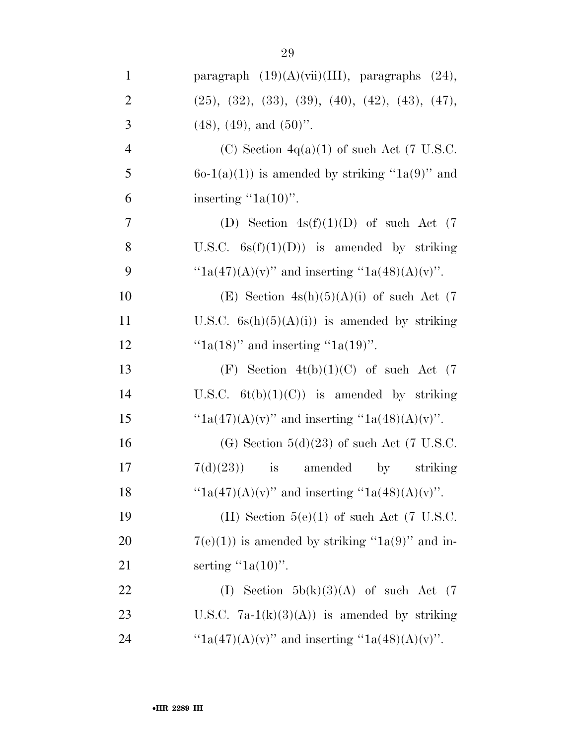paragraph (19)(A)(vii)(III), paragraphs (24), (25), (32), (33), (39), (40), (42), (43), (47), (48), (49), and (50)''.

(C) Section 4q(a)(1) of such Act (7 U.S.C. 6o-1(a)(1)) is amended by striking ''1a(9)'' and inserting ''1a(10)''.

(D) Section 4s(f)(1)(D) of such Act (7 U.S.C. 6s(f)(1)(D)) is amended by striking ''1a(47)(A)(v)'' and inserting ''1a(48)(A)(v)''.

(E) Section 4s(h)(5)(A)(i) of such Act (7 U.S.C. 6s(h)(5)(A)(i)) is amended by striking ''1a(18)'' and inserting ''1a(19)''.

(F) Section 4t(b)(1)(C) of such Act (7 U.S.C. 6t(b)(1)(C)) is amended by striking ''1a(47)(A)(v)'' and inserting ''1a(48)(A)(v)''.

(G) Section 5(d)(23) of such Act (7 U.S.C. 7(d)(23)) is amended by striking ''1a(47)(A)(v)'' and inserting ''1a(48)(A)(v)''.

(H) Section 5(e)(1) of such Act (7 U.S.C. 7(e)(1)) is amended by striking ''1a(9)'' and inserting ''1a(10)''.

(I) Section 5b(k)(3)(A) of such Act (7 U.S.C. 7a-1(k)(3)(A)) is amended by striking ''1a(47)(A)(v)'' and inserting ''1a(48)(A)(v)''.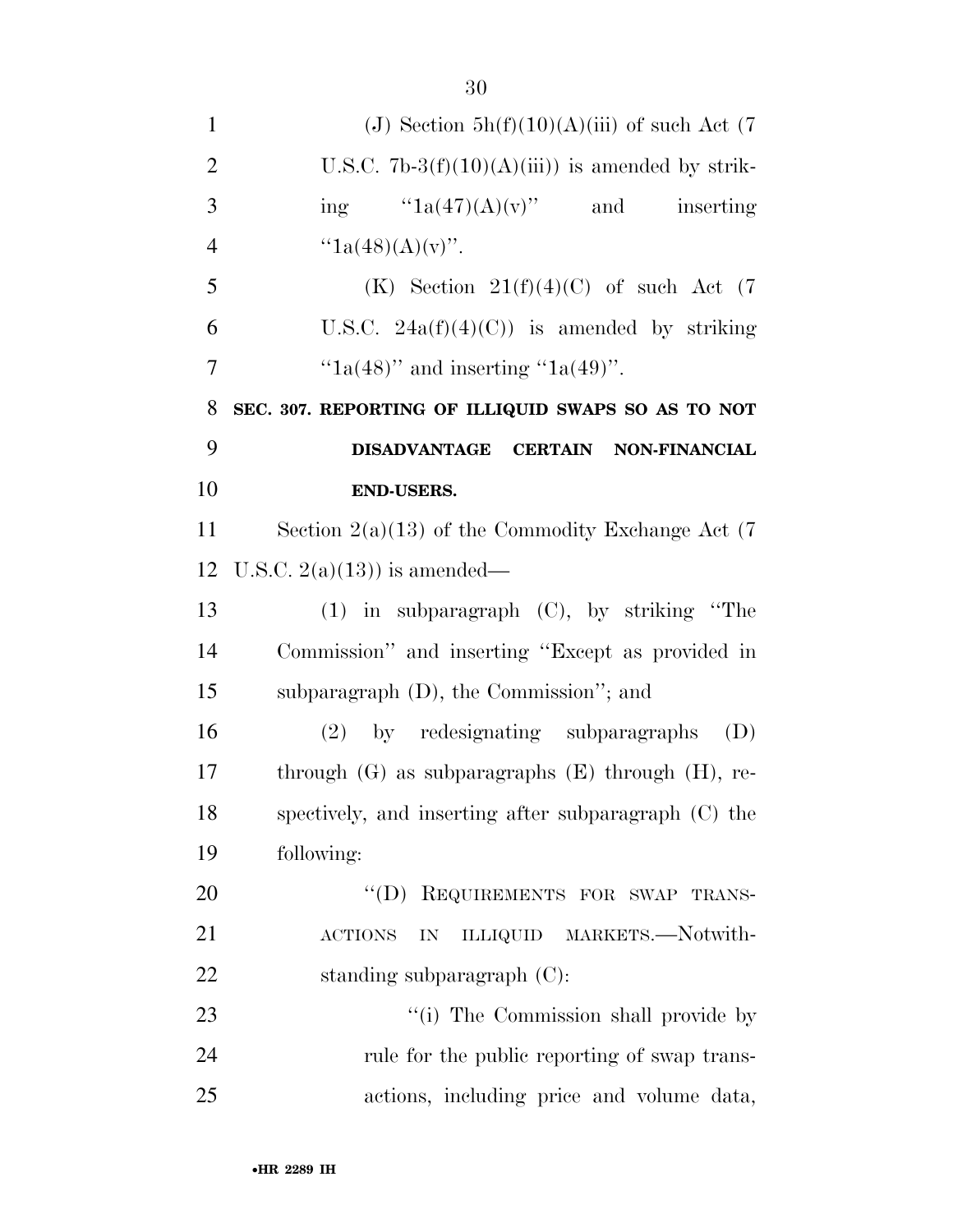(J) Section 5h(f)(10)(A)(iii) of such Act (7 U.S.C. 7b-3(f)(10)(A)(iii)) is amended by striking "1a(47)(A)(v)" and inserting "1a(48)(A)(v)".

(K) Section 21(f)(4)(C) of such Act (7 U.S.C. 24a(f)(4)(C)) is amended by striking "1a(48)" and inserting "1a(49)".

**SEC. 307. REPORTING OF ILLIQUID SWAPS SO AS TO NOT DISADVANTAGE CERTAIN NON-FINANCIAL END-USERS.**

Section 2(a)(13) of the Commodity Exchange Act (7 U.S.C. 2(a)(13)) is amended—

(1) in subparagraph (C), by striking "The Commission" and inserting "Except as provided in subparagraph (D), the Commission"; and

(2) by redesignating subparagraphs (D) through (G) as subparagraphs (E) through (H), respectively, and inserting after subparagraph (C) the following:

"(D) REQUIREMENTS FOR SWAP TRANSACTIONS IN ILLIQUID MARKETS.—Notwithstanding subparagraph (C):

"(i) The Commission shall provide by rule for the public reporting of swap transactions, including price and volume data,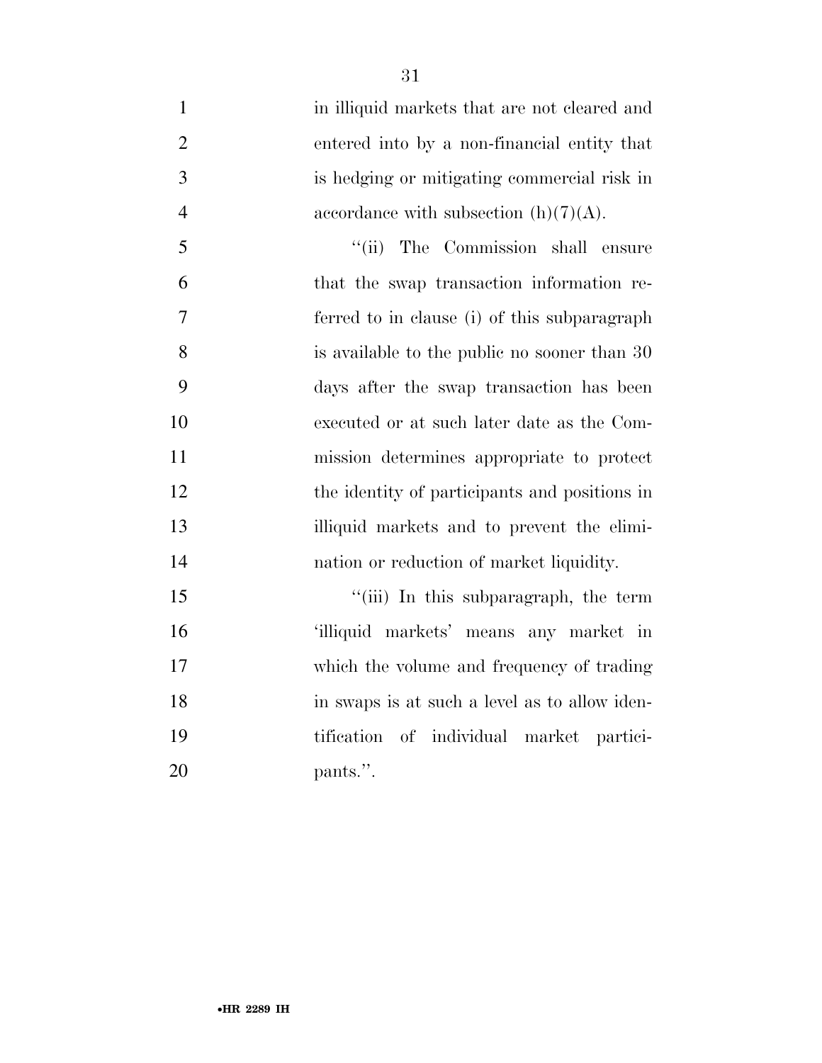in illiquid markets that are not cleared and entered into by a non-financial entity that is hedging or mitigating commercial risk in accordance with subsection (h)(7)(A).

''(ii) The Commission shall ensure that the swap transaction information referred to in clause (i) of this subparagraph is available to the public no sooner than 30 days after the swap transaction has been executed or at such later date as the Commission determines appropriate to protect the identity of participants and positions in illiquid markets and to prevent the elimination or reduction of market liquidity.

''(iii) In this subparagraph, the term 'illiquid markets' means any market in which the volume and frequency of trading in swaps is at such a level as to allow identification of individual market participants.''.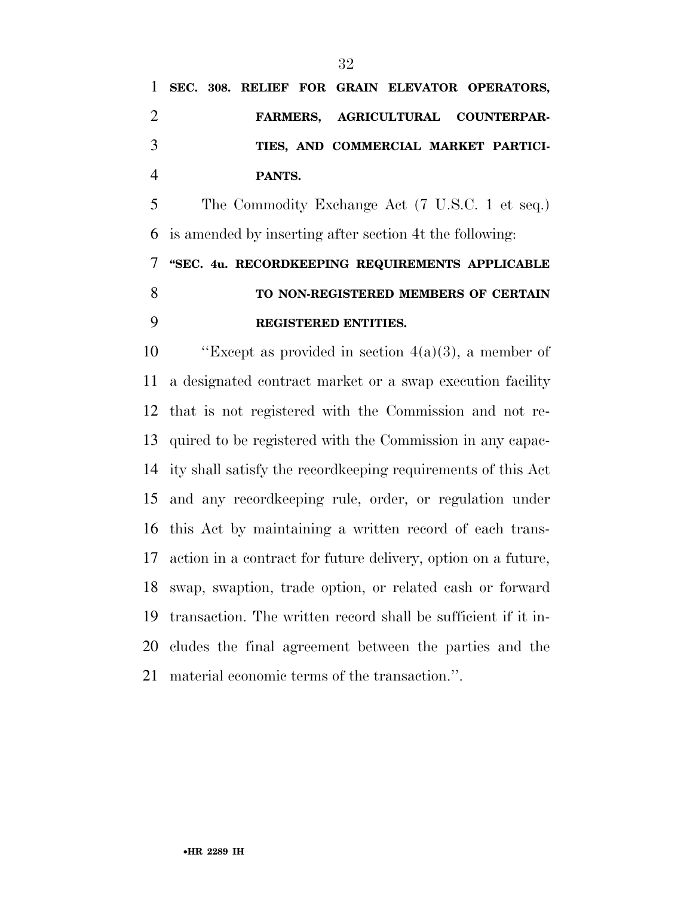**SEC. 308. RELIEF FOR GRAIN ELEVATOR OPERATORS, FARMERS, AGRICULTURAL COUNTERPARTIES, AND COMMERCIAL MARKET PARTICIPANTS.**

The Commodity Exchange Act (7 U.S.C. 1 et seq.) is amended by inserting after section 4t the following:

**"SEC. 4u. RECORDKEEPING REQUIREMENTS APPLICABLE TO NON-REGISTERED MEMBERS OF CERTAIN REGISTERED ENTITIES.**

"Except as provided in section 4(a)(3), a member of a designated contract market or a swap execution facility that is not registered with the Commission and not required to be registered with the Commission in any capacity shall satisfy the recordkeeping requirements of this Act and any recordkeeping rule, order, or regulation under this Act by maintaining a written record of each transaction in a contract for future delivery, option on a future, swap, swaption, trade option, or related cash or forward transaction. The written record shall be sufficient if it includes the final agreement between the parties and the material economic terms of the transaction.".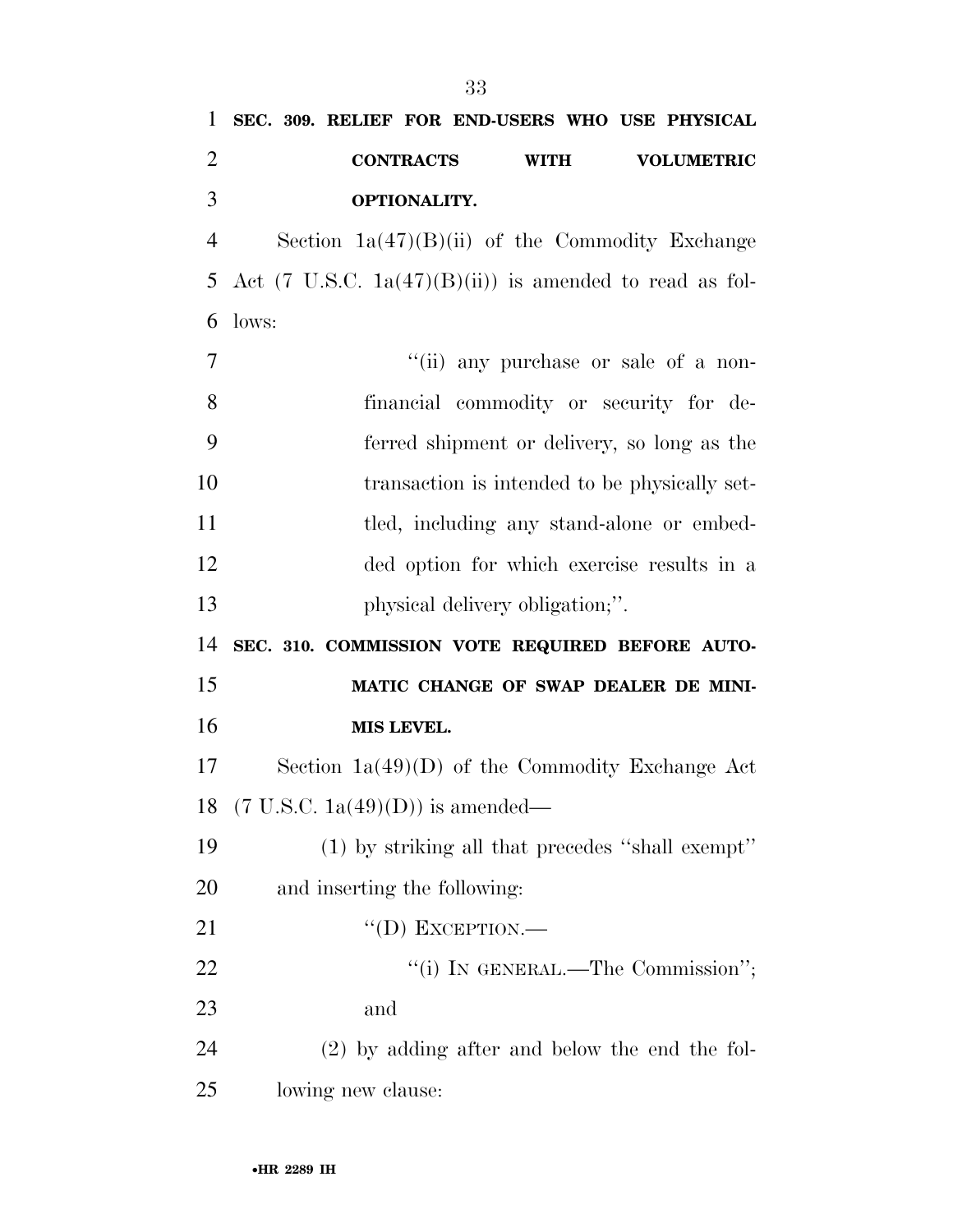**SEC. 309. RELIEF FOR END-USERS WHO USE PHYSICAL CONTRACTS WITH VOLUMETRIC OPTIONALITY.**

Section 1a(47)(B)(ii) of the Commodity Exchange Act (7 U.S.C. 1a(47)(B)(ii)) is amended to read as follows:

> ''(ii) any purchase or sale of a nonfinancial commodity or security for deferred shipment or delivery, so long as the transaction is intended to be physically settled, including any stand-alone or embedded option for which exercise results in a physical delivery obligation;''.

**SEC. 310. COMMISSION VOTE REQUIRED BEFORE AUTOMATIC CHANGE OF SWAP DEALER DE MINIMIS LEVEL.**

Section 1a(49)(D) of the Commodity Exchange Act (7 U.S.C. 1a(49)(D)) is amended—

(1) by striking all that precedes ''shall exempt'' and inserting the following:

> ''(D) EXCEPTION.—
>
> ''(i) IN GENERAL.—The Commission''; and

(2) by adding after and below the end the following new clause: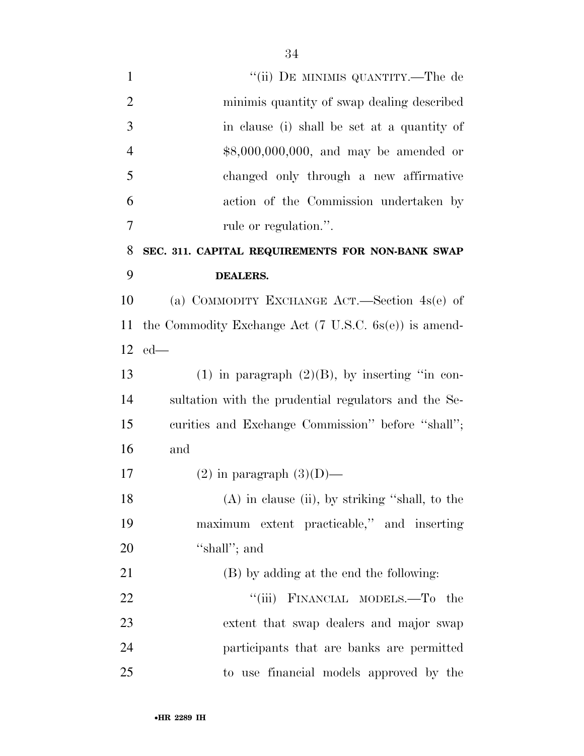"(ii) DE MINIMIS QUANTITY.—The de minimis quantity of swap dealing described in clause (i) shall be set at a quantity of $8,000,000,000, and may be amended or changed only through a new affirmative action of the Commission undertaken by rule or regulation.".

**SEC. 311. CAPITAL REQUIREMENTS FOR NON-BANK SWAP DEALERS.**

(a) COMMODITY EXCHANGE ACT.—Section 4s(e) of the Commodity Exchange Act (7 U.S.C. 6s(e)) is amended—

(1) in paragraph (2)(B), by inserting "in consultation with the prudential regulators and the Securities and Exchange Commission" before "shall"; and

(2) in paragraph (3)(D)—

(A) in clause (ii), by striking "shall, to the maximum extent practicable," and inserting "shall"; and

(B) by adding at the end the following:

"(iii) FINANCIAL MODELS.—To the extent that swap dealers and major swap participants that are banks are permitted to use financial models approved by the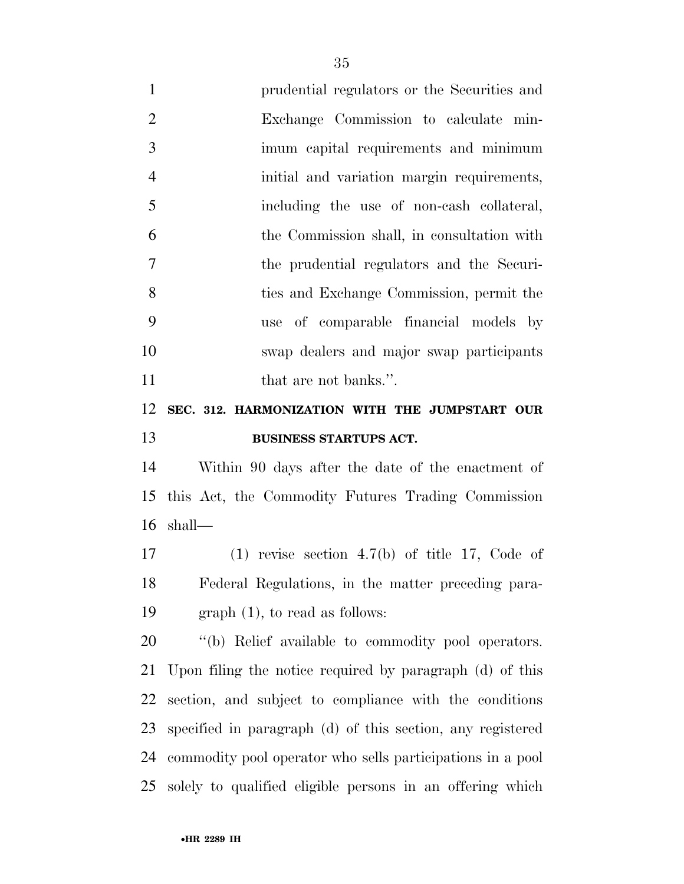prudential regulators or the Securities and Exchange Commission to calculate minimum capital requirements and minimum initial and variation margin requirements, including the use of non-cash collateral, the Commission shall, in consultation with the prudential regulators and the Securities and Exchange Commission, permit the use of comparable financial models by swap dealers and major swap participants that are not banks.''.

**SEC. 312. HARMONIZATION WITH THE JUMPSTART OUR BUSINESS STARTUPS ACT.**

Within 90 days after the date of the enactment of this Act, the Commodity Futures Trading Commission shall—

(1) revise section 4.7(b) of title 17, Code of Federal Regulations, in the matter preceding paragraph (1), to read as follows:

''(b) Relief available to commodity pool operators. Upon filing the notice required by paragraph (d) of this section, and subject to compliance with the conditions specified in paragraph (d) of this section, any registered commodity pool operator who sells participations in a pool solely to qualified eligible persons in an offering which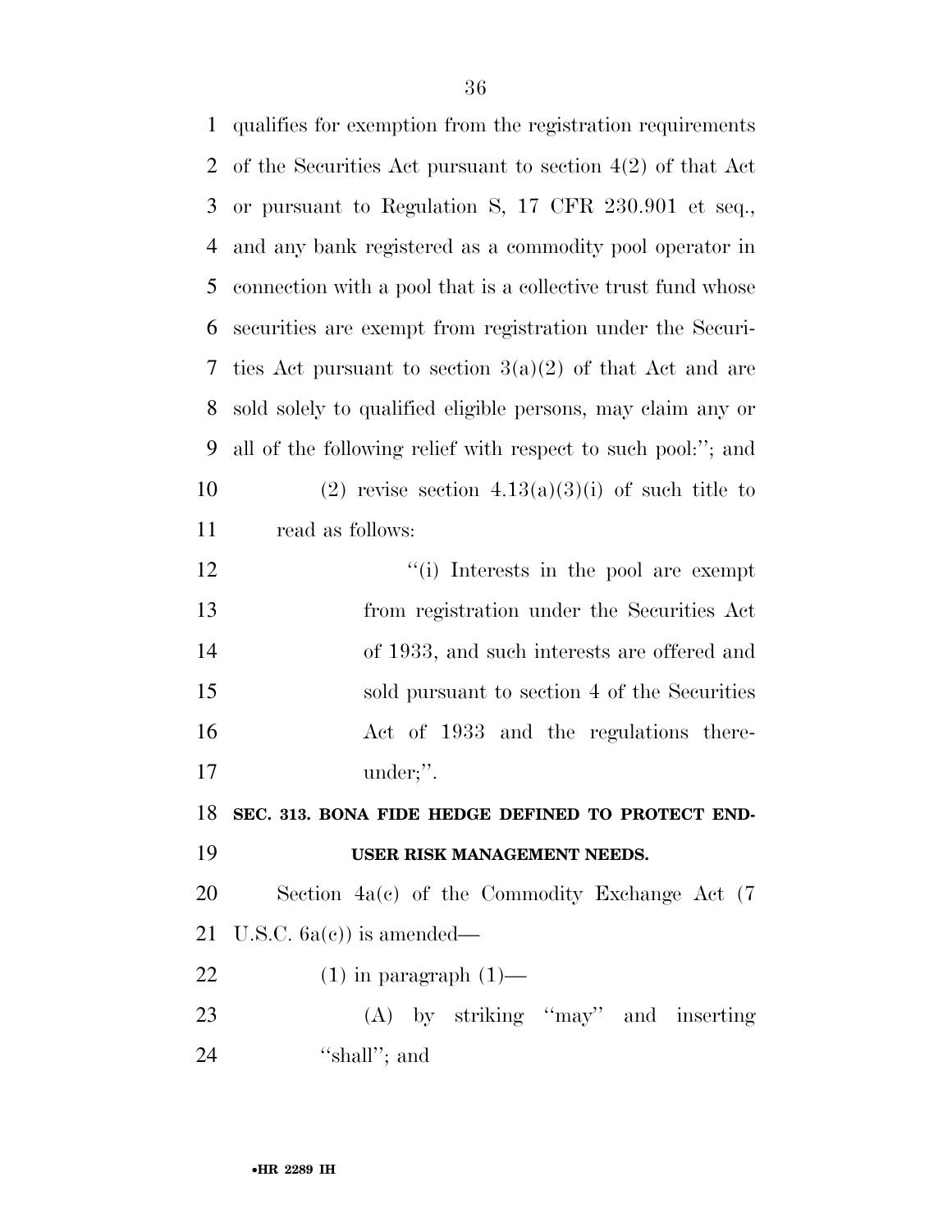qualifies for exemption from the registration requirements of the Securities Act pursuant to section 4(2) of that Act or pursuant to Regulation S, 17 CFR 230.901 et seq., and any bank registered as a commodity pool operator in connection with a pool that is a collective trust fund whose securities are exempt from registration under the Securities Act pursuant to section 3(a)(2) of that Act and are sold solely to qualified eligible persons, may claim any or all of the following relief with respect to such pool:''; and

(2) revise section 4.13(a)(3)(i) of such title to read as follows:

> ''(i) Interests in the pool are exempt from registration under the Securities Act of 1933, and such interests are offered and sold pursuant to section 4 of the Securities Act of 1933 and the regulations thereunder;''.

**SEC. 313. BONA FIDE HEDGE DEFINED TO PROTECT END-USER RISK MANAGEMENT NEEDS.**

Section 4a(c) of the Commodity Exchange Act (7 U.S.C. 6a(c)) is amended—

(1) in paragraph (1)—

(A) by striking ''may'' and inserting ''shall''; and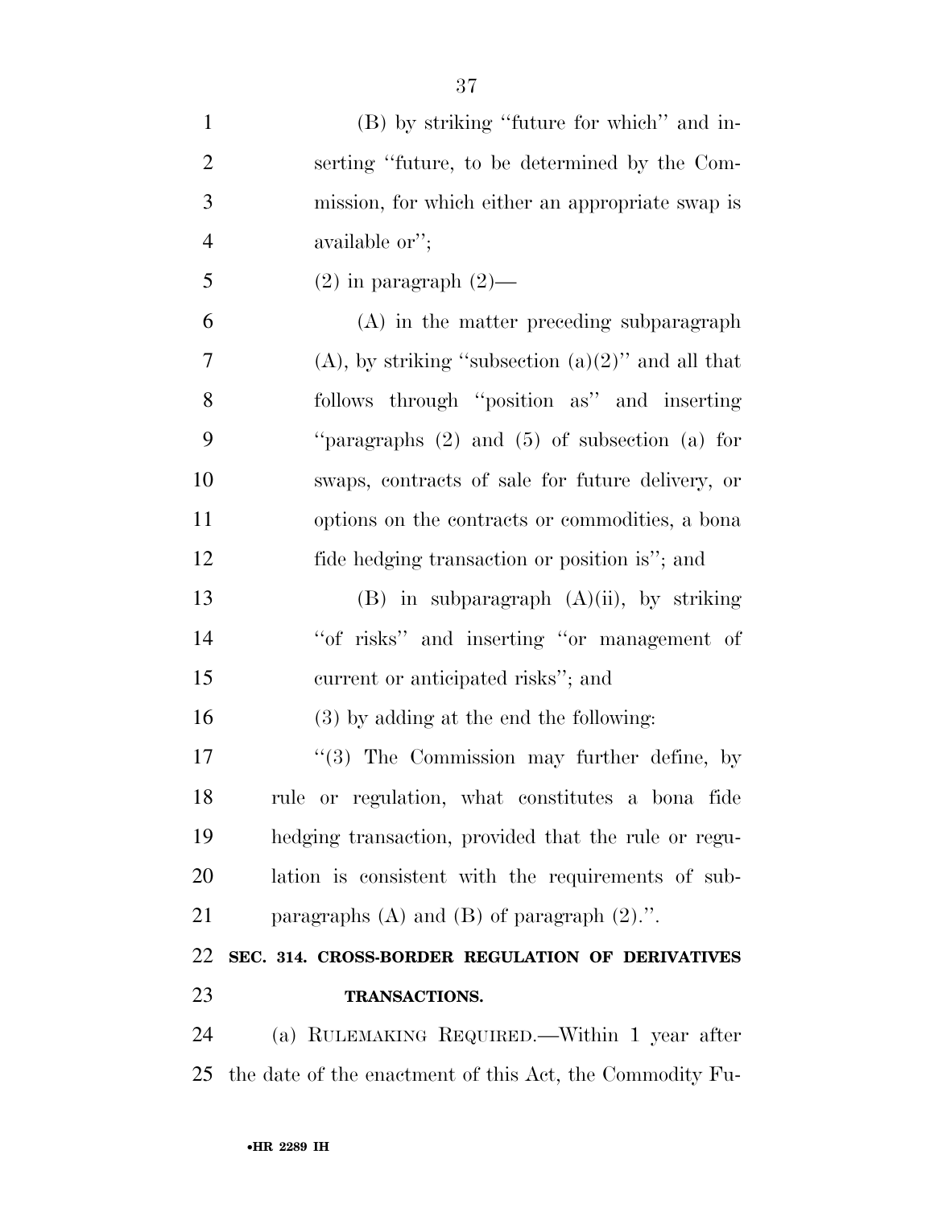(B) by striking ''future for which'' and inserting ''future, to be determined by the Commission, for which either an appropriate swap is available or'';

(2) in paragraph (2)—

(A) in the matter preceding subparagraph (A), by striking ''subsection (a)(2)'' and all that follows through ''position as'' and inserting ''paragraphs (2) and (5) of subsection (a) for swaps, contracts of sale for future delivery, or options on the contracts or commodities, a bona fide hedging transaction or position is''; and

(B) in subparagraph (A)(ii), by striking ''of risks'' and inserting ''or management of current or anticipated risks''; and

(3) by adding at the end the following:

''(3) The Commission may further define, by rule or regulation, what constitutes a bona fide hedging transaction, provided that the rule or regulation is consistent with the requirements of subparagraphs (A) and (B) of paragraph (2).''.

**SEC. 314. CROSS-BORDER REGULATION OF DERIVATIVES TRANSACTIONS.**

(a) RULEMAKING REQUIRED.—Within 1 year after the date of the enactment of this Act, the Commodity Fu-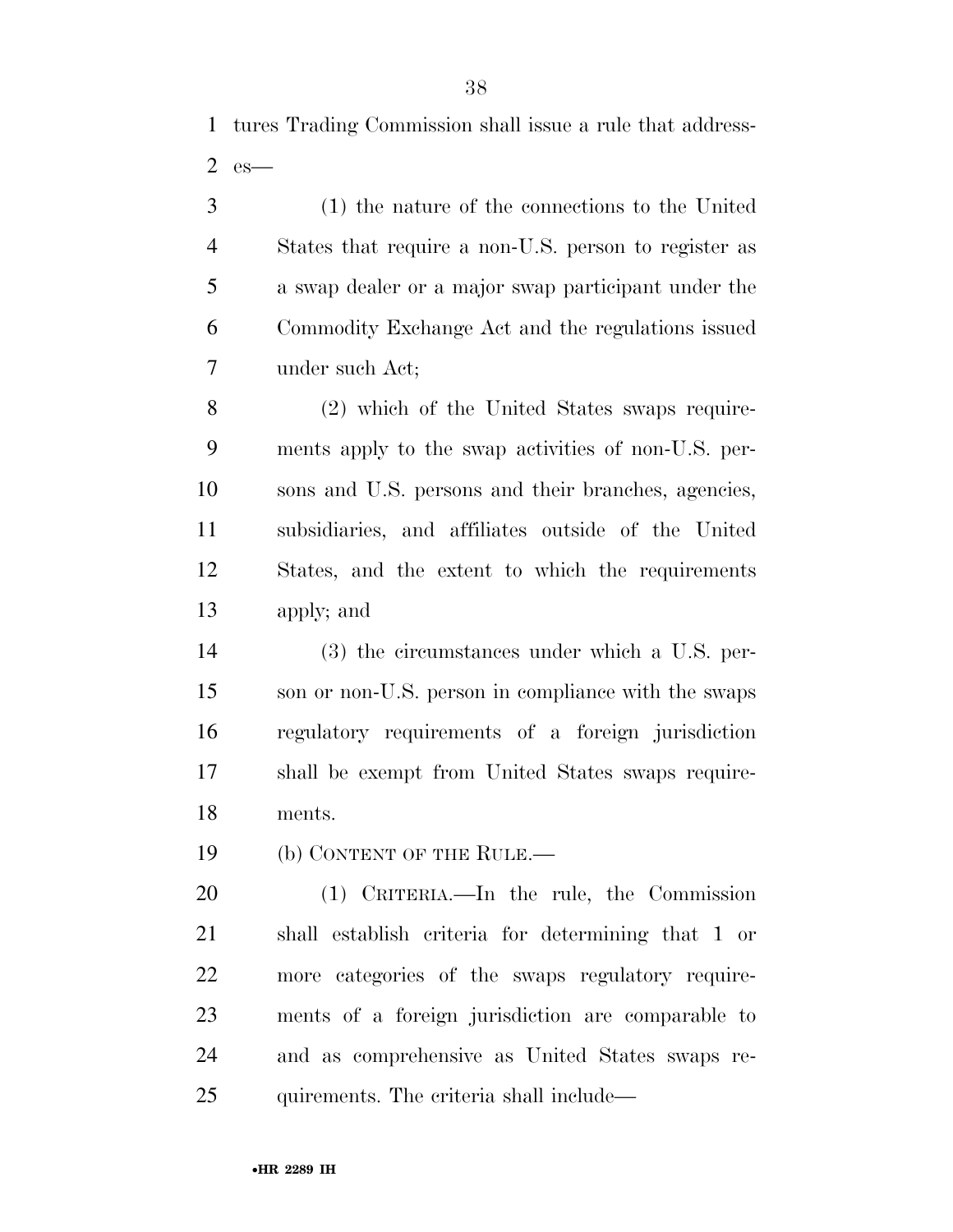tures Trading Commission shall issue a rule that addresses—

(1) the nature of the connections to the United States that require a non-U.S. person to register as a swap dealer or a major swap participant under the Commodity Exchange Act and the regulations issued under such Act;

(2) which of the United States swaps requirements apply to the swap activities of non-U.S. persons and U.S. persons and their branches, agencies, subsidiaries, and affiliates outside of the United States, and the extent to which the requirements apply; and

(3) the circumstances under which a U.S. person or non-U.S. person in compliance with the swaps regulatory requirements of a foreign jurisdiction shall be exempt from United States swaps requirements.

(b) CONTENT OF THE RULE.—

(1) CRITERIA.—In the rule, the Commission shall establish criteria for determining that 1 or more categories of the swaps regulatory requirements of a foreign jurisdiction are comparable to and as comprehensive as United States swaps requirements. The criteria shall include—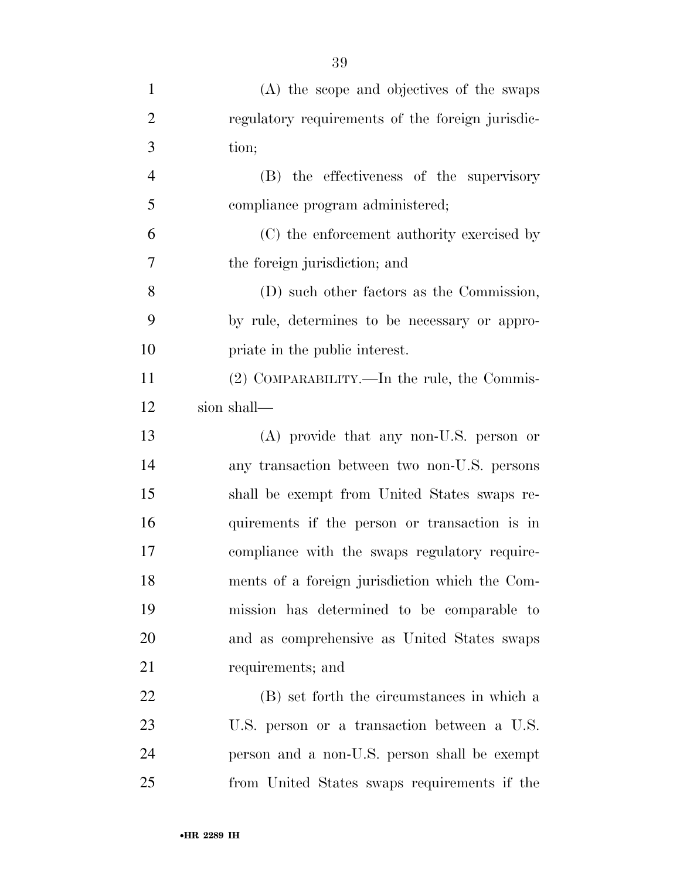(A) the scope and objectives of the swaps regulatory requirements of the foreign jurisdiction;

(B) the effectiveness of the supervisory compliance program administered;

(C) the enforcement authority exercised by the foreign jurisdiction; and

(D) such other factors as the Commission, by rule, determines to be necessary or appropriate in the public interest.

(2) COMPARABILITY.—In the rule, the Commission shall—

(A) provide that any non-U.S. person or any transaction between two non-U.S. persons shall be exempt from United States swaps requirements if the person or transaction is in compliance with the swaps regulatory requirements of a foreign jurisdiction which the Commission has determined to be comparable to and as comprehensive as United States swaps requirements; and

(B) set forth the circumstances in which a U.S. person or a transaction between a U.S. person and a non-U.S. person shall be exempt from United States swaps requirements if the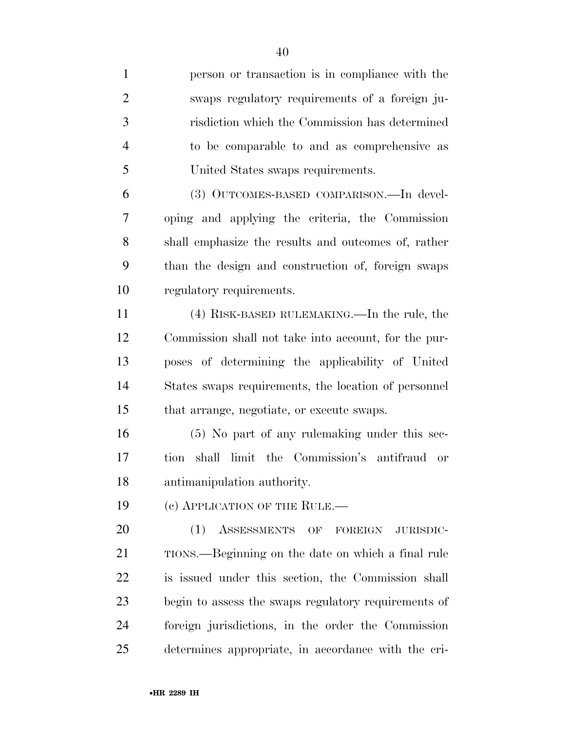person or transaction is in compliance with the swaps regulatory requirements of a foreign jurisdiction which the Commission has determined to be comparable to and as comprehensive as United States swaps requirements.

(3) OUTCOMES-BASED COMPARISON.—In developing and applying the criteria, the Commission shall emphasize the results and outcomes of, rather than the design and construction of, foreign swaps regulatory requirements.

(4) RISK-BASED RULEMAKING.—In the rule, the Commission shall not take into account, for the purposes of determining the applicability of United States swaps requirements, the location of personnel that arrange, negotiate, or execute swaps.

(5) No part of any rulemaking under this section shall limit the Commission's antifraud or antimanipulation authority.

(c) APPLICATION OF THE RULE.—

(1) ASSESSMENTS OF FOREIGN JURISDICTIONS.—Beginning on the date on which a final rule is issued under this section, the Commission shall begin to assess the swaps regulatory requirements of foreign jurisdictions, in the order the Commission determines appropriate, in accordance with the cri-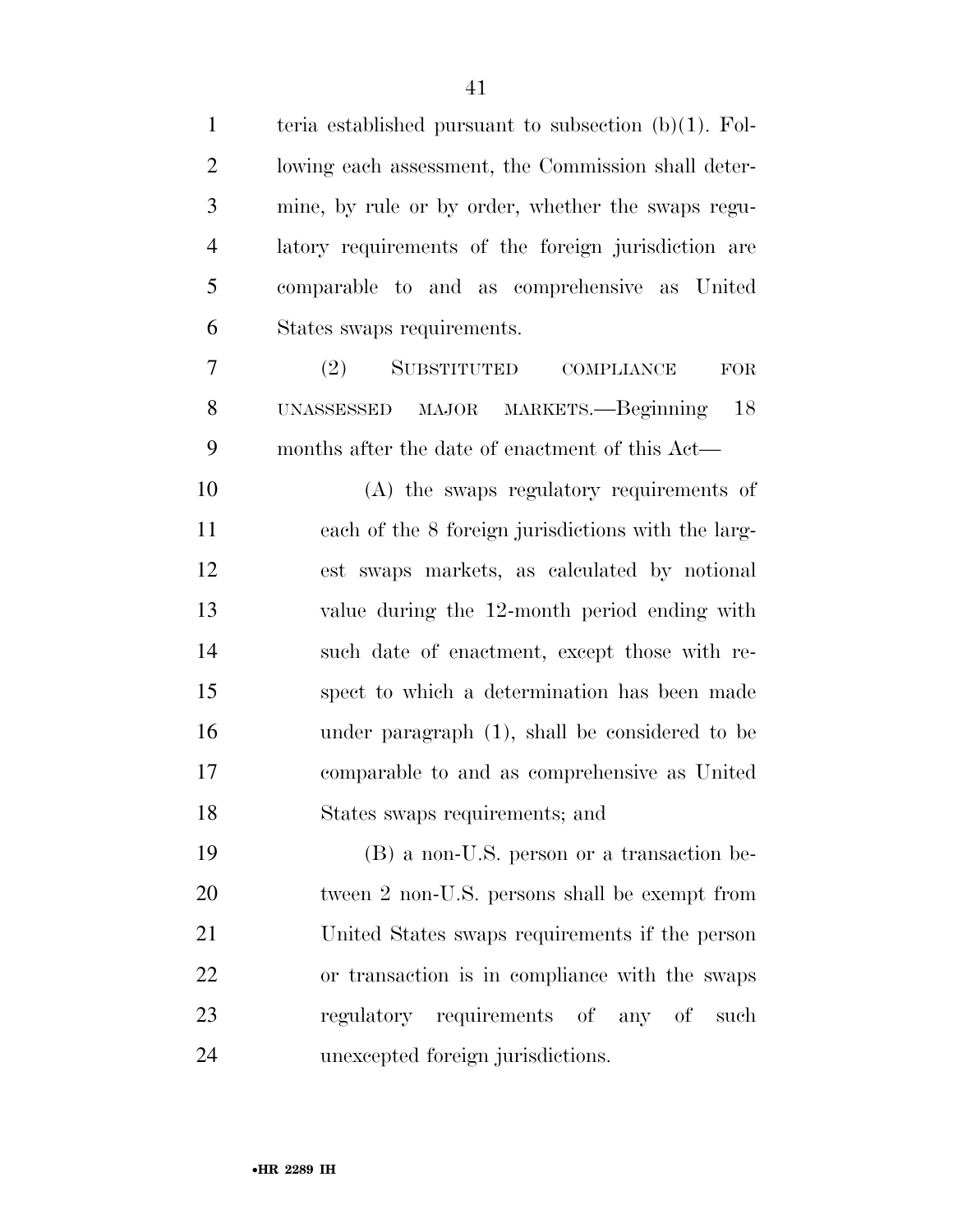teria established pursuant to subsection (b)(1). Following each assessment, the Commission shall determine, by rule or by order, whether the swaps regulatory requirements of the foreign jurisdiction are comparable to and as comprehensive as United States swaps requirements.

(2) SUBSTITUTED COMPLIANCE FOR UNASSESSED MAJOR MARKETS.—Beginning 18 months after the date of enactment of this Act—

(A) the swaps regulatory requirements of each of the 8 foreign jurisdictions with the largest swaps markets, as calculated by notional value during the 12-month period ending with such date of enactment, except those with respect to which a determination has been made under paragraph (1), shall be considered to be comparable to and as comprehensive as United States swaps requirements; and

(B) a non-U.S. person or a transaction between 2 non-U.S. persons shall be exempt from United States swaps requirements if the person or transaction is in compliance with the swaps regulatory requirements of any of such unexcepted foreign jurisdictions.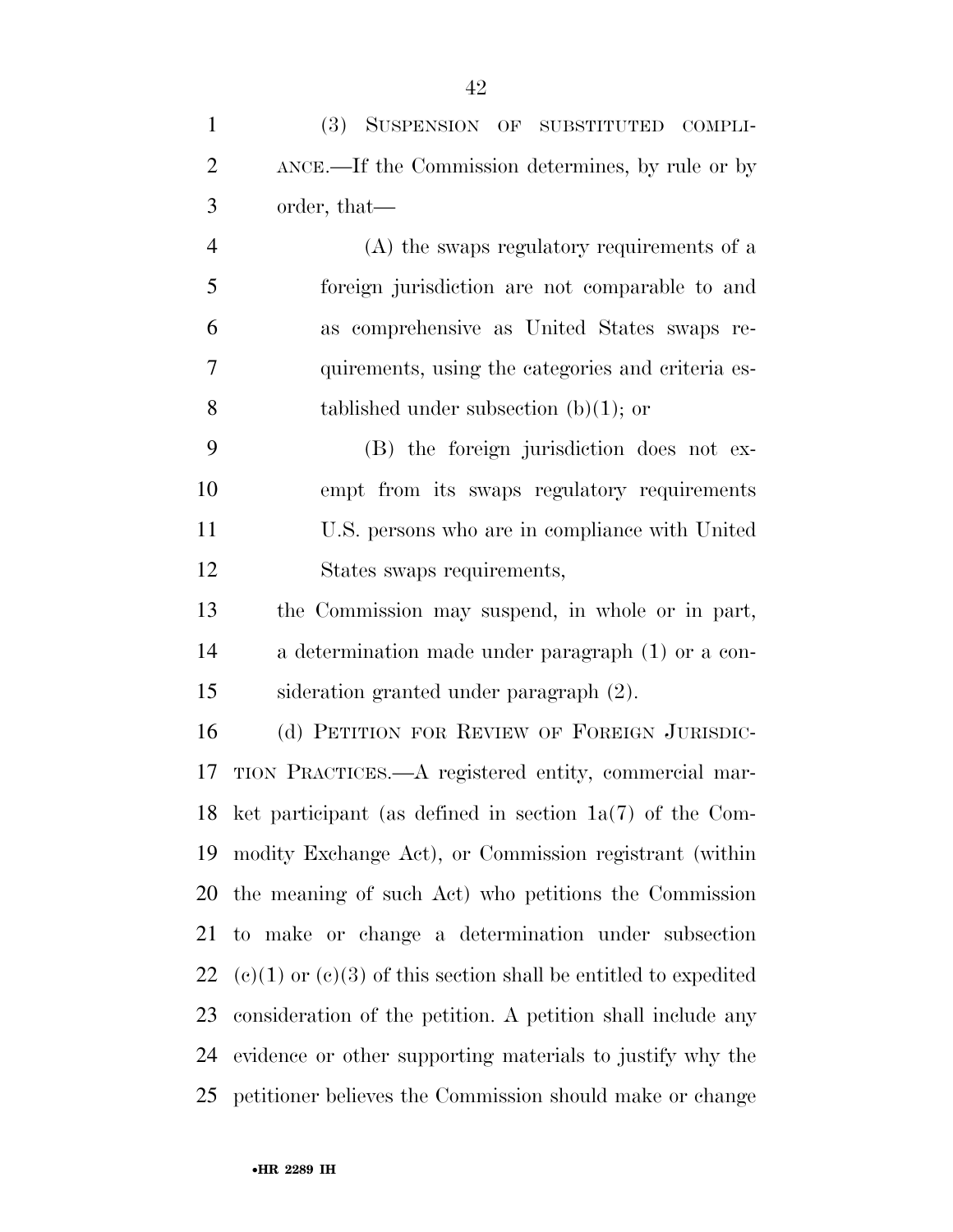(3) SUSPENSION OF SUBSTITUTED COMPLIANCE.—If the Commission determines, by rule or by order, that—

(A) the swaps regulatory requirements of a foreign jurisdiction are not comparable to and as comprehensive as United States swaps requirements, using the categories and criteria established under subsection (b)(1); or

(B) the foreign jurisdiction does not exempt from its swaps regulatory requirements U.S. persons who are in compliance with United States swaps requirements,

the Commission may suspend, in whole or in part, a determination made under paragraph (1) or a consideration granted under paragraph (2).

(d) PETITION FOR REVIEW OF FOREIGN JURISDICTION PRACTICES.—A registered entity, commercial market participant (as defined in section 1a(7) of the Commodity Exchange Act), or Commission registrant (within the meaning of such Act) who petitions the Commission to make or change a determination under subsection (c)(1) or (c)(3) of this section shall be entitled to expedited consideration of the petition. A petition shall include any evidence or other supporting materials to justify why the petitioner believes the Commission should make or change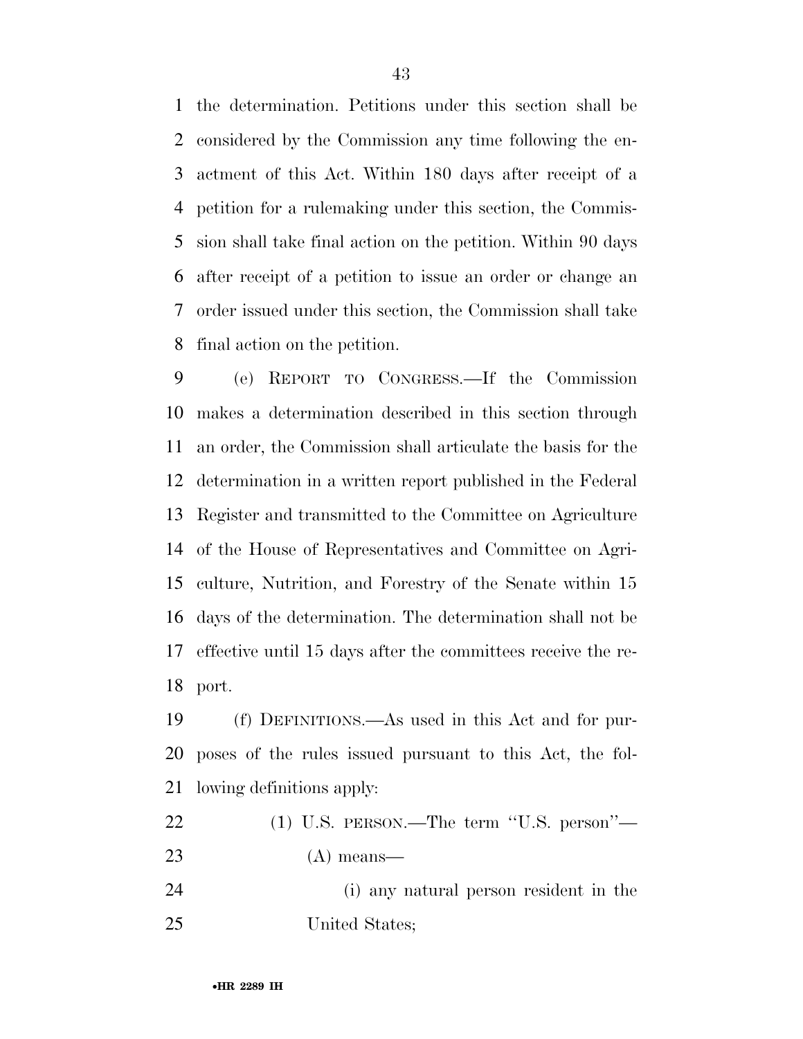the determination. Petitions under this section shall be considered by the Commission any time following the enactment of this Act. Within 180 days after receipt of a petition for a rulemaking under this section, the Commission shall take final action on the petition. Within 90 days after receipt of a petition to issue an order or change an order issued under this section, the Commission shall take final action on the petition.

(e) REPORT TO CONGRESS.—If the Commission makes a determination described in this section through an order, the Commission shall articulate the basis for the determination in a written report published in the Federal Register and transmitted to the Committee on Agriculture of the House of Representatives and Committee on Agriculture, Nutrition, and Forestry of the Senate within 15 days of the determination. The determination shall not be effective until 15 days after the committees receive the report.

(f) DEFINITIONS.—As used in this Act and for purposes of the rules issued pursuant to this Act, the following definitions apply:

(1) U.S. PERSON.—The term ''U.S. person''—

(A) means—

(i) any natural person resident in the United States;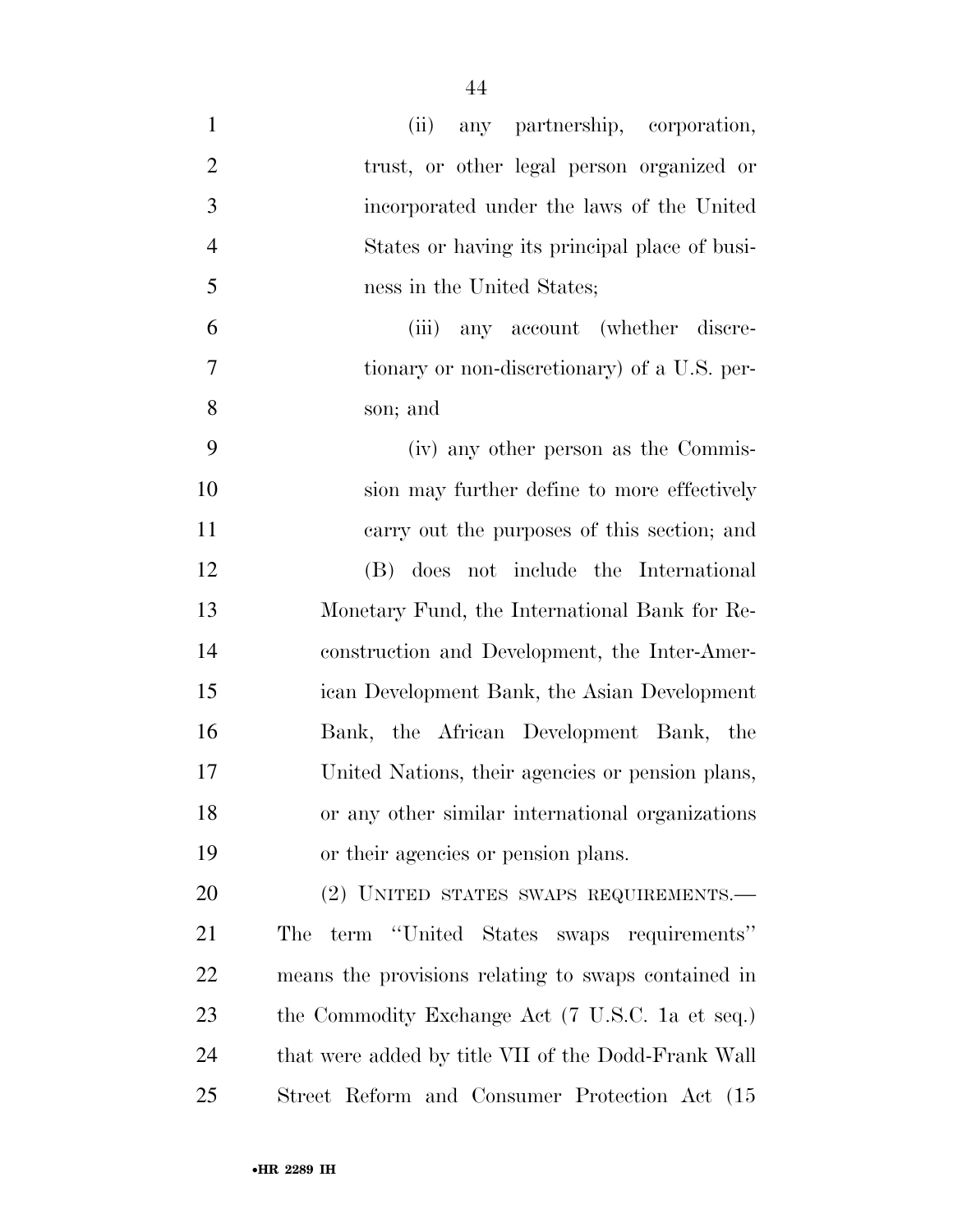(ii) any partnership, corporation, trust, or other legal person organized or incorporated under the laws of the United States or having its principal place of business in the United States;

(iii) any account (whether discretionary or non-discretionary) of a U.S. person; and

(iv) any other person as the Commission may further define to more effectively carry out the purposes of this section; and

(B) does not include the International Monetary Fund, the International Bank for Reconstruction and Development, the Inter-American Development Bank, the Asian Development Bank, the African Development Bank, the United Nations, their agencies or pension plans, or any other similar international organizations or their agencies or pension plans.

(2) UNITED STATES SWAPS REQUIREMENTS.— The term ''United States swaps requirements'' means the provisions relating to swaps contained in the Commodity Exchange Act (7 U.S.C. 1a et seq.) that were added by title VII of the Dodd-Frank Wall Street Reform and Consumer Protection Act (15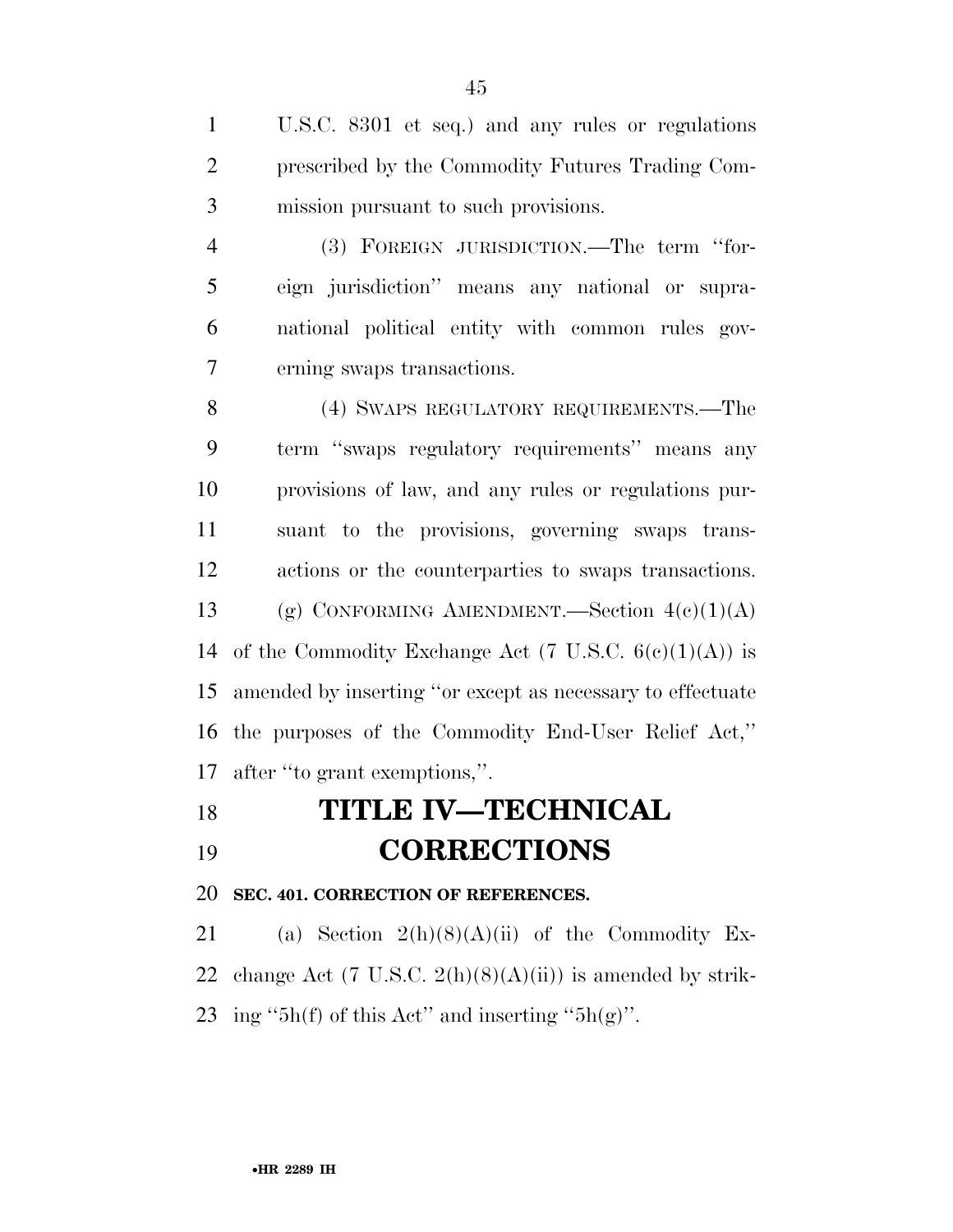U.S.C. 8301 et seq.) and any rules or regulations prescribed by the Commodity Futures Trading Commission pursuant to such provisions.

(3) FOREIGN JURISDICTION.—The term ''foreign jurisdiction'' means any national or supranational political entity with common rules governing swaps transactions.

(4) SWAPS REGULATORY REQUIREMENTS.—The term ''swaps regulatory requirements'' means any provisions of law, and any rules or regulations pursuant to the provisions, governing swaps transactions or the counterparties to swaps transactions.

(g) CONFORMING AMENDMENT.—Section 4(c)(1)(A) of the Commodity Exchange Act (7 U.S.C. 6(c)(1)(A)) is amended by inserting ''or except as necessary to effectuate the purposes of the Commodity End-User Relief Act,'' after ''to grant exemptions,''.

# TITLE IV—TECHNICAL CORRECTIONS

**SEC. 401. CORRECTION OF REFERENCES.**

(a) Section 2(h)(8)(A)(ii) of the Commodity Exchange Act (7 U.S.C. 2(h)(8)(A)(ii)) is amended by striking ''5h(f) of this Act'' and inserting ''5h(g)''.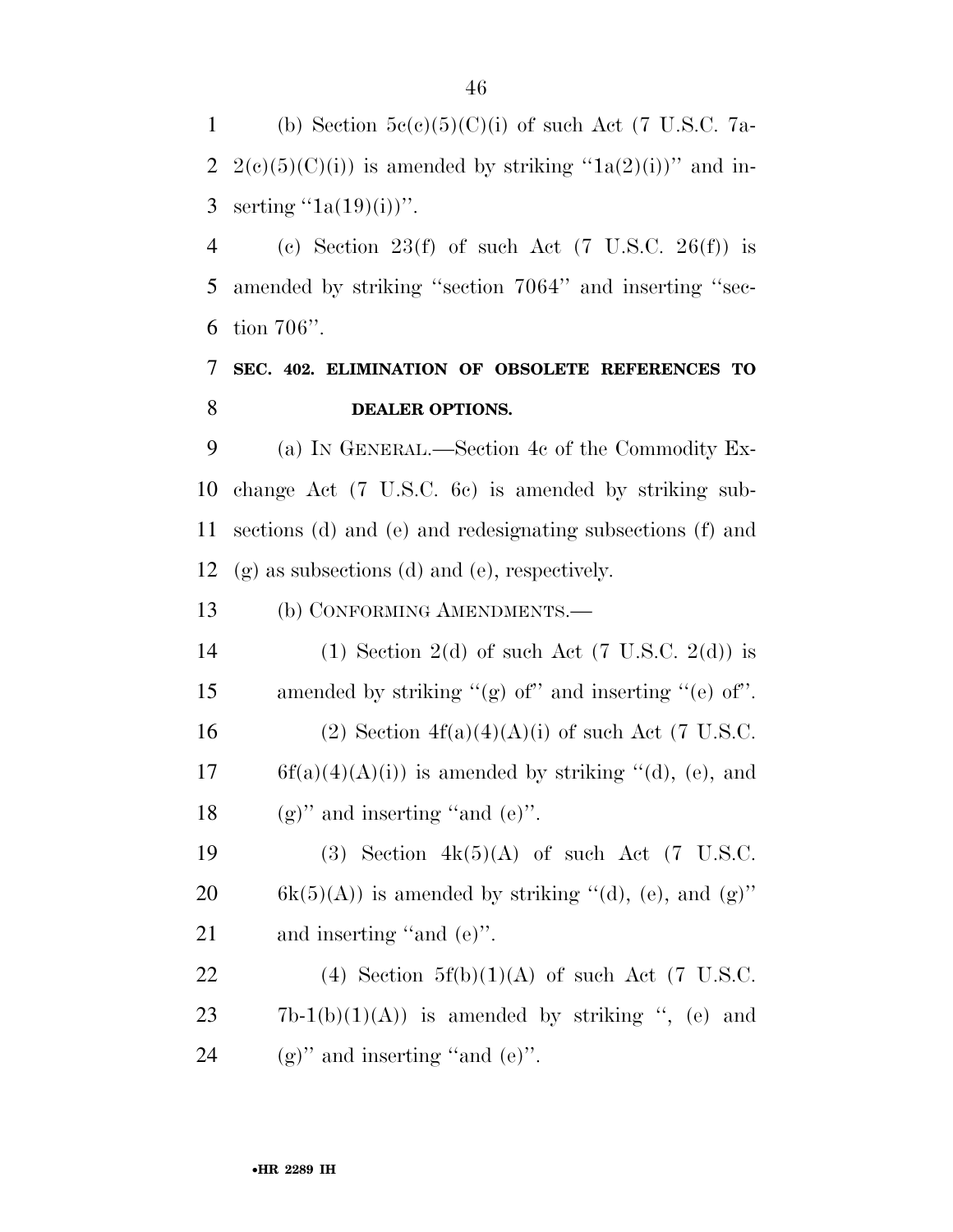(b) Section 5c(c)(5)(C)(i) of such Act (7 U.S.C. 7a-2(c)(5)(C)(i)) is amended by striking "1a(2)(i))" and inserting "1a(19)(i))".

(c) Section 23(f) of such Act (7 U.S.C. 26(f)) is amended by striking "section 7064" and inserting "section 706".

**SEC. 402. ELIMINATION OF OBSOLETE REFERENCES TO DEALER OPTIONS.**

(a) IN GENERAL.—Section 4c of the Commodity Exchange Act (7 U.S.C. 6c) is amended by striking subsections (d) and (e) and redesignating subsections (f) and (g) as subsections (d) and (e), respectively.

(b) CONFORMING AMENDMENTS.—

(1) Section 2(d) of such Act (7 U.S.C. 2(d)) is amended by striking "(g) of" and inserting "(e) of".

(2) Section 4f(a)(4)(A)(i) of such Act (7 U.S.C. 6f(a)(4)(A)(i)) is amended by striking "(d), (e), and (g)" and inserting "and (e)".

(3) Section 4k(5)(A) of such Act (7 U.S.C. 6k(5)(A)) is amended by striking "(d), (e), and (g)" and inserting "and (e)".

(4) Section 5f(b)(1)(A) of such Act (7 U.S.C. 7b-1(b)(1)(A)) is amended by striking ", (e) and (g)" and inserting "and (e)".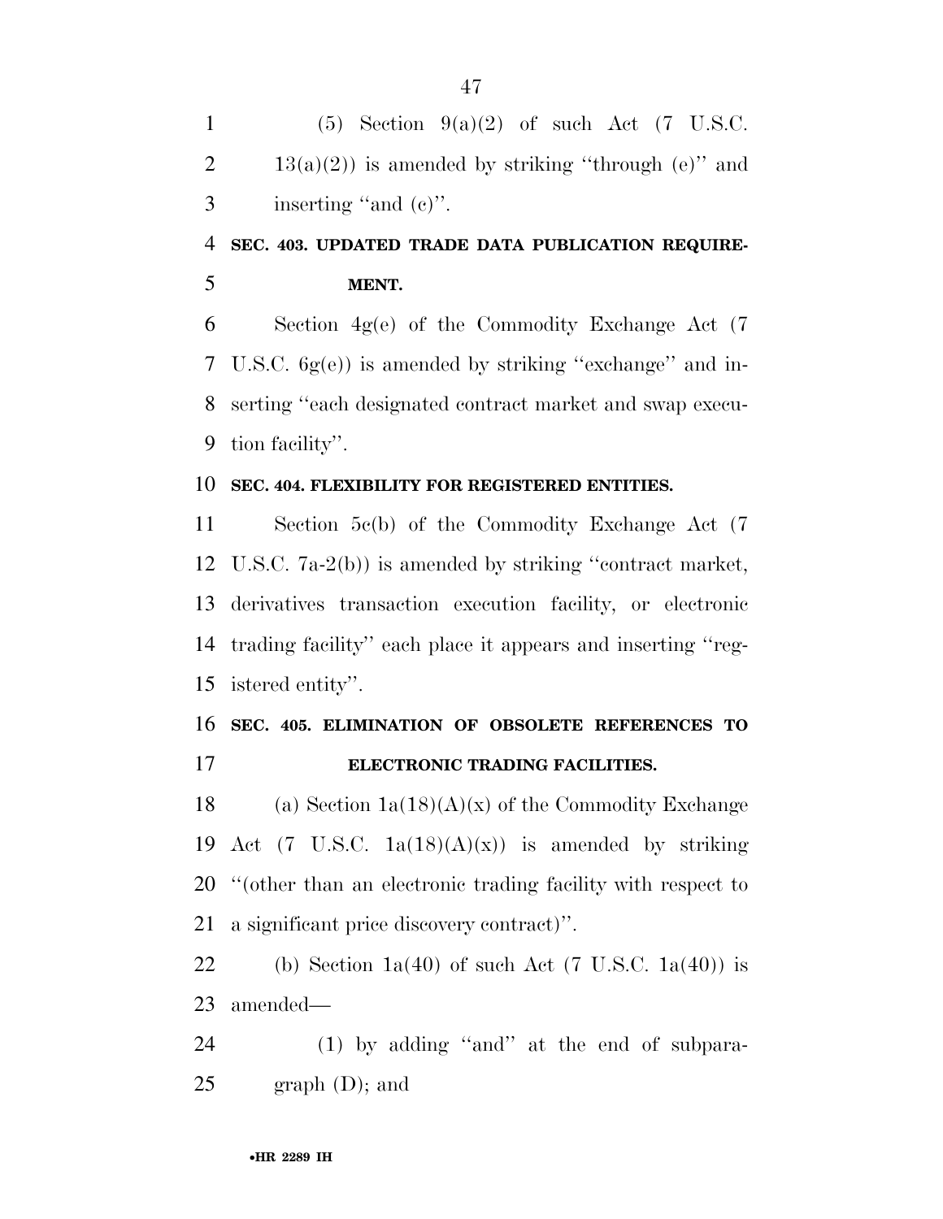(5) Section 9(a)(2) of such Act (7 U.S.C. 13(a)(2)) is amended by striking ''through (e)'' and inserting ''and (c)''.

**SEC. 403. UPDATED TRADE DATA PUBLICATION REQUIREMENT.**

Section 4g(e) of the Commodity Exchange Act (7 U.S.C. 6g(e)) is amended by striking ''exchange'' and inserting ''each designated contract market and swap execution facility''.

**SEC. 404. FLEXIBILITY FOR REGISTERED ENTITIES.**

Section 5c(b) of the Commodity Exchange Act (7 U.S.C. 7a-2(b)) is amended by striking ''contract market, derivatives transaction execution facility, or electronic trading facility'' each place it appears and inserting ''registered entity''.

**SEC. 405. ELIMINATION OF OBSOLETE REFERENCES TO ELECTRONIC TRADING FACILITIES.**

(a) Section 1a(18)(A)(x) of the Commodity Exchange Act (7 U.S.C. 1a(18)(A)(x)) is amended by striking ''(other than an electronic trading facility with respect to a significant price discovery contract)''.

(b) Section 1a(40) of such Act (7 U.S.C. 1a(40)) is amended—

(1) by adding ''and'' at the end of subparagraph (D); and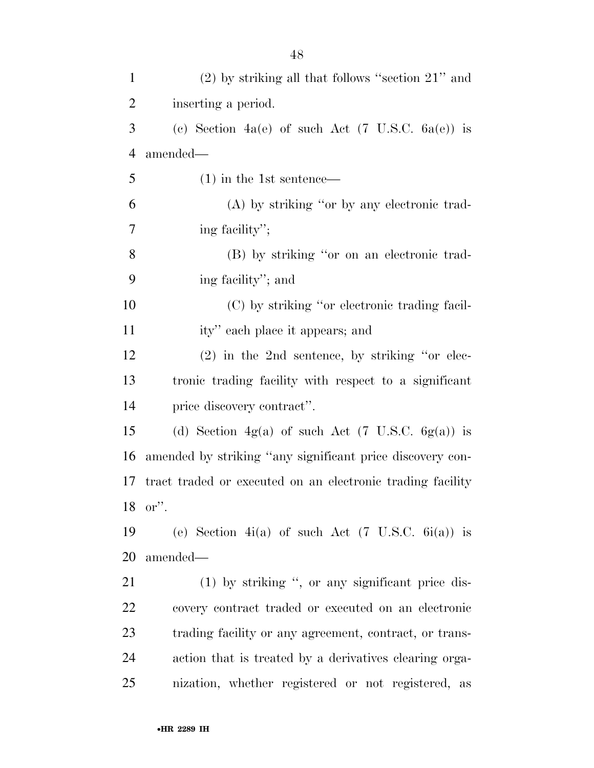(2) by striking all that follows ''section 21'' and inserting a period.

(c) Section 4a(e) of such Act (7 U.S.C. 6a(e)) is amended—

(1) in the 1st sentence—

(A) by striking ''or by any electronic trading facility'';

(B) by striking ''or on an electronic trading facility''; and

(C) by striking ''or electronic trading facility'' each place it appears; and

(2) in the 2nd sentence, by striking ''or electronic trading facility with respect to a significant price discovery contract''.

(d) Section 4g(a) of such Act (7 U.S.C. 6g(a)) is amended by striking ''any significant price discovery contract traded or executed on an electronic trading facility or''.

(e) Section 4i(a) of such Act (7 U.S.C. 6i(a)) is amended—

(1) by striking '', or any significant price discovery contract traded or executed on an electronic trading facility or any agreement, contract, or transaction that is treated by a derivatives clearing organization, whether registered or not registered, as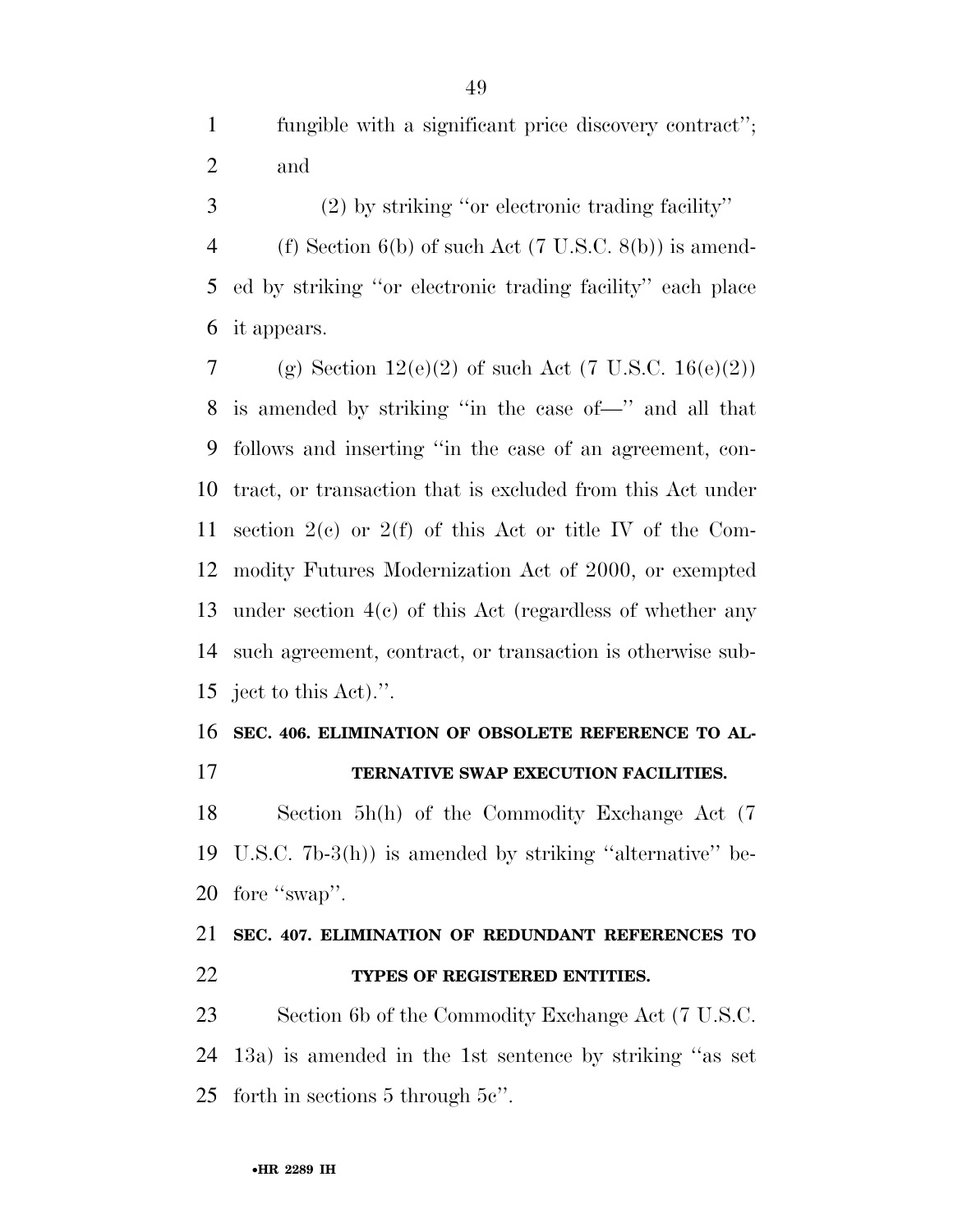fungible with a significant price discovery contract''; and

(2) by striking ''or electronic trading facility''

(f) Section 6(b) of such Act (7 U.S.C. 8(b)) is amended by striking ''or electronic trading facility'' each place it appears.

(g) Section 12(e)(2) of such Act (7 U.S.C. 16(e)(2)) is amended by striking ''in the case of—'' and all that follows and inserting ''in the case of an agreement, contract, or transaction that is excluded from this Act under section 2(c) or 2(f) of this Act or title IV of the Commodity Futures Modernization Act of 2000, or exempted under section 4(c) of this Act (regardless of whether any such agreement, contract, or transaction is otherwise subject to this Act).''.

**SEC. 406. ELIMINATION OF OBSOLETE REFERENCE TO ALTERNATIVE SWAP EXECUTION FACILITIES.**

Section 5h(h) of the Commodity Exchange Act (7 U.S.C. 7b-3(h)) is amended by striking ''alternative'' before ''swap''.

**SEC. 407. ELIMINATION OF REDUNDANT REFERENCES TO TYPES OF REGISTERED ENTITIES.**

Section 6b of the Commodity Exchange Act (7 U.S.C. 13a) is amended in the 1st sentence by striking ''as set forth in sections 5 through 5c''.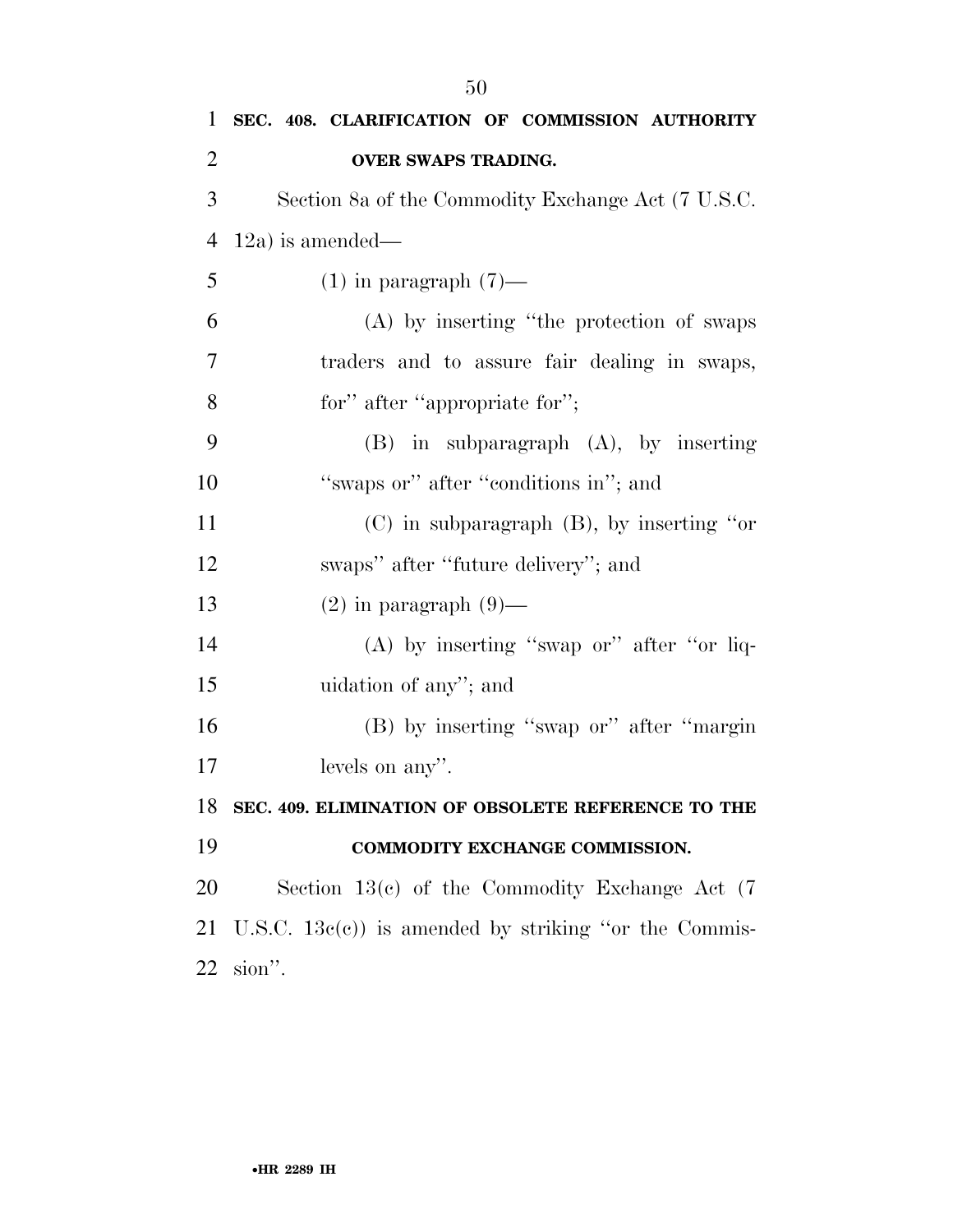**SEC. 408. CLARIFICATION OF COMMISSION AUTHORITY OVER SWAPS TRADING.**

Section 8a of the Commodity Exchange Act (7 U.S.C. 12a) is amended—

(1) in paragraph (7)—

(A) by inserting "the protection of swaps traders and to assure fair dealing in swaps, for" after "appropriate for";

(B) in subparagraph (A), by inserting "swaps or" after "conditions in"; and

(C) in subparagraph (B), by inserting "or swaps" after "future delivery"; and

(2) in paragraph (9)—

(A) by inserting "swap or" after "or liquidation of any"; and

(B) by inserting "swap or" after "margin levels on any".

**SEC. 409. ELIMINATION OF OBSOLETE REFERENCE TO THE COMMODITY EXCHANGE COMMISSION.**

Section 13(c) of the Commodity Exchange Act (7 U.S.C. 13c(c)) is amended by striking "or the Commission".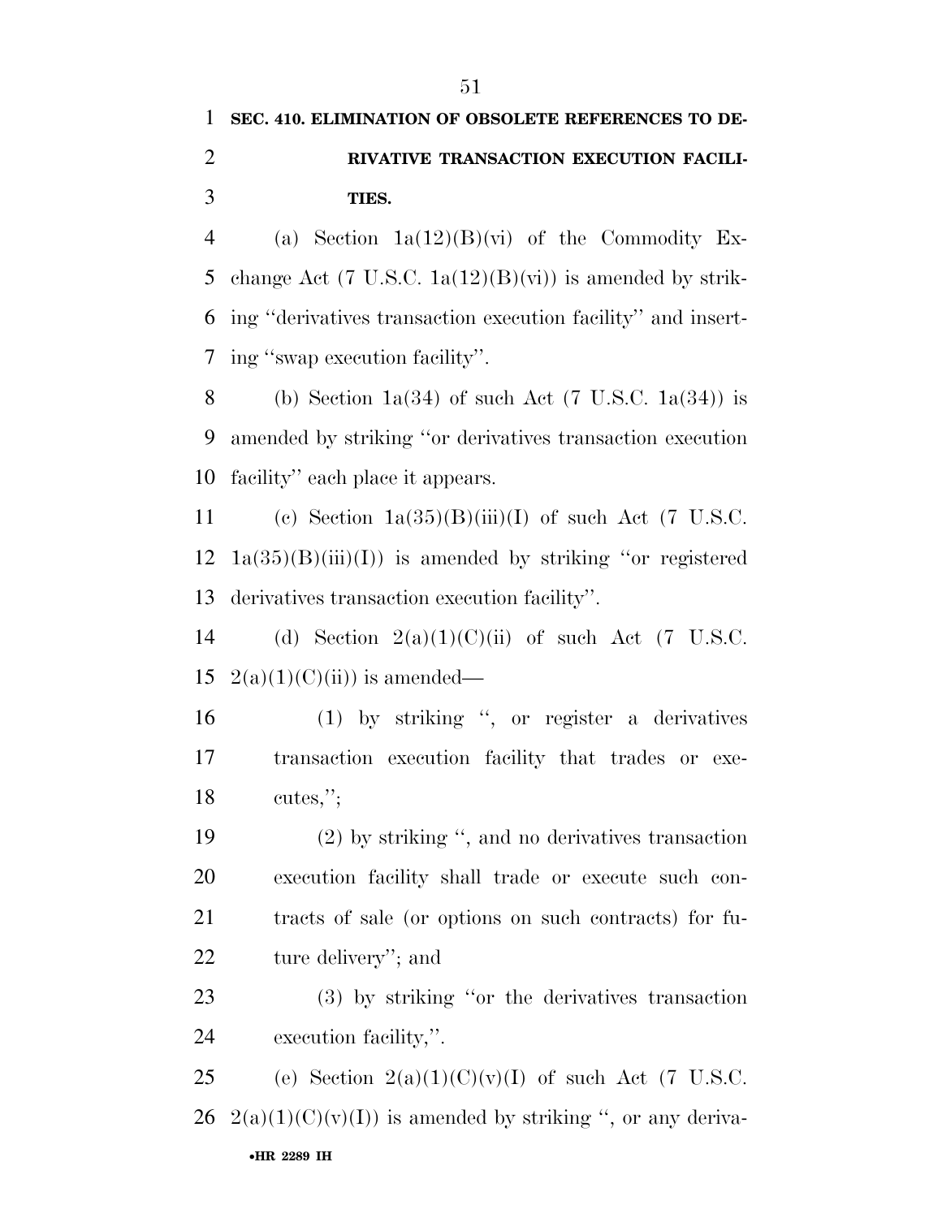**SEC. 410. ELIMINATION OF OBSOLETE REFERENCES TO DERIVATIVE TRANSACTION EXECUTION FACILITIES.**

(a) Section 1a(12)(B)(vi) of the Commodity Exchange Act (7 U.S.C. 1a(12)(B)(vi)) is amended by striking ‘‘derivatives transaction execution facility’’ and inserting ‘‘swap execution facility’’.

(b) Section 1a(34) of such Act (7 U.S.C. 1a(34)) is amended by striking ‘‘or derivatives transaction execution facility’’ each place it appears.

(c) Section 1a(35)(B)(iii)(I) of such Act (7 U.S.C. 1a(35)(B)(iii)(I)) is amended by striking ‘‘or registered derivatives transaction execution facility’’.

(d) Section 2(a)(1)(C)(ii) of such Act (7 U.S.C. 2(a)(1)(C)(ii)) is amended—

(1) by striking ‘‘, or register a derivatives transaction execution facility that trades or executes,’’;

(2) by striking ‘‘, and no derivatives transaction execution facility shall trade or execute such contracts of sale (or options on such contracts) for future delivery’’; and

(3) by striking ‘‘or the derivatives transaction execution facility,’’.

(e) Section 2(a)(1)(C)(v)(I) of such Act (7 U.S.C. 2(a)(1)(C)(v)(I)) is amended by striking ‘‘, or any deriva-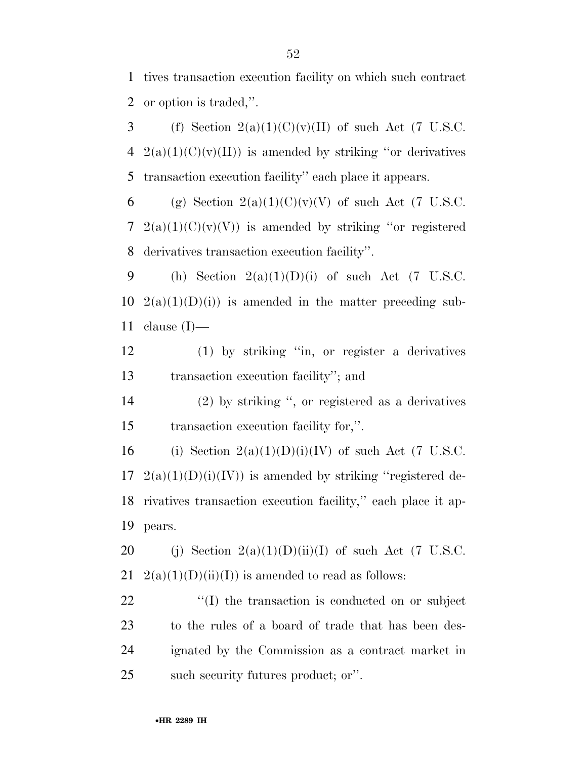tives transaction execution facility on which such contract or option is traded,''.

(f) Section 2(a)(1)(C)(v)(II) of such Act (7 U.S.C. 2(a)(1)(C)(v)(II)) is amended by striking ''or derivatives transaction execution facility'' each place it appears.

(g) Section 2(a)(1)(C)(v)(V) of such Act (7 U.S.C. 2(a)(1)(C)(v)(V)) is amended by striking ''or registered derivatives transaction execution facility''.

(h) Section 2(a)(1)(D)(i) of such Act (7 U.S.C. 2(a)(1)(D)(i)) is amended in the matter preceding subclause (I)—

(1) by striking ''in, or register a derivatives transaction execution facility''; and

(2) by striking '', or registered as a derivatives transaction execution facility for,''.

(i) Section 2(a)(1)(D)(i)(IV) of such Act (7 U.S.C. 2(a)(1)(D)(i)(IV)) is amended by striking ''registered derivatives transaction execution facility,'' each place it appears.

(j) Section 2(a)(1)(D)(ii)(I) of such Act (7 U.S.C. 2(a)(1)(D)(ii)(I)) is amended to read as follows:

''(I) the transaction is conducted on or subject to the rules of a board of trade that has been designated by the Commission as a contract market in such security futures product; or''.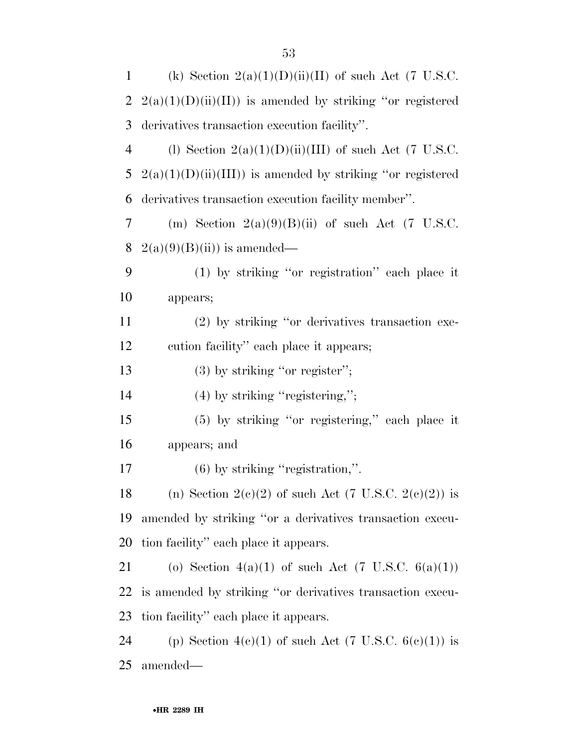(k) Section 2(a)(1)(D)(ii)(II) of such Act (7 U.S.C. 2(a)(1)(D)(ii)(II)) is amended by striking ''or registered derivatives transaction execution facility''.

(l) Section 2(a)(1)(D)(ii)(III) of such Act (7 U.S.C. 2(a)(1)(D)(ii)(III)) is amended by striking ''or registered derivatives transaction execution facility member''.

(m) Section 2(a)(9)(B)(ii) of such Act (7 U.S.C. 2(a)(9)(B)(ii)) is amended—

(1) by striking ''or registration'' each place it appears;

(2) by striking ''or derivatives transaction execution facility'' each place it appears;

(3) by striking ''or register'';

(4) by striking ''registering,'';

(5) by striking ''or registering,'' each place it appears; and

(6) by striking ''registration,''.

(n) Section 2(c)(2) of such Act (7 U.S.C. 2(c)(2)) is amended by striking ''or a derivatives transaction execution facility'' each place it appears.

(o) Section 4(a)(1) of such Act (7 U.S.C. 6(a)(1)) is amended by striking ''or derivatives transaction execution facility'' each place it appears.

(p) Section 4(c)(1) of such Act (7 U.S.C. 6(c)(1)) is amended—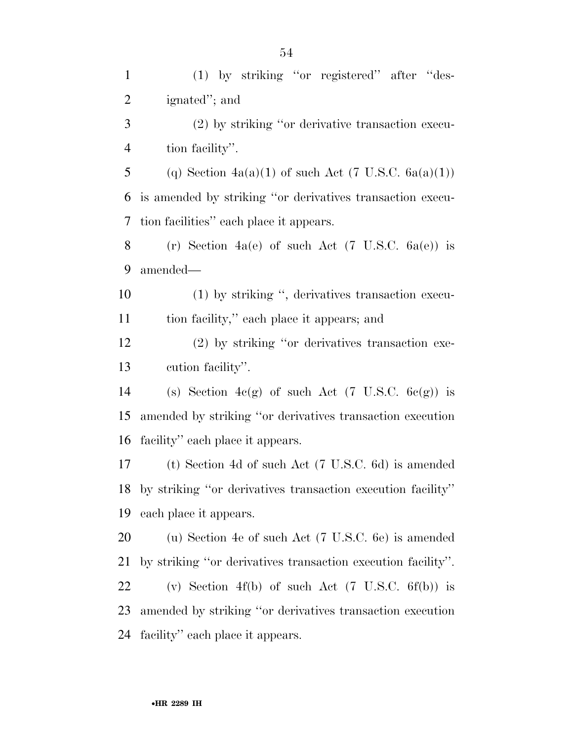(1) by striking ''or registered'' after ''designated''; and

(2) by striking ''or derivative transaction execution facility''.

(q) Section 4a(a)(1) of such Act (7 U.S.C. 6a(a)(1)) is amended by striking ''or derivatives transaction execution facilities'' each place it appears.

(r) Section 4a(e) of such Act (7 U.S.C. 6a(e)) is amended—

(1) by striking '', derivatives transaction execution facility,'' each place it appears; and

(2) by striking ''or derivatives transaction execution facility''.

(s) Section 4c(g) of such Act (7 U.S.C. 6c(g)) is amended by striking ''or derivatives transaction execution facility'' each place it appears.

(t) Section 4d of such Act (7 U.S.C. 6d) is amended by striking ''or derivatives transaction execution facility'' each place it appears.

(u) Section 4e of such Act (7 U.S.C. 6e) is amended by striking ''or derivatives transaction execution facility''.

(v) Section 4f(b) of such Act (7 U.S.C. 6f(b)) is amended by striking ''or derivatives transaction execution facility'' each place it appears.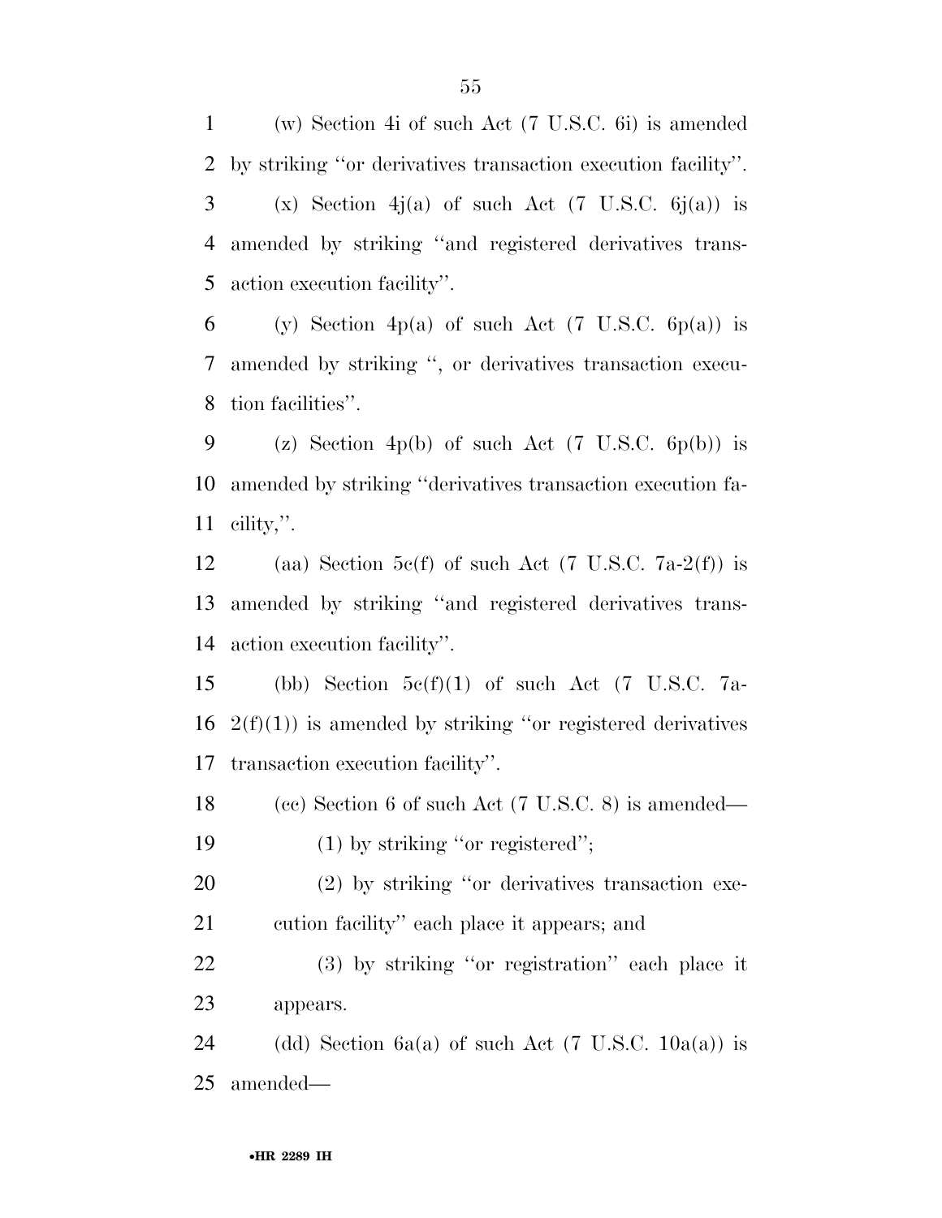(w) Section 4i of such Act (7 U.S.C. 6i) is amended by striking "or derivatives transaction execution facility".

(x) Section 4j(a) of such Act (7 U.S.C. 6j(a)) is amended by striking "and registered derivatives transaction execution facility".

(y) Section 4p(a) of such Act (7 U.S.C. 6p(a)) is amended by striking ", or derivatives transaction execution facilities".

(z) Section 4p(b) of such Act (7 U.S.C. 6p(b)) is amended by striking "derivatives transaction execution facility,".

(aa) Section 5c(f) of such Act (7 U.S.C. 7a-2(f)) is amended by striking "and registered derivatives transaction execution facility".

(bb) Section 5c(f)(1) of such Act (7 U.S.C. 7a-2(f)(1)) is amended by striking "or registered derivatives transaction execution facility".

(cc) Section 6 of such Act (7 U.S.C. 8) is amended—

(1) by striking "or registered";

(2) by striking "or derivatives transaction execution facility" each place it appears; and

(3) by striking "or registration" each place it appears.

(dd) Section 6a(a) of such Act (7 U.S.C. 10a(a)) is amended—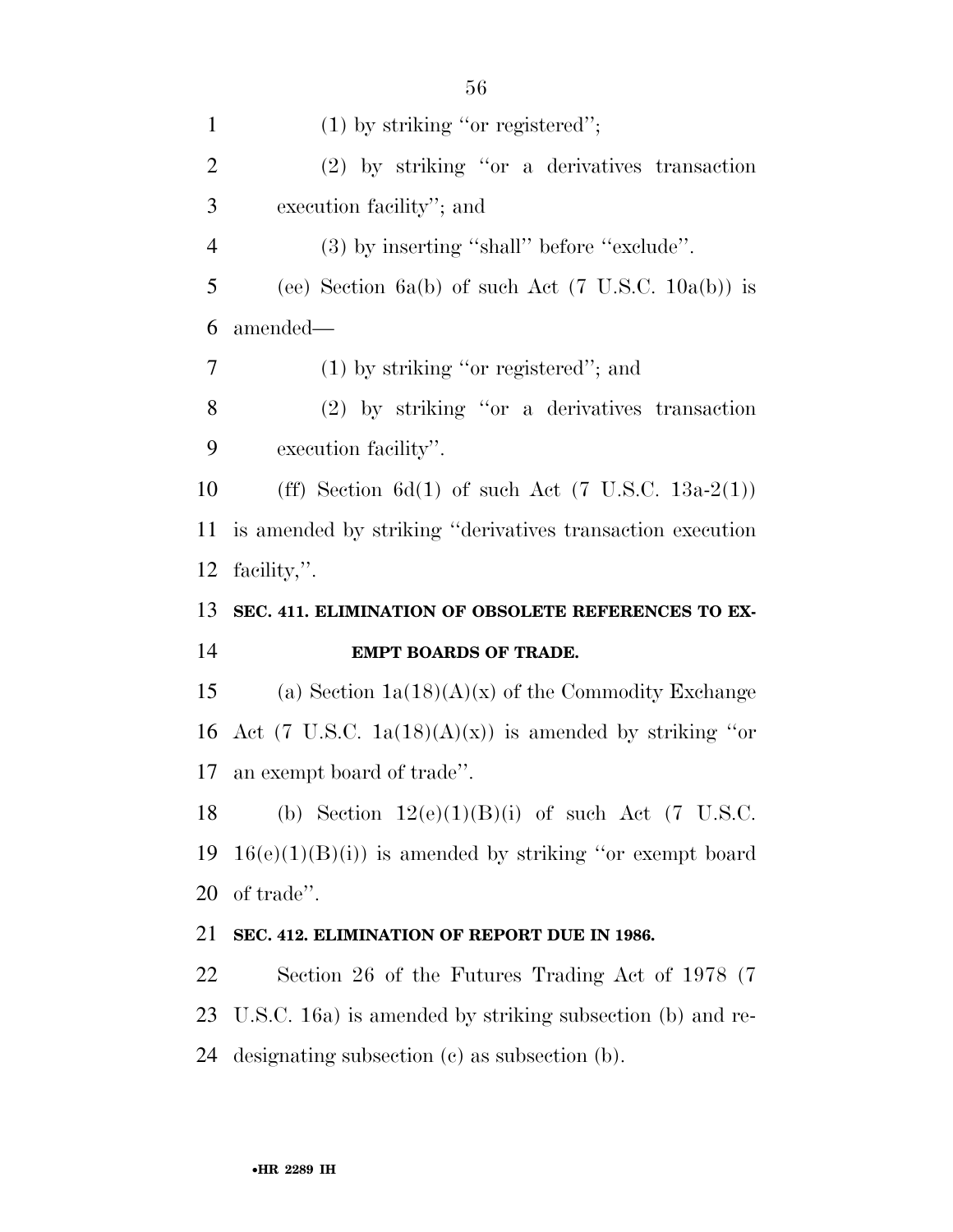(1) by striking ''or registered'';

(2) by striking ''or a derivatives transaction execution facility''; and

(3) by inserting ''shall'' before ''exclude''.

(ee) Section 6a(b) of such Act (7 U.S.C. 10a(b)) is amended—

(1) by striking ''or registered''; and

(2) by striking ''or a derivatives transaction execution facility''.

(ff) Section 6d(1) of such Act (7 U.S.C. 13a-2(1)) is amended by striking ''derivatives transaction execution facility,''.

### SEC. 411. ELIMINATION OF OBSOLETE REFERENCES TO EXEMPT BOARDS OF TRADE.

(a) Section 1a(18)(A)(x) of the Commodity Exchange Act (7 U.S.C. 1a(18)(A)(x)) is amended by striking ''or an exempt board of trade''.

(b) Section 12(e)(1)(B)(i) of such Act (7 U.S.C. 16(e)(1)(B)(i)) is amended by striking ''or exempt board of trade''.

### SEC. 412. ELIMINATION OF REPORT DUE IN 1986.

Section 26 of the Futures Trading Act of 1978 (7 U.S.C. 16a) is amended by striking subsection (b) and redesignating subsection (c) as subsection (b).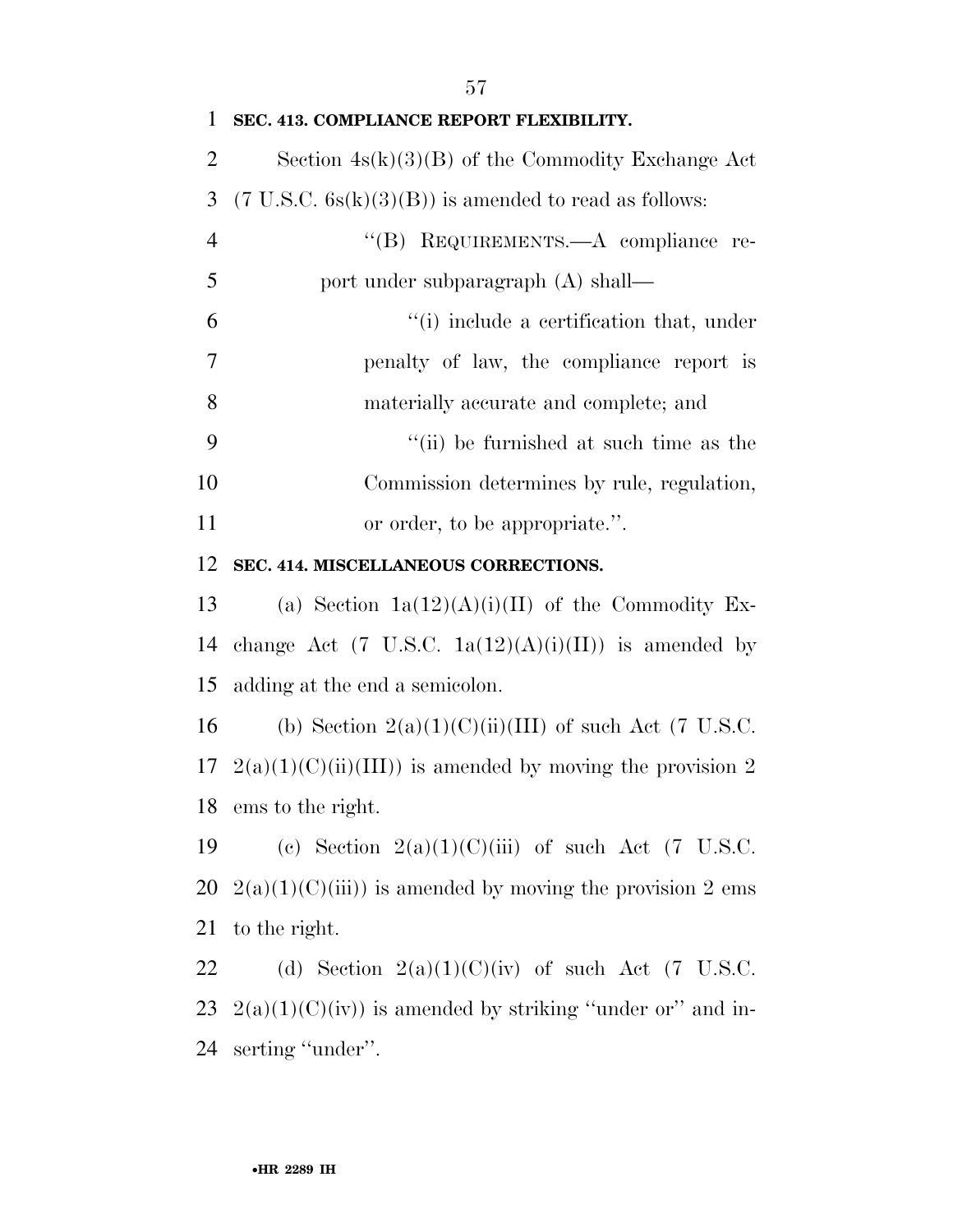**SEC. 413. COMPLIANCE REPORT FLEXIBILITY.**

Section 4s(k)(3)(B) of the Commodity Exchange Act (7 U.S.C. 6s(k)(3)(B)) is amended to read as follows:

> ''(B) REQUIREMENTS.—A compliance report under subparagraph (A) shall—
>
> > ''(i) include a certification that, under penalty of law, the compliance report is materially accurate and complete; and
> >
> > ''(ii) be furnished at such time as the Commission determines by rule, regulation, or order, to be appropriate.''.

**SEC. 414. MISCELLANEOUS CORRECTIONS.**

(a) Section 1a(12)(A)(i)(II) of the Commodity Exchange Act (7 U.S.C. 1a(12)(A)(i)(II)) is amended by adding at the end a semicolon.

(b) Section 2(a)(1)(C)(ii)(III) of such Act (7 U.S.C. 2(a)(1)(C)(ii)(III)) is amended by moving the provision 2 ems to the right.

(c) Section 2(a)(1)(C)(iii) of such Act (7 U.S.C. 2(a)(1)(C)(iii)) is amended by moving the provision 2 ems to the right.

(d) Section 2(a)(1)(C)(iv) of such Act (7 U.S.C. 2(a)(1)(C)(iv)) is amended by striking ''under or'' and inserting ''under''.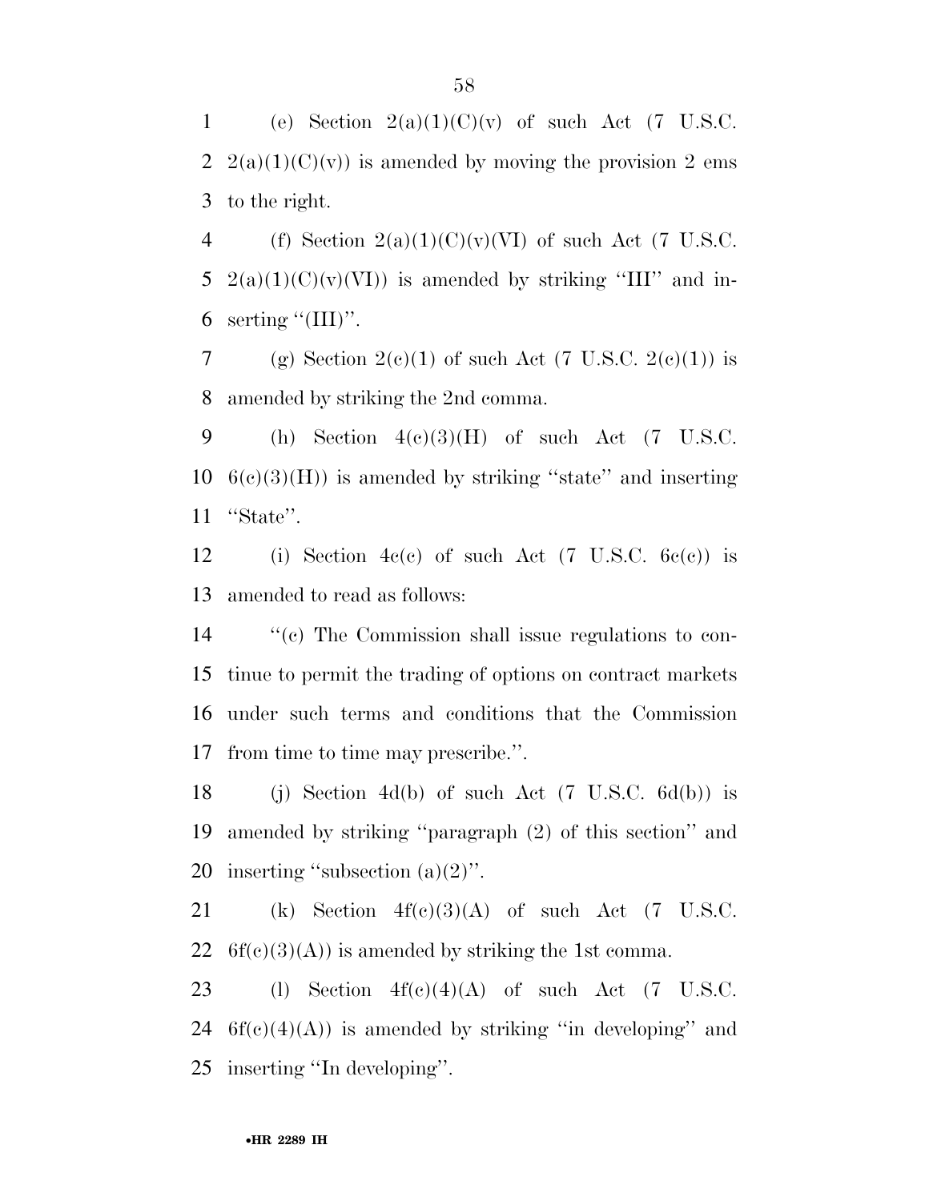(e) Section 2(a)(1)(C)(v) of such Act (7 U.S.C. 2(a)(1)(C)(v)) is amended by moving the provision 2 ems to the right.

(f) Section 2(a)(1)(C)(v)(VI) of such Act (7 U.S.C. 2(a)(1)(C)(v)(VI)) is amended by striking ''III'' and inserting ''(III)''.

(g) Section 2(c)(1) of such Act (7 U.S.C. 2(c)(1)) is amended by striking the 2nd comma.

(h) Section 4(c)(3)(H) of such Act (7 U.S.C. 6(c)(3)(H)) is amended by striking ''state'' and inserting ''State''.

(i) Section 4c(c) of such Act (7 U.S.C. 6c(c)) is amended to read as follows:

''(c) The Commission shall issue regulations to continue to permit the trading of options on contract markets under such terms and conditions that the Commission from time to time may prescribe.''.

(j) Section 4d(b) of such Act (7 U.S.C. 6d(b)) is amended by striking ''paragraph (2) of this section'' and inserting ''subsection (a)(2)''.

(k) Section 4f(c)(3)(A) of such Act (7 U.S.C. 6f(c)(3)(A)) is amended by striking the 1st comma.

(l) Section 4f(c)(4)(A) of such Act (7 U.S.C. 6f(c)(4)(A)) is amended by striking ''in developing'' and inserting ''In developing''.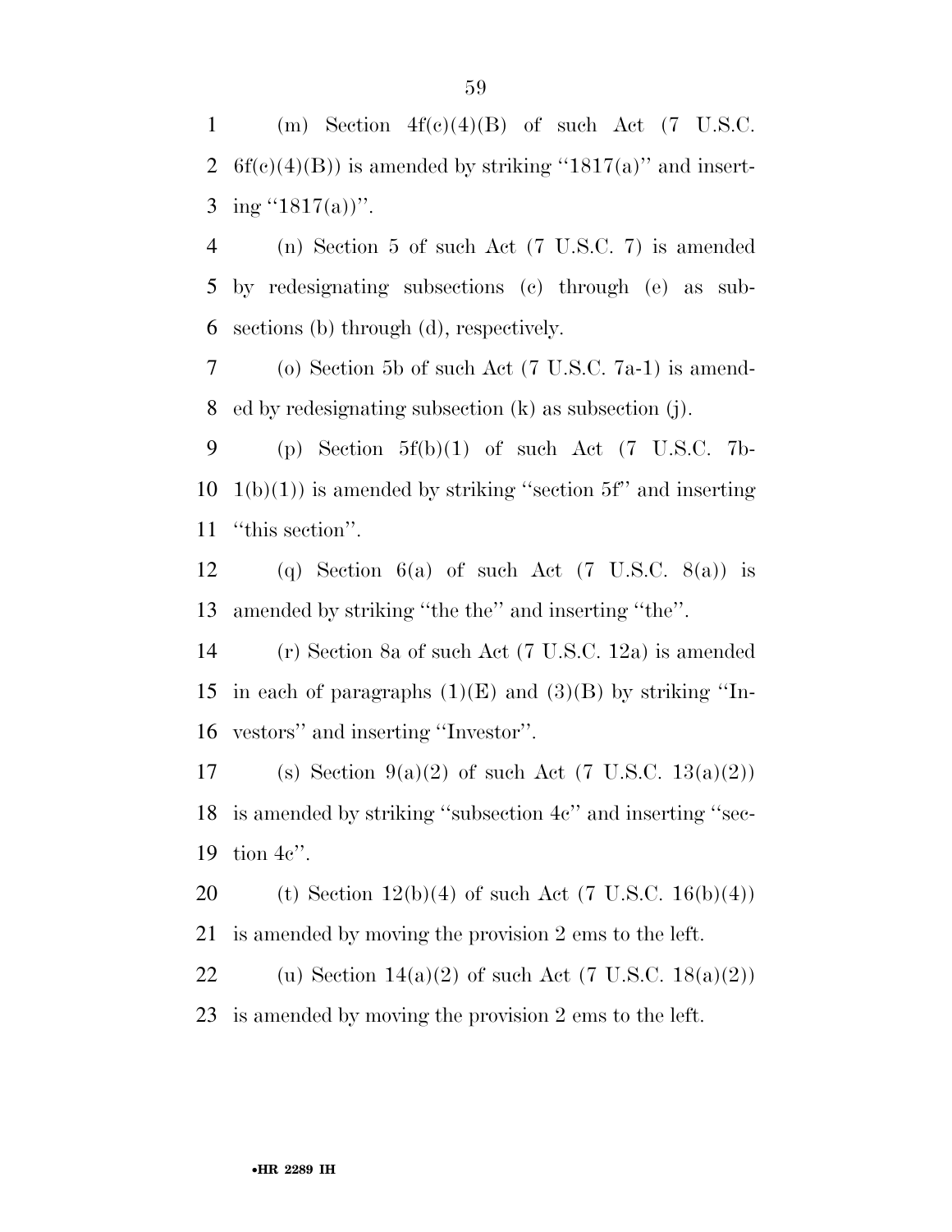(m) Section 4f(c)(4)(B) of such Act (7 U.S.C. 6f(c)(4)(B)) is amended by striking ''1817(a)'' and inserting ''1817(a))''.

(n) Section 5 of such Act (7 U.S.C. 7) is amended by redesignating subsections (c) through (e) as subsections (b) through (d), respectively.

(o) Section 5b of such Act (7 U.S.C. 7a-1) is amended by redesignating subsection (k) as subsection (j).

(p) Section 5f(b)(1) of such Act (7 U.S.C. 7b-1(b)(1)) is amended by striking ''section 5f'' and inserting ''this section''.

(q) Section 6(a) of such Act (7 U.S.C. 8(a)) is amended by striking ''the the'' and inserting ''the''.

(r) Section 8a of such Act (7 U.S.C. 12a) is amended in each of paragraphs (1)(E) and (3)(B) by striking ''Investors'' and inserting ''Investor''.

(s) Section 9(a)(2) of such Act (7 U.S.C. 13(a)(2)) is amended by striking ''subsection 4c'' and inserting ''section 4c''.

(t) Section 12(b)(4) of such Act (7 U.S.C. 16(b)(4)) is amended by moving the provision 2 ems to the left.

(u) Section 14(a)(2) of such Act (7 U.S.C. 18(a)(2)) is amended by moving the provision 2 ems to the left.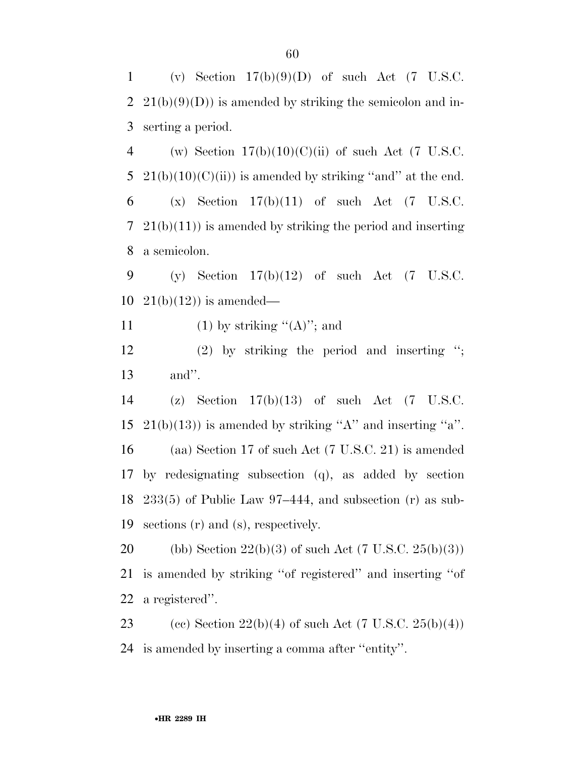(v) Section 17(b)(9)(D) of such Act (7 U.S.C. 21(b)(9)(D)) is amended by striking the semicolon and inserting a period.

(w) Section 17(b)(10)(C)(ii) of such Act (7 U.S.C. 21(b)(10)(C)(ii)) is amended by striking ''and'' at the end.

(x) Section 17(b)(11) of such Act (7 U.S.C. 21(b)(11)) is amended by striking the period and inserting a semicolon.

(y) Section 17(b)(12) of such Act (7 U.S.C. 21(b)(12)) is amended—

(1) by striking ''(A)''; and

(2) by striking the period and inserting ''; and''.

(z) Section 17(b)(13) of such Act (7 U.S.C. 21(b)(13)) is amended by striking ''A'' and inserting ''a''.

(aa) Section 17 of such Act (7 U.S.C. 21) is amended by redesignating subsection (q), as added by section 233(5) of Public Law 97–444, and subsection (r) as subsections (r) and (s), respectively.

(bb) Section 22(b)(3) of such Act (7 U.S.C. 25(b)(3)) is amended by striking ''of registered'' and inserting ''of a registered''.

(cc) Section 22(b)(4) of such Act (7 U.S.C. 25(b)(4)) is amended by inserting a comma after ''entity''.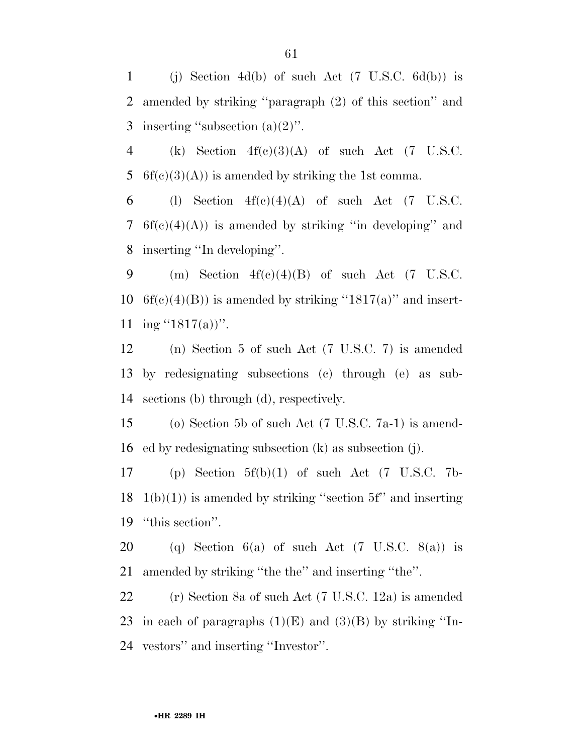(j) Section 4d(b) of such Act (7 U.S.C. 6d(b)) is amended by striking ''paragraph (2) of this section'' and inserting ''subsection (a)(2)''.

(k) Section 4f(c)(3)(A) of such Act (7 U.S.C. 6f(c)(3)(A)) is amended by striking the 1st comma.

(l) Section 4f(c)(4)(A) of such Act (7 U.S.C. 6f(c)(4)(A)) is amended by striking ''in developing'' and inserting ''In developing''.

(m) Section 4f(c)(4)(B) of such Act (7 U.S.C. 6f(c)(4)(B)) is amended by striking ''1817(a)'' and inserting ''1817(a))''.

(n) Section 5 of such Act (7 U.S.C. 7) is amended by redesignating subsections (c) through (e) as subsections (b) through (d), respectively.

(o) Section 5b of such Act (7 U.S.C. 7a-1) is amended by redesignating subsection (k) as subsection (j).

(p) Section 5f(b)(1) of such Act (7 U.S.C. 7b-1(b)(1)) is amended by striking ''section 5f'' and inserting ''this section''.

(q) Section 6(a) of such Act (7 U.S.C. 8(a)) is amended by striking ''the the'' and inserting ''the''.

(r) Section 8a of such Act (7 U.S.C. 12a) is amended in each of paragraphs (1)(E) and (3)(B) by striking ''Investors'' and inserting ''Investor''.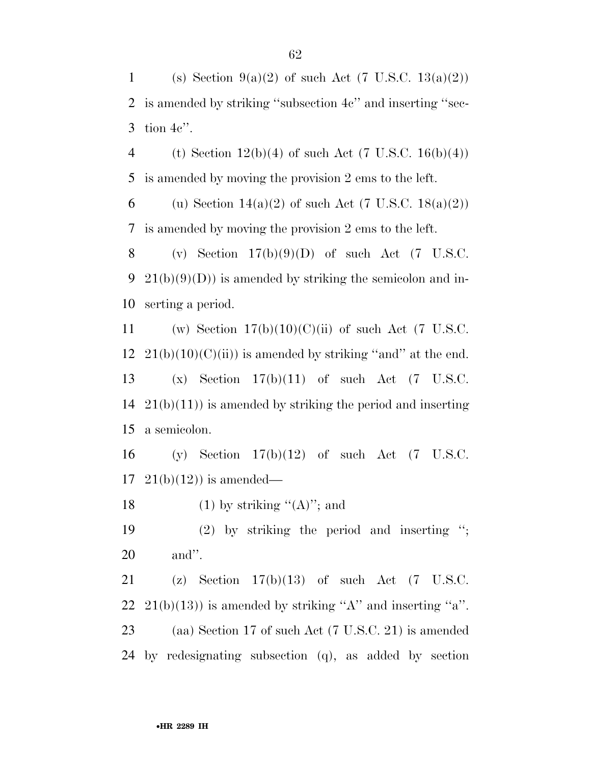(s) Section 9(a)(2) of such Act (7 U.S.C. 13(a)(2)) is amended by striking ''subsection 4c'' and inserting ''section 4c''.

(t) Section 12(b)(4) of such Act (7 U.S.C. 16(b)(4)) is amended by moving the provision 2 ems to the left.

(u) Section 14(a)(2) of such Act (7 U.S.C. 18(a)(2)) is amended by moving the provision 2 ems to the left.

(v) Section 17(b)(9)(D) of such Act (7 U.S.C. 21(b)(9)(D)) is amended by striking the semicolon and inserting a period.

(w) Section 17(b)(10)(C)(ii) of such Act (7 U.S.C. 21(b)(10)(C)(ii)) is amended by striking ''and'' at the end.

(x) Section 17(b)(11) of such Act (7 U.S.C. 21(b)(11)) is amended by striking the period and inserting a semicolon.

(y) Section 17(b)(12) of such Act (7 U.S.C. 21(b)(12)) is amended—

(1) by striking ''(A)''; and

(2) by striking the period and inserting ''; and''.

(z) Section 17(b)(13) of such Act (7 U.S.C. 21(b)(13)) is amended by striking ''A'' and inserting ''a''.

(aa) Section 17 of such Act (7 U.S.C. 21) is amended by redesignating subsection (q), as added by section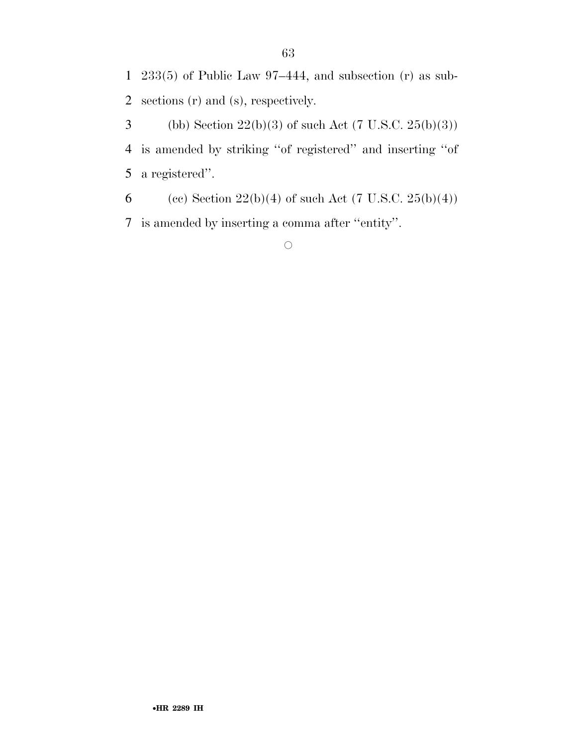233(5) of Public Law 97–444, and subsection (r) as subsections (r) and (s), respectively.

(bb) Section 22(b)(3) of such Act (7 U.S.C. 25(b)(3)) is amended by striking ''of registered'' and inserting ''of a registered''.

(cc) Section 22(b)(4) of such Act (7 U.S.C. 25(b)(4)) is amended by inserting a comma after ''entity''.

○